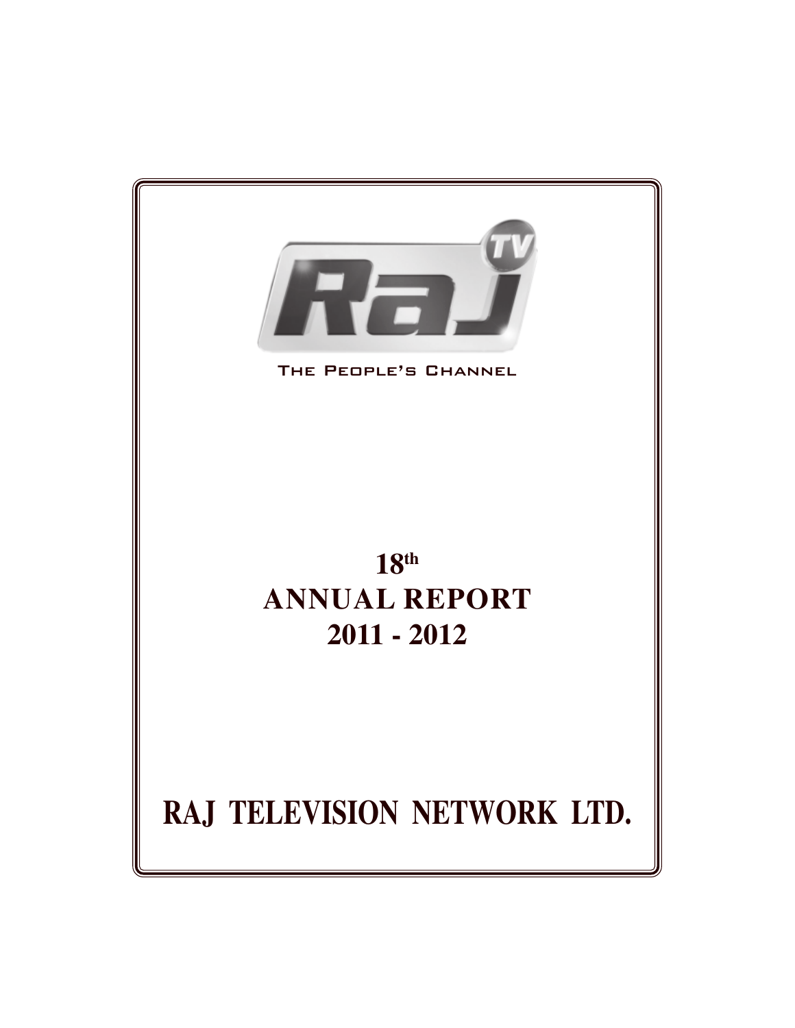THE PEOPLE'S CHANNEL

# 18th ANNUAL REPORT 2011 - 2012

# RAJ TELEVISION NETWORK LTD.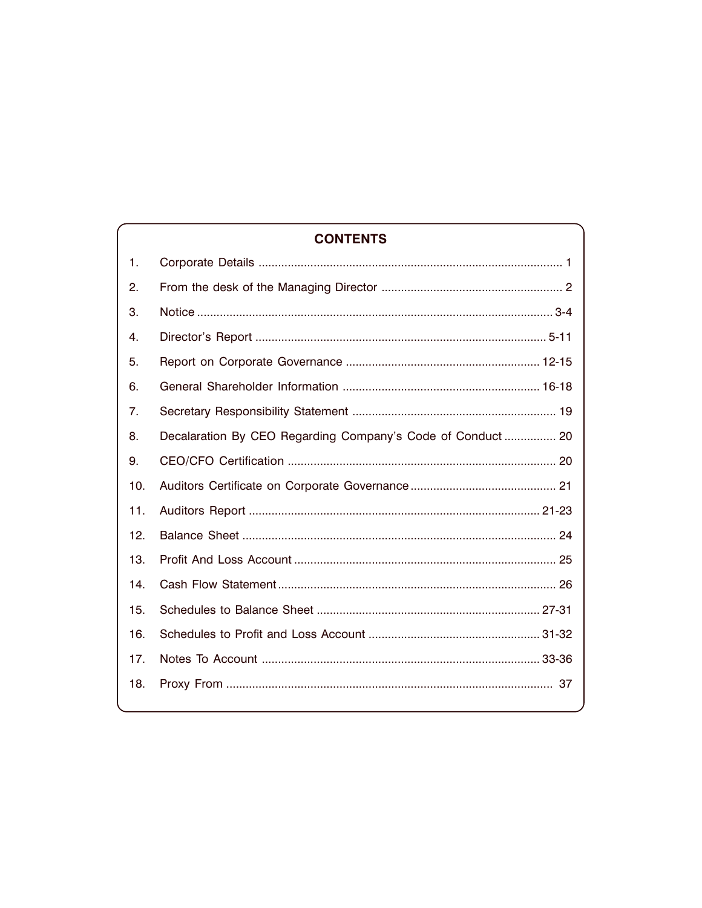## CONTENTS

| | | |
|---|---|---|
| 1. | Corporate Details | 1 |
| 2. | From the desk of the Managing Director | 2 |
| 3. | Notice | 3-4 |
| 4. | Director's Report | 5-11 |
| 5. | Report on Corporate Governance | 12-15 |
| 6. | General Shareholder Information | 16-18 |
| 7. | Secretary Responsibility Statement | 19 |
| 8. | Decalaration By CEO Regarding Company's Code of Conduct | 20 |
| 9. | CEO/CFO Certification | 20 |
| 10. | Auditors Certificate on Corporate Governance | 21 |
| 11. | Auditors Report | 21-23 |
| 12. | Balance Sheet | 24 |
| 13. | Profit And Loss Account | 25 |
| 14. | Cash Flow Statement | 26 |
| 15. | Schedules to Balance Sheet | 27-31 |
| 16. | Schedules to Profit and Loss Account | 31-32 |
| 17. | Notes To Account | 33-36 |
| 18. | Proxy From | 37 |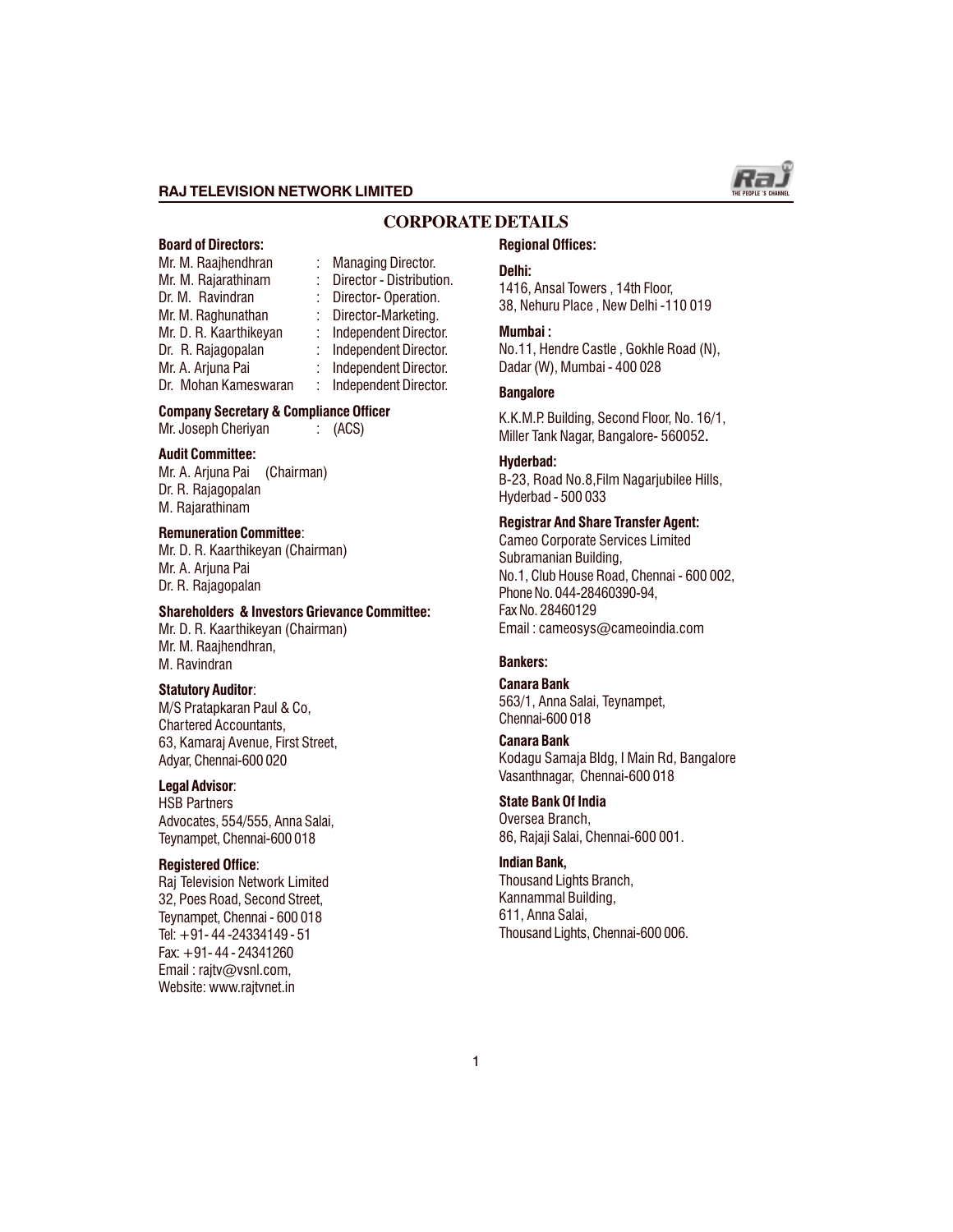# CORPORATE DETAILS

**Board of Directors:**

| | | |
|---|---|---|
| Mr. M. Raajhendhran | : | Managing Director. |
| Mr. M. Rajarathinam | : | Director - Distribution. |
| Dr. M. Ravindran | : | Director- Operation. |
| Mr. M. Raghunathan | : | Director-Marketing. |
| Mr. D. R. Kaarthikeyan | : | Independent Director. |
| Dr. R. Rajagopalan | : | Independent Director. |
| Mr. A. Arjuna Pai | : | Independent Director. |
| Dr. Mohan Kameswaran | : | Independent Director. |

**Company Secretary & Compliance Officer**
Mr. Joseph Cheriyan : (ACS)

**Audit Committee:**
Mr. A. Arjuna Pai (Chairman)
Dr. R. Rajagopalan
M. Rajarathinam

**Remuneration Committee**:
Mr. D. R. Kaarthikeyan (Chairman)
Mr. A. Arjuna Pai
Dr. R. Rajagopalan

**Shareholders & Investors Grievance Committee:**
Mr. D. R. Kaarthikeyan (Chairman)
Mr. M. Raajhendhran,
M. Ravindran

**Statutory Auditor**:
M/S Pratapkaran Paul & Co,
Chartered Accountants,
63, Kamaraj Avenue, First Street,
Adyar, Chennai-600 020

**Legal Advisor**:
HSB Partners
Advocates, 554/555, Anna Salai,
Teynampet, Chennai-600 018

**Registered Office**:
Raj Television Network Limited
32, Poes Road, Second Street,
Teynampet, Chennai - 600 018
Tel: +91- 44 -24334149 - 51
Fax: +91- 44 - 24341260
Email : rajtv@vsnl.com,
Website: www.rajtvnet.in

**Regional Offices:**

**Delhi:**
1416, Ansal Towers , 14th Floor,
38, Nehuru Place , New Delhi -110 019

**Mumbai :**
No.11, Hendre Castle , Gokhle Road (N),
Dadar (W), Mumbai - 400 028

**Bangalore**
K.K.M.P. Building, Second Floor, No. 16/1,
Miller Tank Nagar, Bangalore- 560052.

**Hyderbad:**
B-23, Road No.8,Film Nagarjubilee Hills,
Hyderbad - 500 033

**Registrar And Share Transfer Agent:**
Cameo Corporate Services Limited
Subramanian Building,
No.1, Club House Road, Chennai - 600 002,
Phone No. 044-28460390-94,
Fax No. 28460129
Email : cameosys@cameoindia.com

**Bankers:**

**Canara Bank**
563/1, Anna Salai, Teynampet,
Chennai-600 018

**Canara Bank**
Kodagu Samaja Bldg, I Main Rd, Bangalore
Vasanthnagar, Chennai-600 018

**State Bank Of India**
Oversea Branch,
86, Rajaji Salai, Chennai-600 001.

**Indian Bank,**
Thousand Lights Branch,
Kannammal Building,
611, Anna Salai,
Thousand Lights, Chennai-600 006.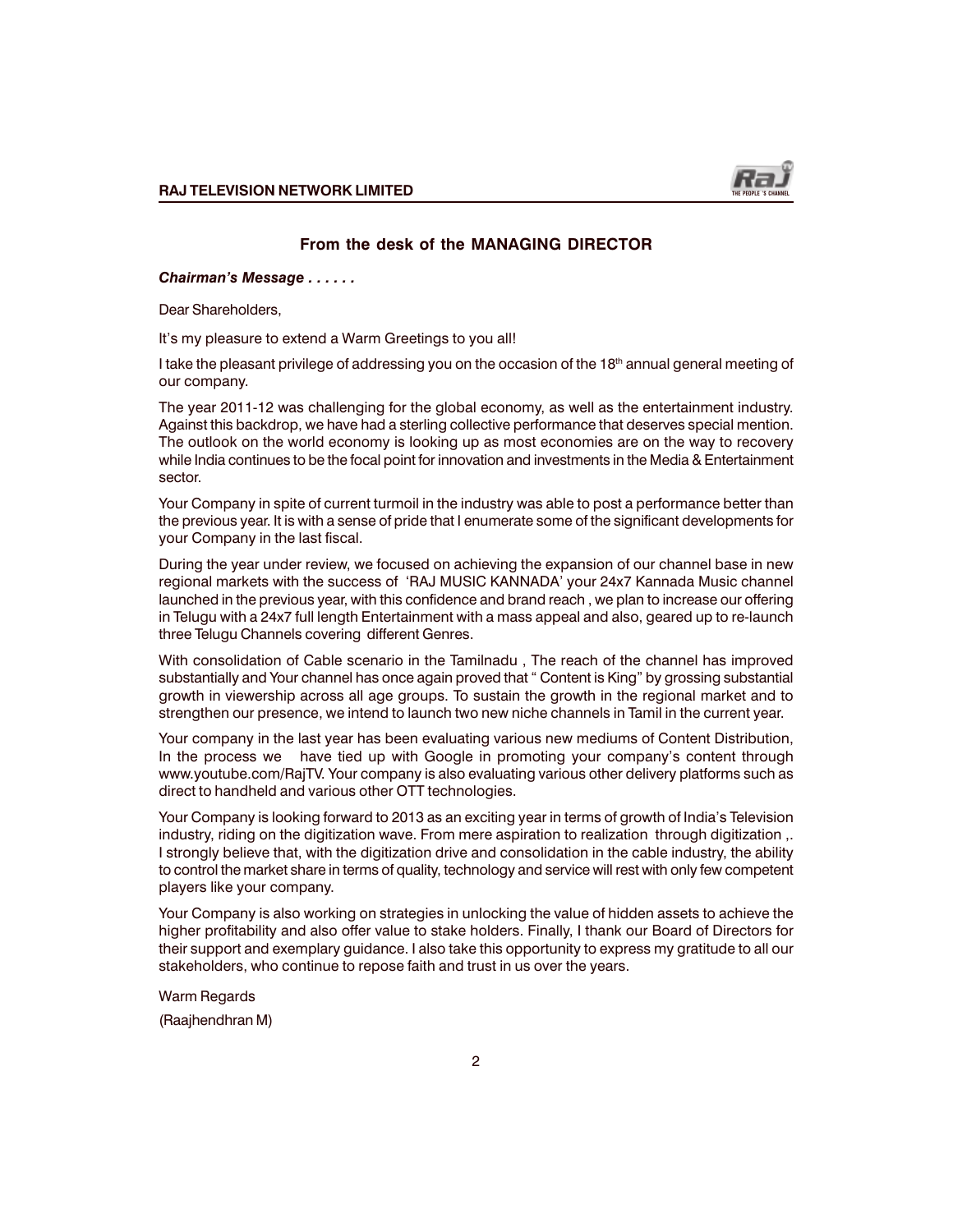## From the desk of the MANAGING DIRECTOR

***Chairman's Message . . . . . .***

Dear Shareholders,

It's my pleasure to extend a Warm Greetings to you all!

I take the pleasant privilege of addressing you on the occasion of the 18th annual general meeting of our company.

The year 2011-12 was challenging for the global economy, as well as the entertainment industry. Against this backdrop, we have had a sterling collective performance that deserves special mention. The outlook on the world economy is looking up as most economies are on the way to recovery while India continues to be the focal point for innovation and investments in the Media & Entertainment sector.

Your Company in spite of current turmoil in the industry was able to post a performance better than the previous year. It is with a sense of pride that I enumerate some of the significant developments for your Company in the last fiscal.

During the year under review, we focused on achieving the expansion of our channel base in new regional markets with the success of 'RAJ MUSIC KANNADA' your 24x7 Kannada Music channel launched in the previous year, with this confidence and brand reach , we plan to increase our offering in Telugu with a 24x7 full length Entertainment with a mass appeal and also, geared up to re-launch three Telugu Channels covering different Genres.

With consolidation of Cable scenario in the Tamilnadu , The reach of the channel has improved substantially and Your channel has once again proved that " Content is King" by grossing substantial growth in viewership across all age groups. To sustain the growth in the regional market and to strengthen our presence, we intend to launch two new niche channels in Tamil in the current year.

Your company in the last year has been evaluating various new mediums of Content Distribution, In the process we have tied up with Google in promoting your company's content through www.youtube.com/RajTV. Your company is also evaluating various other delivery platforms such as direct to handheld and various other OTT technologies.

Your Company is looking forward to 2013 as an exciting year in terms of growth of India's Television industry, riding on the digitization wave. From mere aspiration to realization through digitization ,. I strongly believe that, with the digitization drive and consolidation in the cable industry, the ability to control the market share in terms of quality, technology and service will rest with only few competent players like your company.

Your Company is also working on strategies in unlocking the value of hidden assets to achieve the higher profitability and also offer value to stake holders. Finally, I thank our Board of Directors for their support and exemplary guidance. I also take this opportunity to express my gratitude to all our stakeholders, who continue to repose faith and trust in us over the years.

Warm Regards

(Raajhendhran M)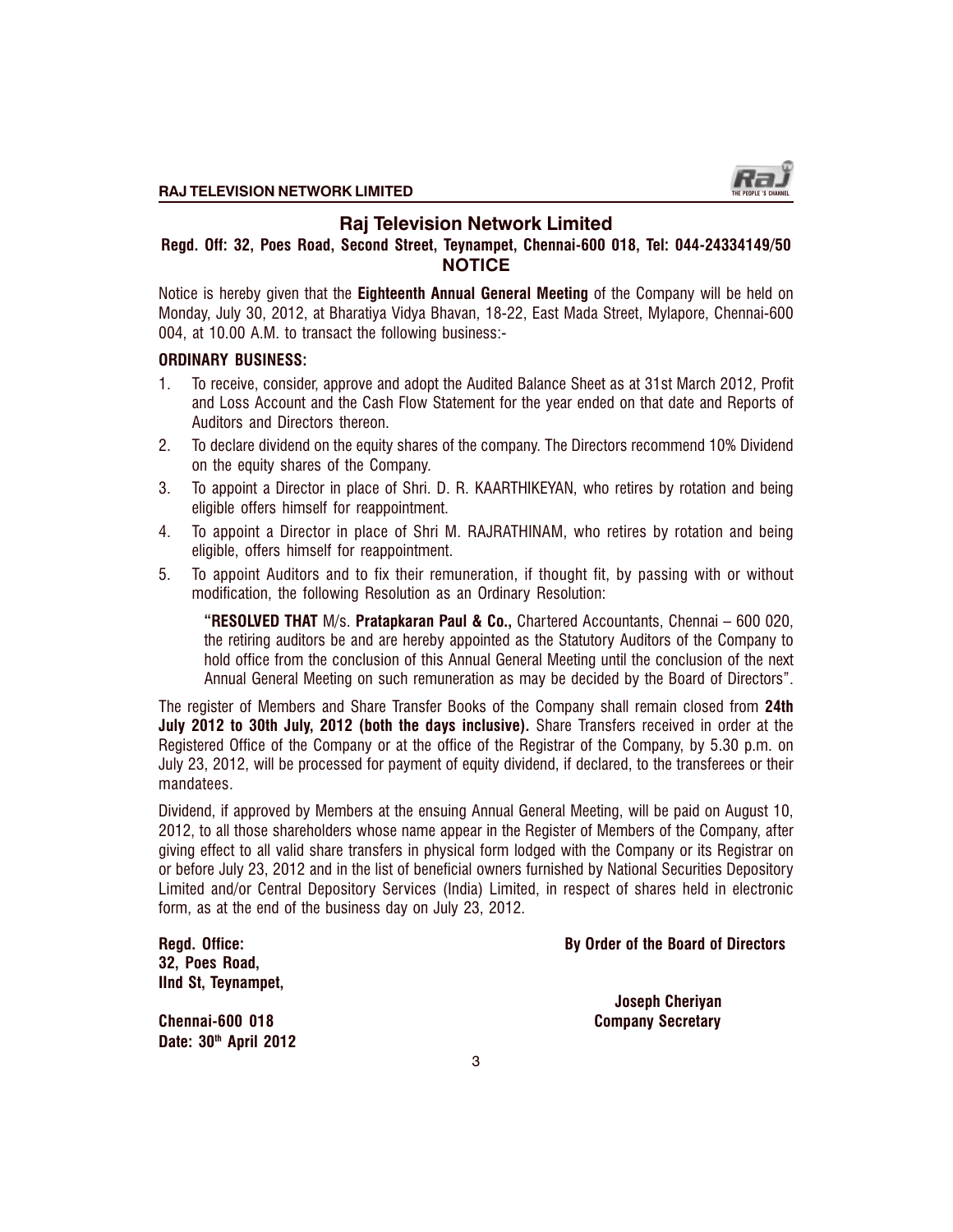# Raj Television Network Limited

**Regd. Off: 32, Poes Road, Second Street, Teynampet, Chennai-600 018, Tel: 044-24334149/50**

## NOTICE

Notice is hereby given that the **Eighteenth Annual General Meeting** of the Company will be held on Monday, July 30, 2012, at Bharatiya Vidya Bhavan, 18-22, East Mada Street, Mylapore, Chennai-600 004, at 10.00 A.M. to transact the following business:-

**ORDINARY BUSINESS:**

1. To receive, consider, approve and adopt the Audited Balance Sheet as at 31st March 2012, Profit and Loss Account and the Cash Flow Statement for the year ended on that date and Reports of Auditors and Directors thereon.
2. To declare dividend on the equity shares of the company. The Directors recommend 10% Dividend on the equity shares of the Company.
3. To appoint a Director in place of Shri. D. R. KAARTHIKEYAN, who retires by rotation and being eligible offers himself for reappointment.
4. To appoint a Director in place of Shri M. RAJRATHINAM, who retires by rotation and being eligible, offers himself for reappointment.
5. To appoint Auditors and to fix their remuneration, if thought fit, by passing with or without modification, the following Resolution as an Ordinary Resolution:

   **"RESOLVED THAT** M/s. **Pratapkaran Paul & Co.,** Chartered Accountants, Chennai – 600 020, the retiring auditors be and are hereby appointed as the Statutory Auditors of the Company to hold office from the conclusion of this Annual General Meeting until the conclusion of the next Annual General Meeting on such remuneration as may be decided by the Board of Directors".

The register of Members and Share Transfer Books of the Company shall remain closed from **24th July 2012 to 30th July, 2012 (both the days inclusive).** Share Transfers received in order at the Registered Office of the Company or at the office of the Registrar of the Company, by 5.30 p.m. on July 23, 2012, will be processed for payment of equity dividend, if declared, to the transferees or their mandatees.

Dividend, if approved by Members at the ensuing Annual General Meeting, will be paid on August 10, 2012, to all those shareholders whose name appear in the Register of Members of the Company, after giving effect to all valid share transfers in physical form lodged with the Company or its Registrar on or before July 23, 2012 and in the list of beneficial owners furnished by National Securities Depository Limited and/or Central Depository Services (India) Limited, in respect of shares held in electronic form, as at the end of the business day on July 23, 2012.

**Regd. Office:**
**32, Poes Road,**
**IInd St, Teynampet,**
**Chennai-600 018**
**Date: 30th April 2012**

**By Order of the Board of Directors**

**Joseph Cheriyan**
**Company Secretary**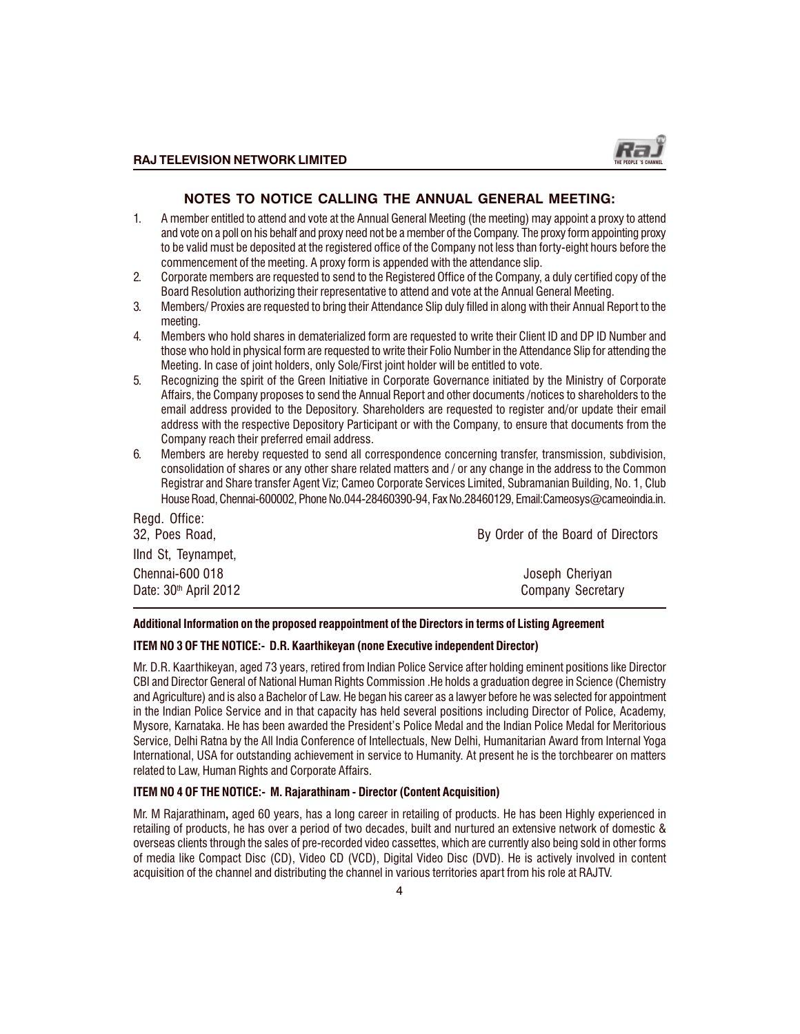## NOTES TO NOTICE CALLING THE ANNUAL GENERAL MEETING:

1. A member entitled to attend and vote at the Annual General Meeting (the meeting) may appoint a proxy to attend and vote on a poll on his behalf and proxy need not be a member of the Company. The proxy form appointing proxy to be valid must be deposited at the registered office of the Company not less than forty-eight hours before the commencement of the meeting. A proxy form is appended with the attendance slip.
2. Corporate members are requested to send to the Registered Office of the Company, a duly certified copy of the Board Resolution authorizing their representative to attend and vote at the Annual General Meeting.
3. Members/ Proxies are requested to bring their Attendance Slip duly filled in along with their Annual Report to the meeting.
4. Members who hold shares in dematerialized form are requested to write their Client ID and DP ID Number and those who hold in physical form are requested to write their Folio Number in the Attendance Slip for attending the Meeting. In case of joint holders, only Sole/First joint holder will be entitled to vote.
5. Recognizing the spirit of the Green Initiative in Corporate Governance initiated by the Ministry of Corporate Affairs, the Company proposes to send the Annual Report and other documents /notices to shareholders to the email address provided to the Depository. Shareholders are requested to register and/or update their email address with the respective Depository Participant or with the Company, to ensure that documents from the Company reach their preferred email address.
6. Members are hereby requested to send all correspondence concerning transfer, transmission, subdivision, consolidation of shares or any other share related matters and / or any change in the address to the Common Registrar and Share transfer Agent Viz; Cameo Corporate Services Limited, Subramanian Building, No. 1, Club House Road, Chennai-600002, Phone No.044-28460390-94, Fax No.28460129, Email:Cameosys@cameoindia.in.

Regd. Office:
32, Poes Road,
IInd St, Teynampet,
Chennai-600 018
Date: 30th April 2012

By Order of the Board of Directors

Joseph Cheriyan
Company Secretary

---

**Additional Information on the proposed reappointment of the Directors in terms of Listing Agreement**

**ITEM NO 3 OF THE NOTICE:- D.R. Kaarthikeyan (none Executive independent Director)**

Mr. D.R. Kaarthikeyan, aged 73 years, retired from Indian Police Service after holding eminent positions like Director CBI and Director General of National Human Rights Commission .He holds a graduation degree in Science (Chemistry and Agriculture) and is also a Bachelor of Law. He began his career as a lawyer before he was selected for appointment in the Indian Police Service and in that capacity has held several positions including Director of Police, Academy, Mysore, Karnataka. He has been awarded the President's Police Medal and the Indian Police Medal for Meritorious Service, Delhi Ratna by the All India Conference of Intellectuals, New Delhi, Humanitarian Award from Internal Yoga International, USA for outstanding achievement in service to Humanity. At present he is the torchbearer on matters related to Law, Human Rights and Corporate Affairs.

**ITEM NO 4 OF THE NOTICE:- M. Rajarathinam - Director (Content Acquisition)**

Mr. M Rajarathinam**,** aged 60 years, has a long career in retailing of products. He has been Highly experienced in retailing of products, he has over a period of two decades, built and nurtured an extensive network of domestic & overseas clients through the sales of pre-recorded video cassettes, which are currently also being sold in other forms of media like Compact Disc (CD), Video CD (VCD), Digital Video Disc (DVD). He is actively involved in content acquisition of the channel and distributing the channel in various territories apart from his role at RAJTV.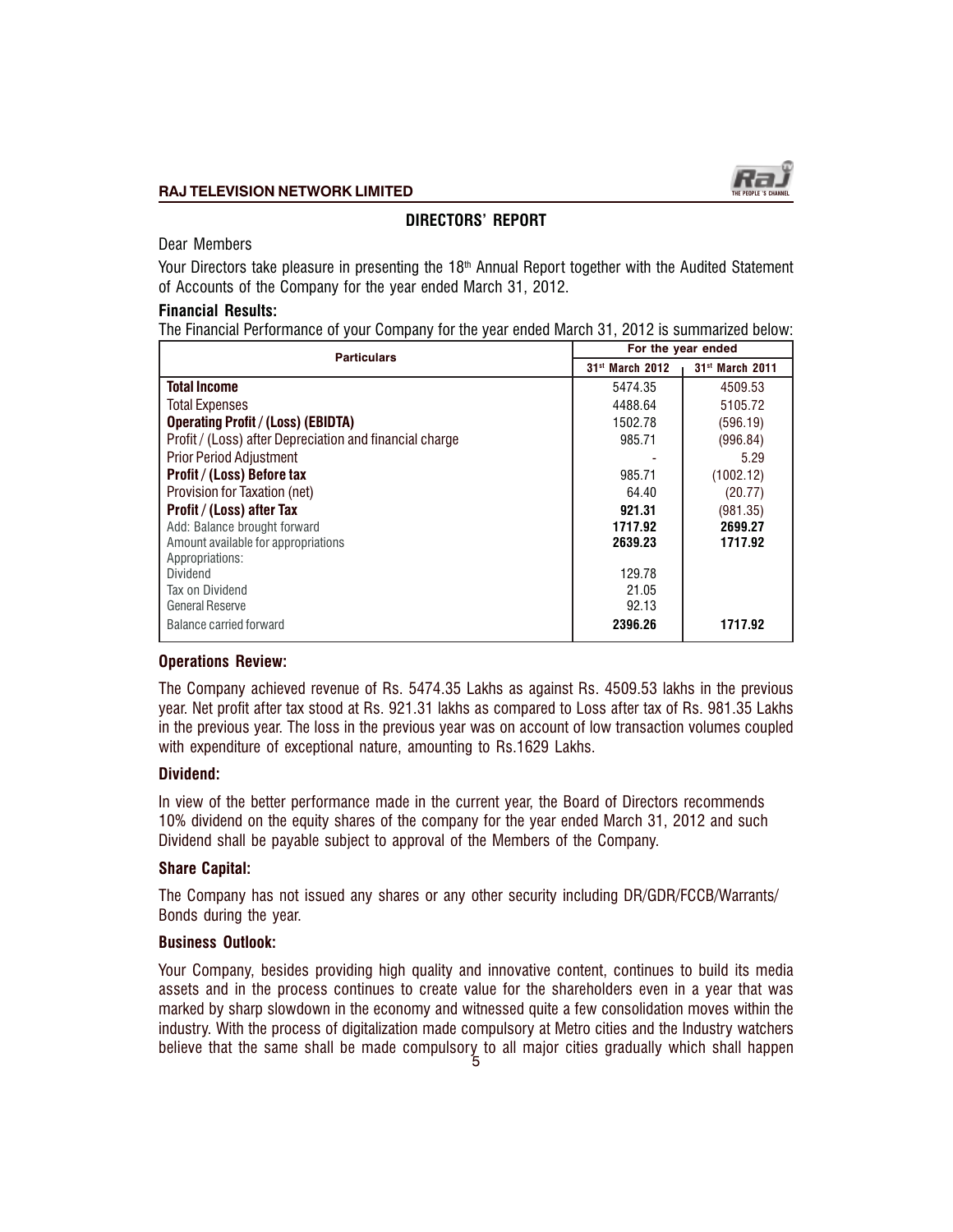## DIRECTORS' REPORT

Dear Members

Your Directors take pleasure in presenting the 18th Annual Report together with the Audited Statement of Accounts of the Company for the year ended March 31, 2012.

### Financial Results:

The Financial Performance of your Company for the year ended March 31, 2012 is summarized below:

| Particulars | For the year ended | |
|---|---|---|
| | 31st March 2012 | 31st March 2011 |
| **Total Income** | 5474.35 | 4509.53 |
| Total Expenses | 4488.64 | 5105.72 |
| **Operating Profit / (Loss) (EBIDTA)** | 1502.78 | (596.19) |
| Profit / (Loss) after Depreciation and financial charge | 985.71 | (996.84) |
| Prior Period Adjustment | - | 5.29 |
| **Profit / (Loss) Before tax** | 985.71 | (1002.12) |
| Provision for Taxation (net) | 64.40 | (20.77) |
| **Profit / (Loss) after Tax** | **921.31** | (981.35) |
| Add: Balance brought forward | **1717.92** | **2699.27** |
| Amount available for appropriations | **2639.23** | **1717.92** |
| Appropriations: | | |
| Dividend | 129.78 | |
| Tax on Dividend | 21.05 | |
| General Reserve | 92.13 | |
| Balance carried forward | **2396.26** | **1717.92** |

### Operations Review:

The Company achieved revenue of Rs. 5474.35 Lakhs as against Rs. 4509.53 lakhs in the previous year. Net profit after tax stood at Rs. 921.31 lakhs as compared to Loss after tax of Rs. 981.35 Lakhs in the previous year. The loss in the previous year was on account of low transaction volumes coupled with expenditure of exceptional nature, amounting to Rs.1629 Lakhs.

### Dividend:

In view of the better performance made in the current year, the Board of Directors recommends 10% dividend on the equity shares of the company for the year ended March 31, 2012 and such Dividend shall be payable subject to approval of the Members of the Company.

### Share Capital:

The Company has not issued any shares or any other security including DR/GDR/FCCB/Warrants/ Bonds during the year.

### Business Outlook:

Your Company, besides providing high quality and innovative content, continues to build its media assets and in the process continues to create value for the shareholders even in a year that was marked by sharp slowdown in the economy and witnessed quite a few consolidation moves within the industry. With the process of digitalization made compulsory at Metro cities and the Industry watchers believe that the same shall be made compulsory to all major cities gradually which shall happen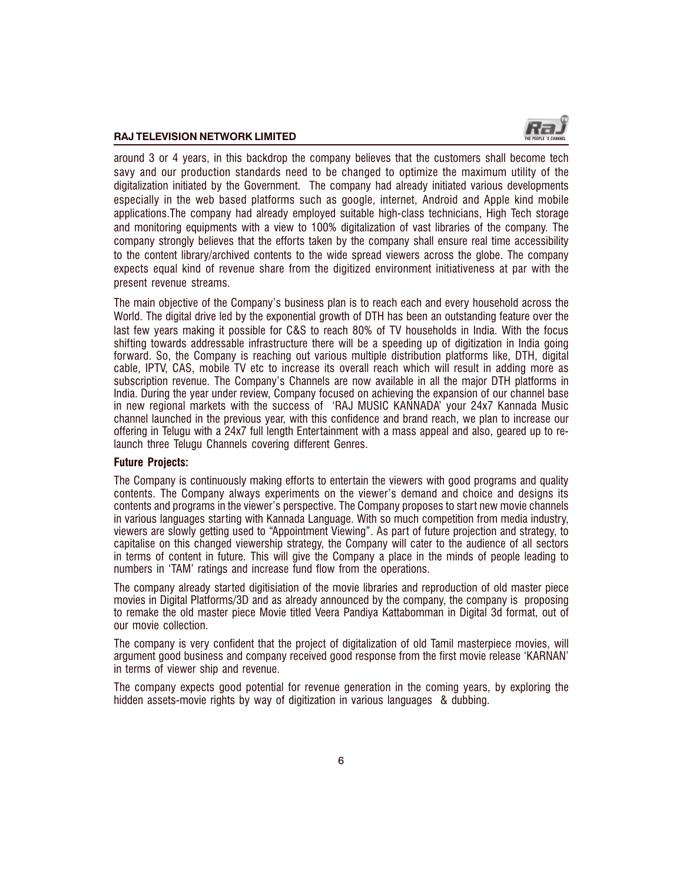around 3 or 4 years, in this backdrop the company believes that the customers shall become tech savy and our production standards need to be changed to optimize the maximum utility of the digitalization initiated by the Government. The company had already initiated various developments especially in the web based platforms such as google, internet, Android and Apple kind mobile applications.The company had already employed suitable high-class technicians, High Tech storage and monitoring equipments with a view to 100% digitalization of vast libraries of the company. The company strongly believes that the efforts taken by the company shall ensure real time accessibility to the content library/archived contents to the wide spread viewers across the globe. The company expects equal kind of revenue share from the digitized environment initiativeness at par with the present revenue streams.

The main objective of the Company's business plan is to reach each and every household across the World. The digital drive led by the exponential growth of DTH has been an outstanding feature over the last few years making it possible for C&S to reach 80% of TV households in India. With the focus shifting towards addressable infrastructure there will be a speeding up of digitization in India going forward. So, the Company is reaching out various multiple distribution platforms like, DTH, digital cable, IPTV, CAS, mobile TV etc to increase its overall reach which will result in adding more as subscription revenue. The Company's Channels are now available in all the major DTH platforms in India. During the year under review, Company focused on achieving the expansion of our channel base in new regional markets with the success of 'RAJ MUSIC KANNADA' your 24x7 Kannada Music channel launched in the previous year, with this confidence and brand reach, we plan to increase our offering in Telugu with a 24x7 full length Entertainment with a mass appeal and also, geared up to re-launch three Telugu Channels covering different Genres.

**Future Projects:**

The Company is continuously making efforts to entertain the viewers with good programs and quality contents. The Company always experiments on the viewer's demand and choice and designs its contents and programs in the viewer's perspective. The Company proposes to start new movie channels in various languages starting with Kannada Language. With so much competition from media industry, viewers are slowly getting used to "Appointment Viewing". As part of future projection and strategy, to capitalise on this changed viewership strategy, the Company will cater to the audience of all sectors in terms of content in future. This will give the Company a place in the minds of people leading to numbers in 'TAM' ratings and increase fund flow from the operations.

The company already started digitisiation of the movie libraries and reproduction of old master piece movies in Digital Platforms/3D and as already announced by the company, the company is proposing to remake the old master piece Movie titled Veera Pandiya Kattabomman in Digital 3d format, out of our movie collection.

The company is very confident that the project of digitalization of old Tamil masterpiece movies, will argument good business and company received good response from the first movie release 'KARNAN' in terms of viewer ship and revenue.

The company expects good potential for revenue generation in the coming years, by exploring the hidden assets-movie rights by way of digitization in various languages & dubbing.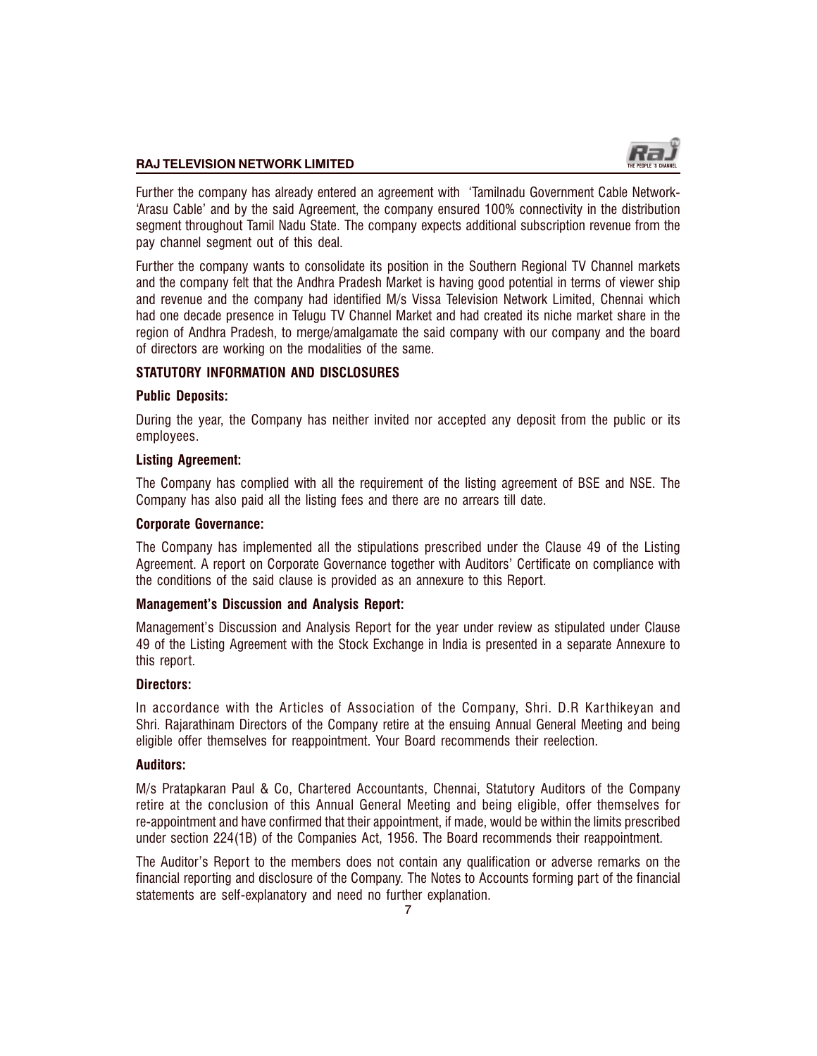Further the company has already entered an agreement with 'Tamilnadu Government Cable Network- 'Arasu Cable' and by the said Agreement, the company ensured 100% connectivity in the distribution segment throughout Tamil Nadu State. The company expects additional subscription revenue from the pay channel segment out of this deal.

Further the company wants to consolidate its position in the Southern Regional TV Channel markets and the company felt that the Andhra Pradesh Market is having good potential in terms of viewer ship and revenue and the company had identified M/s Vissa Television Network Limited, Chennai which had one decade presence in Telugu TV Channel Market and had created its niche market share in the region of Andhra Pradesh, to merge/amalgamate the said company with our company and the board of directors are working on the modalities of the same.

## STATUTORY INFORMATION AND DISCLOSURES

### Public Deposits:

During the year, the Company has neither invited nor accepted any deposit from the public or its employees.

### Listing Agreement:

The Company has complied with all the requirement of the listing agreement of BSE and NSE. The Company has also paid all the listing fees and there are no arrears till date.

### Corporate Governance:

The Company has implemented all the stipulations prescribed under the Clause 49 of the Listing Agreement. A report on Corporate Governance together with Auditors' Certificate on compliance with the conditions of the said clause is provided as an annexure to this Report.

### Management's Discussion and Analysis Report:

Management's Discussion and Analysis Report for the year under review as stipulated under Clause 49 of the Listing Agreement with the Stock Exchange in India is presented in a separate Annexure to this report.

### Directors:

In accordance with the Articles of Association of the Company, Shri. D.R Karthikeyan and Shri. Rajarathinam Directors of the Company retire at the ensuing Annual General Meeting and being eligible offer themselves for reappointment. Your Board recommends their reelection.

### Auditors:

M/s Pratapkaran Paul & Co, Chartered Accountants, Chennai, Statutory Auditors of the Company retire at the conclusion of this Annual General Meeting and being eligible, offer themselves for re-appointment and have confirmed that their appointment, if made, would be within the limits prescribed under section 224(1B) of the Companies Act, 1956. The Board recommends their reappointment.

The Auditor's Report to the members does not contain any qualification or adverse remarks on the financial reporting and disclosure of the Company. The Notes to Accounts forming part of the financial statements are self-explanatory and need no further explanation.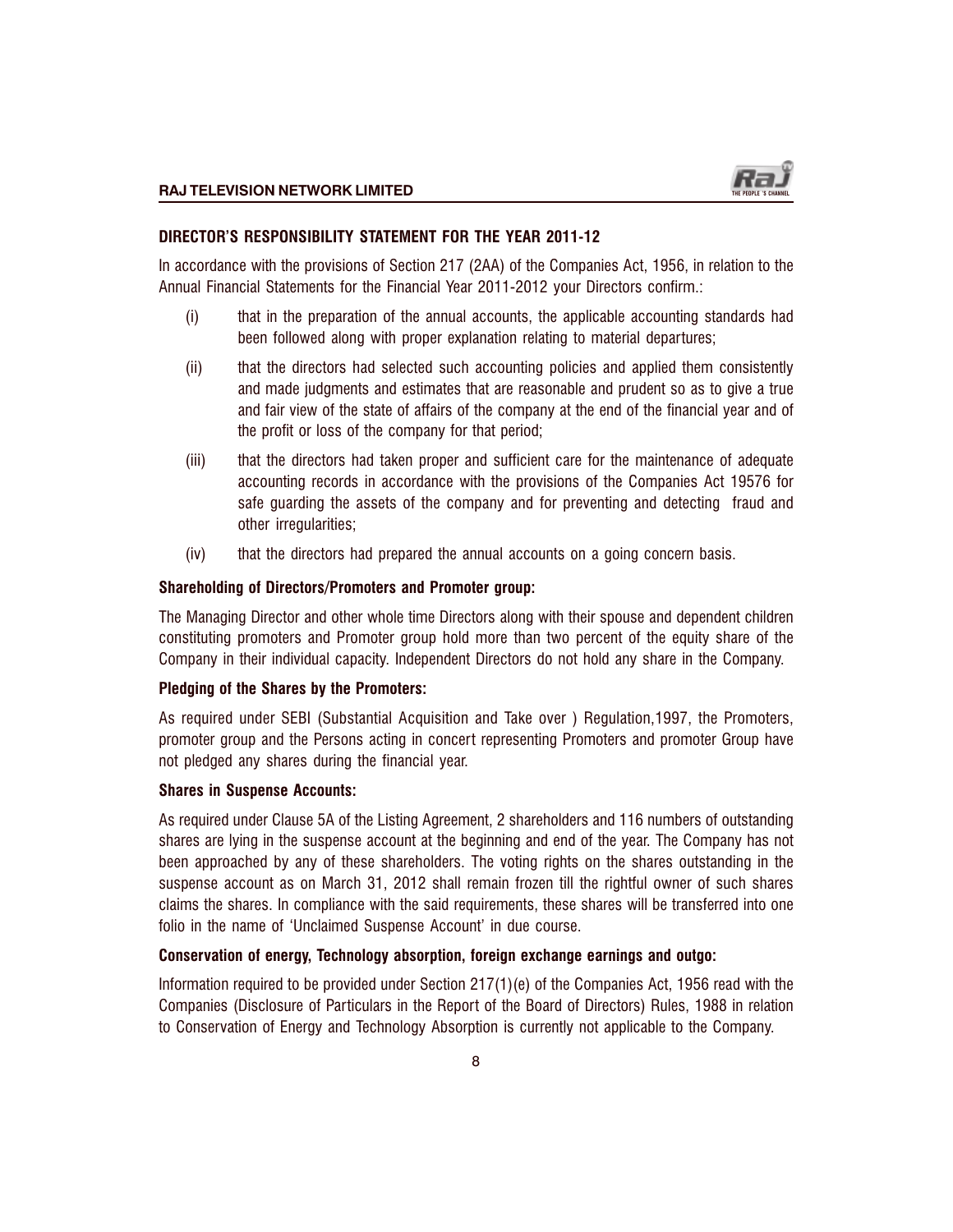## DIRECTOR'S RESPONSIBILITY STATEMENT FOR THE YEAR 2011-12

In accordance with the provisions of Section 217 (2AA) of the Companies Act, 1956, in relation to the Annual Financial Statements for the Financial Year 2011-2012 your Directors confirm.:

(i) that in the preparation of the annual accounts, the applicable accounting standards had been followed along with proper explanation relating to material departures;

(ii) that the directors had selected such accounting policies and applied them consistently and made judgments and estimates that are reasonable and prudent so as to give a true and fair view of the state of affairs of the company at the end of the financial year and of the profit or loss of the company for that period;

(iii) that the directors had taken proper and sufficient care for the maintenance of adequate accounting records in accordance with the provisions of the Companies Act 19576 for safe guarding the assets of the company and for preventing and detecting fraud and other irregularities;

(iv) that the directors had prepared the annual accounts on a going concern basis.

### Shareholding of Directors/Promoters and Promoter group:

The Managing Director and other whole time Directors along with their spouse and dependent children constituting promoters and Promoter group hold more than two percent of the equity share of the Company in their individual capacity. Independent Directors do not hold any share in the Company.

### Pledging of the Shares by the Promoters:

As required under SEBI (Substantial Acquisition and Take over ) Regulation,1997, the Promoters, promoter group and the Persons acting in concert representing Promoters and promoter Group have not pledged any shares during the financial year.

### Shares in Suspense Accounts:

As required under Clause 5A of the Listing Agreement, 2 shareholders and 116 numbers of outstanding shares are lying in the suspense account at the beginning and end of the year. The Company has not been approached by any of these shareholders. The voting rights on the shares outstanding in the suspense account as on March 31, 2012 shall remain frozen till the rightful owner of such shares claims the shares. In compliance with the said requirements, these shares will be transferred into one folio in the name of 'Unclaimed Suspense Account' in due course.

### Conservation of energy, Technology absorption, foreign exchange earnings and outgo:

Information required to be provided under Section 217(1)(e) of the Companies Act, 1956 read with the Companies (Disclosure of Particulars in the Report of the Board of Directors) Rules, 1988 in relation to Conservation of Energy and Technology Absorption is currently not applicable to the Company.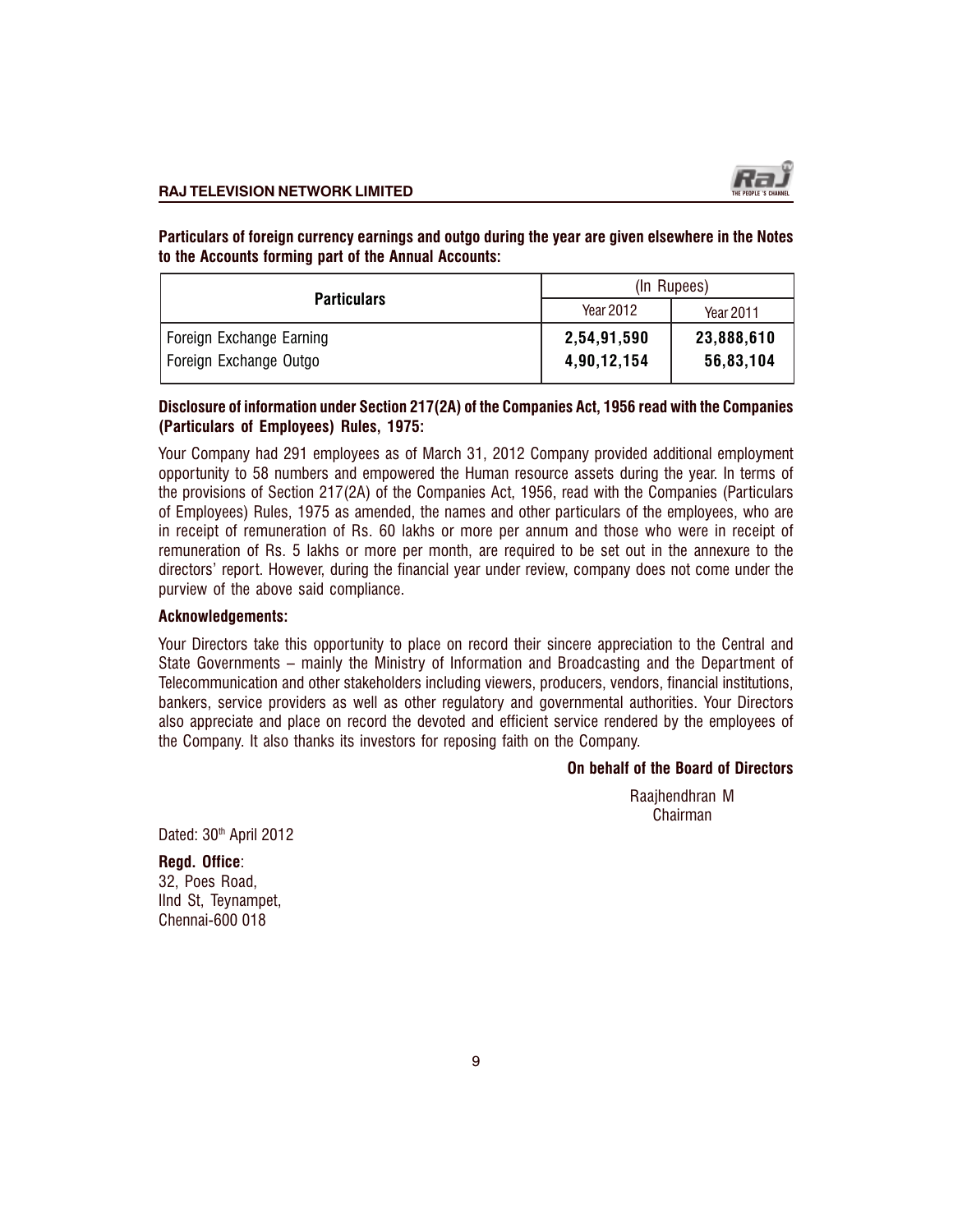**Particulars of foreign currency earnings and outgo during the year are given elsewhere in the Notes to the Accounts forming part of the Annual Accounts:**

| Particulars | (In Rupees) | |
|---|---|---|
| | Year 2012 | Year 2011 |
| Foreign Exchange Earning | **2,54,91,590** | **23,888,610** |
| Foreign Exchange Outgo | **4,90,12,154** | **56,83,104** |

**Disclosure of information under Section 217(2A) of the Companies Act, 1956 read with the Companies (Particulars of Employees) Rules, 1975:**

Your Company had 291 employees as of March 31, 2012 Company provided additional employment opportunity to 58 numbers and empowered the Human resource assets during the year. In terms of the provisions of Section 217(2A) of the Companies Act, 1956, read with the Companies (Particulars of Employees) Rules, 1975 as amended, the names and other particulars of the employees, who are in receipt of remuneration of Rs. 60 lakhs or more per annum and those who were in receipt of remuneration of Rs. 5 lakhs or more per month, are required to be set out in the annexure to the directors' report. However, during the financial year under review, company does not come under the purview of the above said compliance.

**Acknowledgements:**

Your Directors take this opportunity to place on record their sincere appreciation to the Central and State Governments – mainly the Ministry of Information and Broadcasting and the Department of Telecommunication and other stakeholders including viewers, producers, vendors, financial institutions, bankers, service providers as well as other regulatory and governmental authorities. Your Directors also appreciate and place on record the devoted and efficient service rendered by the employees of the Company. It also thanks its investors for reposing faith on the Company.

**On behalf of the Board of Directors**

Raajhendhran M
Chairman

Dated: 30th April 2012

**Regd. Office**:
32, Poes Road,
IInd St, Teynampet,
Chennai-600 018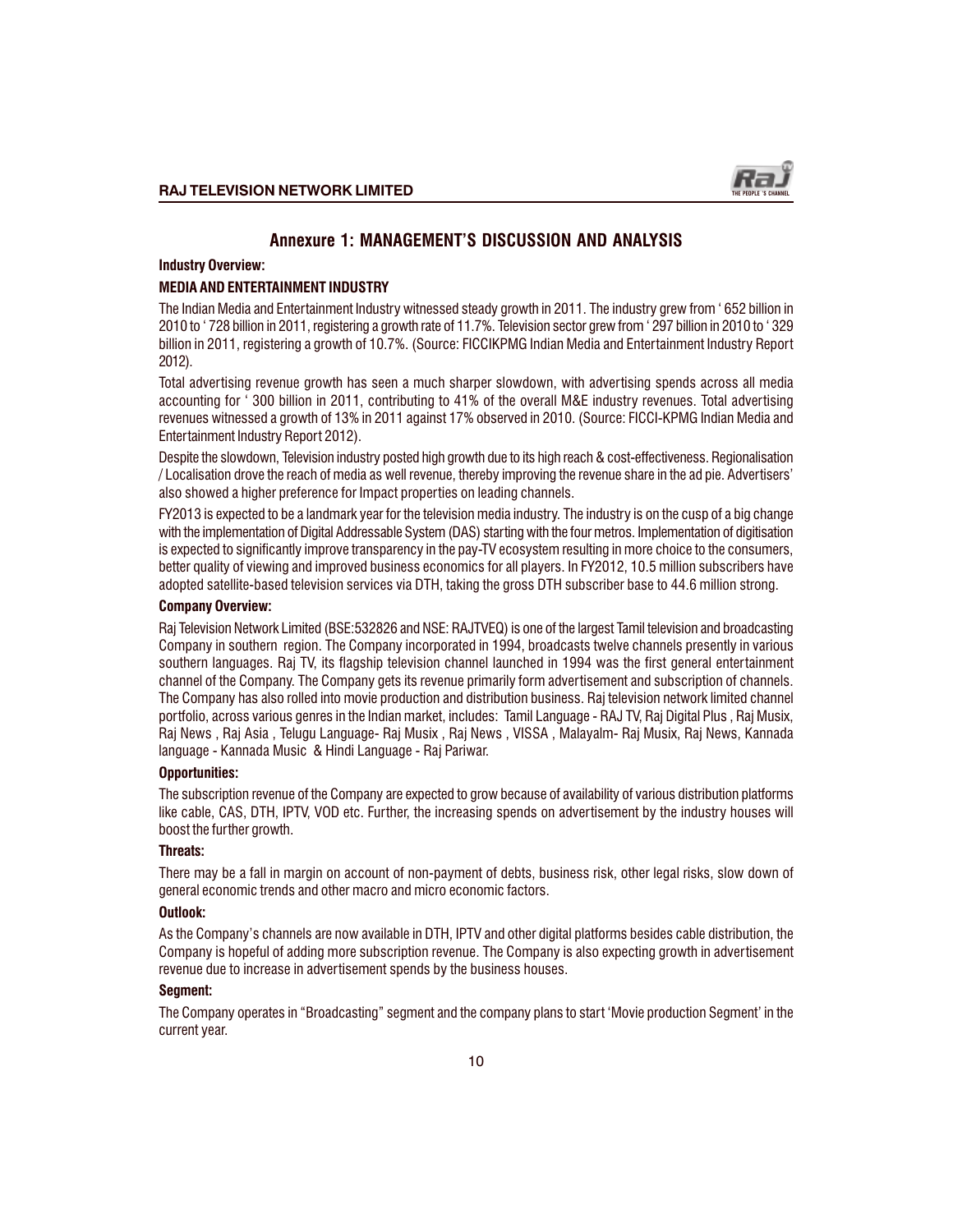## Annexure 1: MANAGEMENT'S DISCUSSION AND ANALYSIS

**Industry Overview:**

**MEDIA AND ENTERTAINMENT INDUSTRY**

The Indian Media and Entertainment Industry witnessed steady growth in 2011. The industry grew from ' 652 billion in 2010 to ' 728 billion in 2011, registering a growth rate of 11.7%. Television sector grew from ' 297 billion in 2010 to ' 329 billion in 2011, registering a growth of 10.7%. (Source: FICCIKPMG Indian Media and Entertainment Industry Report 2012).

Total advertising revenue growth has seen a much sharper slowdown, with advertising spends across all media accounting for ' 300 billion in 2011, contributing to 41% of the overall M&E industry revenues. Total advertising revenues witnessed a growth of 13% in 2011 against 17% observed in 2010. (Source: FICCI-KPMG Indian Media and Entertainment Industry Report 2012).

Despite the slowdown, Television industry posted high growth due to its high reach & cost-effectiveness. Regionalisation / Localisation drove the reach of media as well revenue, thereby improving the revenue share in the ad pie. Advertisers' also showed a higher preference for Impact properties on leading channels.

FY2013 is expected to be a landmark year for the television media industry. The industry is on the cusp of a big change with the implementation of Digital Addressable System (DAS) starting with the four metros. Implementation of digitisation is expected to significantly improve transparency in the pay-TV ecosystem resulting in more choice to the consumers, better quality of viewing and improved business economics for all players. In FY2012, 10.5 million subscribers have adopted satellite-based television services via DTH, taking the gross DTH subscriber base to 44.6 million strong.

**Company Overview:**

Raj Television Network Limited (BSE:532826 and NSE: RAJTVEQ) is one of the largest Tamil television and broadcasting Company in southern region. The Company incorporated in 1994, broadcasts twelve channels presently in various southern languages. Raj TV, its flagship television channel launched in 1994 was the first general entertainment channel of the Company. The Company gets its revenue primarily form advertisement and subscription of channels. The Company has also rolled into movie production and distribution business. Raj television network limited channel portfolio, across various genres in the Indian market, includes: Tamil Language - RAJ TV, Raj Digital Plus , Raj Musix, Raj News , Raj Asia , Telugu Language- Raj Musix , Raj News , VISSA , Malayalm- Raj Musix, Raj News, Kannada language - Kannada Music & Hindi Language - Raj Pariwar.

**Opportunities:**

The subscription revenue of the Company are expected to grow because of availability of various distribution platforms like cable, CAS, DTH, IPTV, VOD etc. Further, the increasing spends on advertisement by the industry houses will boost the further growth.

**Threats:**

There may be a fall in margin on account of non-payment of debts, business risk, other legal risks, slow down of general economic trends and other macro and micro economic factors.

**Outlook:**

As the Company's channels are now available in DTH, IPTV and other digital platforms besides cable distribution, the Company is hopeful of adding more subscription revenue. The Company is also expecting growth in advertisement revenue due to increase in advertisement spends by the business houses.

**Segment:**

The Company operates in "Broadcasting" segment and the company plans to start 'Movie production Segment' in the current year.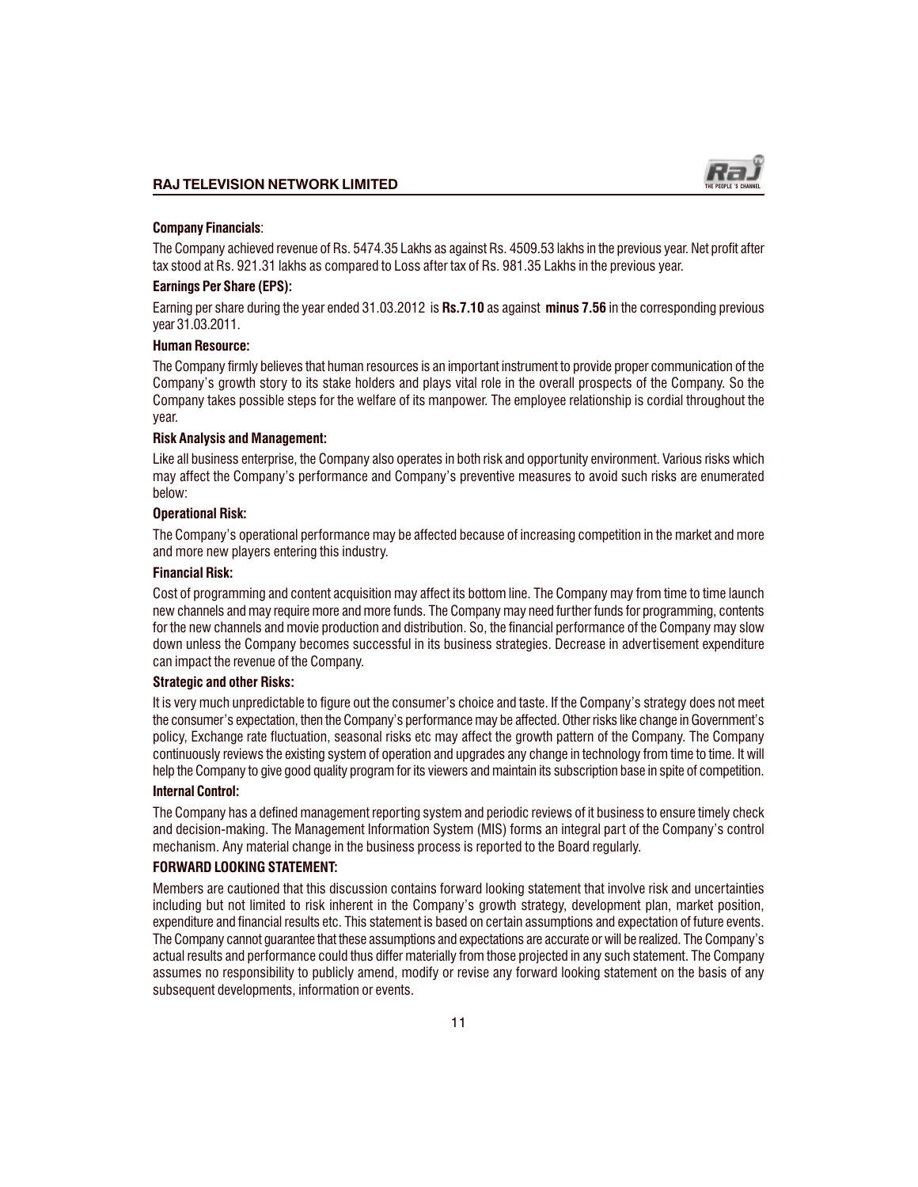**Company Financials**:

The Company achieved revenue of Rs. 5474.35 Lakhs as against Rs. 4509.53 lakhs in the previous year. Net profit after tax stood at Rs. 921.31 lakhs as compared to Loss after tax of Rs. 981.35 Lakhs in the previous year.

**Earnings Per Share (EPS):**

Earning per share during the year ended 31.03.2012 is **Rs.7.10** as against **minus 7.56** in the corresponding previous year 31.03.2011.

**Human Resource:**

The Company firmly believes that human resources is an important instrument to provide proper communication of the Company's growth story to its stake holders and plays vital role in the overall prospects of the Company. So the Company takes possible steps for the welfare of its manpower. The employee relationship is cordial throughout the year.

**Risk Analysis and Management:**

Like all business enterprise, the Company also operates in both risk and opportunity environment. Various risks which may affect the Company's performance and Company's preventive measures to avoid such risks are enumerated below:

**Operational Risk:**

The Company's operational performance may be affected because of increasing competition in the market and more and more new players entering this industry.

**Financial Risk:**

Cost of programming and content acquisition may affect its bottom line. The Company may from time to time launch new channels and may require more and more funds. The Company may need further funds for programming, contents for the new channels and movie production and distribution. So, the financial performance of the Company may slow down unless the Company becomes successful in its business strategies. Decrease in advertisement expenditure can impact the revenue of the Company.

**Strategic and other Risks:**

It is very much unpredictable to figure out the consumer's choice and taste. If the Company's strategy does not meet the consumer's expectation, then the Company's performance may be affected. Other risks like change in Government's policy, Exchange rate fluctuation, seasonal risks etc may affect the growth pattern of the Company. The Company continuously reviews the existing system of operation and upgrades any change in technology from time to time. It will help the Company to give good quality program for its viewers and maintain its subscription base in spite of competition.

**Internal Control:**

The Company has a defined management reporting system and periodic reviews of it business to ensure timely check and decision-making. The Management Information System (MIS) forms an integral part of the Company's control mechanism. Any material change in the business process is reported to the Board regularly.

**FORWARD LOOKING STATEMENT:**

Members are cautioned that this discussion contains forward looking statement that involve risk and uncertainties including but not limited to risk inherent in the Company's growth strategy, development plan, market position, expenditure and financial results etc. This statement is based on certain assumptions and expectation of future events. The Company cannot guarantee that these assumptions and expectations are accurate or will be realized. The Company's actual results and performance could thus differ materially from those projected in any such statement. The Company assumes no responsibility to publicly amend, modify or revise any forward looking statement on the basis of any subsequent developments, information or events.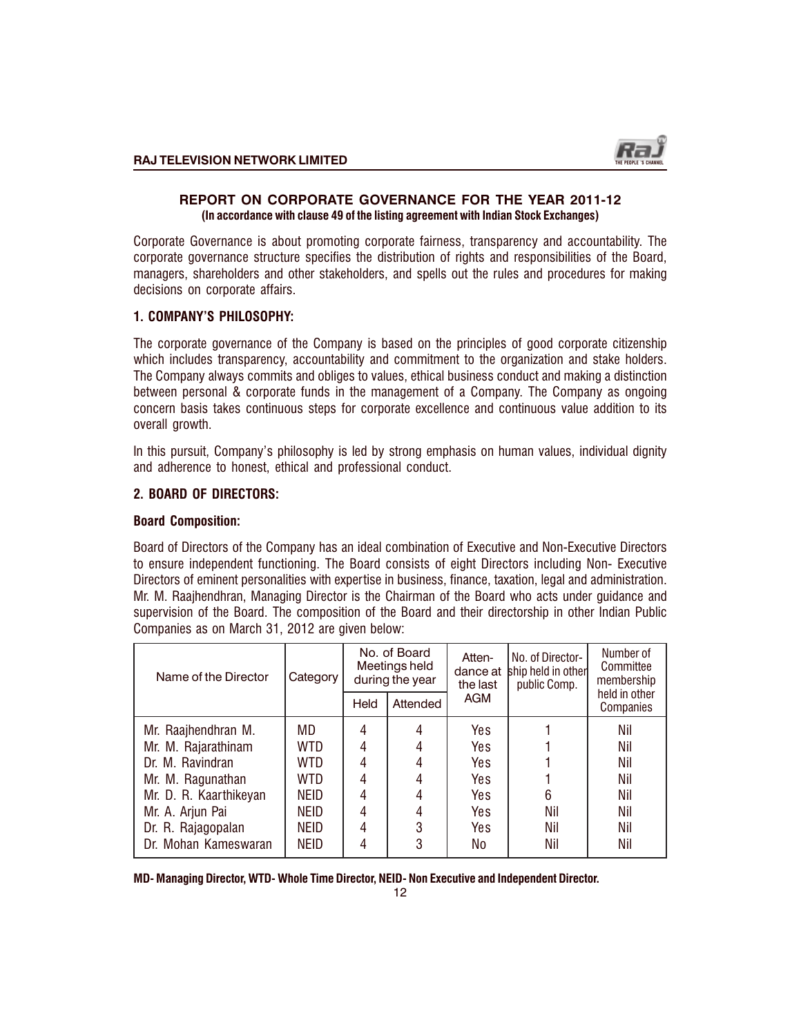## REPORT ON CORPORATE GOVERNANCE FOR THE YEAR 2011-12

**(In accordance with clause 49 of the listing agreement with Indian Stock Exchanges)**

Corporate Governance is about promoting corporate fairness, transparency and accountability. The corporate governance structure specifies the distribution of rights and responsibilities of the Board, managers, shareholders and other stakeholders, and spells out the rules and procedures for making decisions on corporate affairs.

### 1. COMPANY'S PHILOSOPHY:

The corporate governance of the Company is based on the principles of good corporate citizenship which includes transparency, accountability and commitment to the organization and stake holders. The Company always commits and obliges to values, ethical business conduct and making a distinction between personal & corporate funds in the management of a Company. The Company as ongoing concern basis takes continuous steps for corporate excellence and continuous value addition to its overall growth.

In this pursuit, Company's philosophy is led by strong emphasis on human values, individual dignity and adherence to honest, ethical and professional conduct.

### 2. BOARD OF DIRECTORS:

**Board Composition:**

Board of Directors of the Company has an ideal combination of Executive and Non-Executive Directors to ensure independent functioning. The Board consists of eight Directors including Non- Executive Directors of eminent personalities with expertise in business, finance, taxation, legal and administration. Mr. M. Raajhendhran, Managing Director is the Chairman of the Board who acts under guidance and supervision of the Board. The composition of the Board and their directorship in other Indian Public Companies as on March 31, 2012 are given below:

| Name of the Director | Category | No. of Board Meetings held during the year | | Attendance at the last AGM | No. of Directorship held in other public Comp. | Number of Committee membership held in other Companies |
|---|---|---|---|---|---|---|
| | | Held | Attended | | | |
| Mr. Raajhendhran M. | MD | 4 | 4 | Yes | 1 | Nil |
| Mr. M. Rajarathinam | WTD | 4 | 4 | Yes | 1 | Nil |
| Dr. M. Ravindran | WTD | 4 | 4 | Yes | 1 | Nil |
| Mr. M. Ragunathan | WTD | 4 | 4 | Yes | 1 | Nil |
| Mr. D. R. Kaarthikeyan | NEID | 4 | 4 | Yes | 6 | Nil |
| Mr. A. Arjun Pai | NEID | 4 | 4 | Yes | Nil | Nil |
| Dr. R. Rajagopalan | NEID | 4 | 3 | Yes | Nil | Nil |
| Dr. Mohan Kameswaran | NEID | 4 | 3 | No | Nil | Nil |

**MD- Managing Director, WTD- Whole Time Director, NEID- Non Executive and Independent Director.**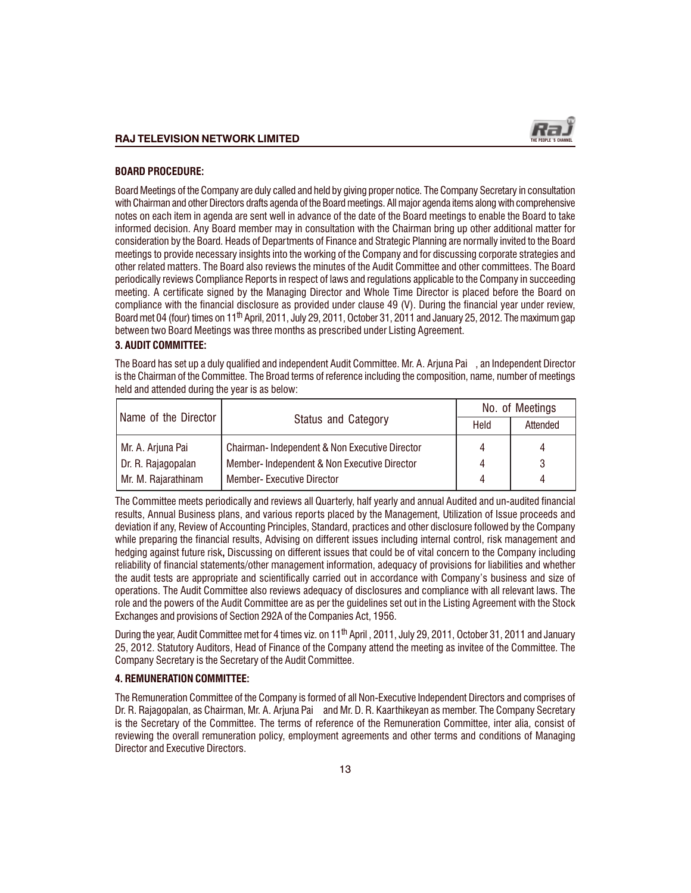**BOARD PROCEDURE:**

Board Meetings of the Company are duly called and held by giving proper notice. The Company Secretary in consultation with Chairman and other Directors drafts agenda of the Board meetings. All major agenda items along with comprehensive notes on each item in agenda are sent well in advance of the date of the Board meetings to enable the Board to take informed decision. Any Board member may in consultation with the Chairman bring up other additional matter for consideration by the Board. Heads of Departments of Finance and Strategic Planning are normally invited to the Board meetings to provide necessary insights into the working of the Company and for discussing corporate strategies and other related matters. The Board also reviews the minutes of the Audit Committee and other committees. The Board periodically reviews Compliance Reports in respect of laws and regulations applicable to the Company in succeeding meeting. A certificate signed by the Managing Director and Whole Time Director is placed before the Board on compliance with the financial disclosure as provided under clause 49 (V). During the financial year under review, Board met 04 (four) times on 11th April, 2011, July 29, 2011, October 31, 2011 and January 25, 2012. The maximum gap between two Board Meetings was three months as prescribed under Listing Agreement.

**3. AUDIT COMMITTEE:**

The Board has set up a duly qualified and independent Audit Committee. Mr. A. Arjuna Pai , an Independent Director is the Chairman of the Committee. The Broad terms of reference including the composition, name, number of meetings held and attended during the year is as below:

| Name of the Director | Status and Category | No. of Meetings | |
|---|---|---|---|
| | | Held | Attended |
| Mr. A. Arjuna Pai | Chairman- Independent & Non Executive Director | 4 | 4 |
| Dr. R. Rajagopalan | Member- Independent & Non Executive Director | 4 | 3 |
| Mr. M. Rajarathinam | Member- Executive Director | 4 | 4 |

The Committee meets periodically and reviews all Quarterly, half yearly and annual Audited and un-audited financial results, Annual Business plans, and various reports placed by the Management, Utilization of Issue proceeds and deviation if any, Review of Accounting Principles, Standard, practices and other disclosure followed by the Company while preparing the financial results, Advising on different issues including internal control, risk management and hedging against future risk**,** Discussing on different issues that could be of vital concern to the Company including reliability of financial statements/other management information, adequacy of provisions for liabilities and whether the audit tests are appropriate and scientifically carried out in accordance with Company's business and size of operations. The Audit Committee also reviews adequacy of disclosures and compliance with all relevant laws. The role and the powers of the Audit Committee are as per the guidelines set out in the Listing Agreement with the Stock Exchanges and provisions of Section 292A of the Companies Act, 1956.

During the year, Audit Committee met for 4 times viz. on 11th April , 2011, July 29, 2011, October 31, 2011 and January 25, 2012. Statutory Auditors, Head of Finance of the Company attend the meeting as invitee of the Committee. The Company Secretary is the Secretary of the Audit Committee.

**4. REMUNERATION COMMITTEE:**

The Remuneration Committee of the Company is formed of all Non-Executive Independent Directors and comprises of Dr. R. Rajagopalan, as Chairman, Mr. A. Arjuna Pai and Mr. D. R. Kaarthikeyan as member. The Company Secretary is the Secretary of the Committee. The terms of reference of the Remuneration Committee, inter alia, consist of reviewing the overall remuneration policy, employment agreements and other terms and conditions of Managing Director and Executive Directors.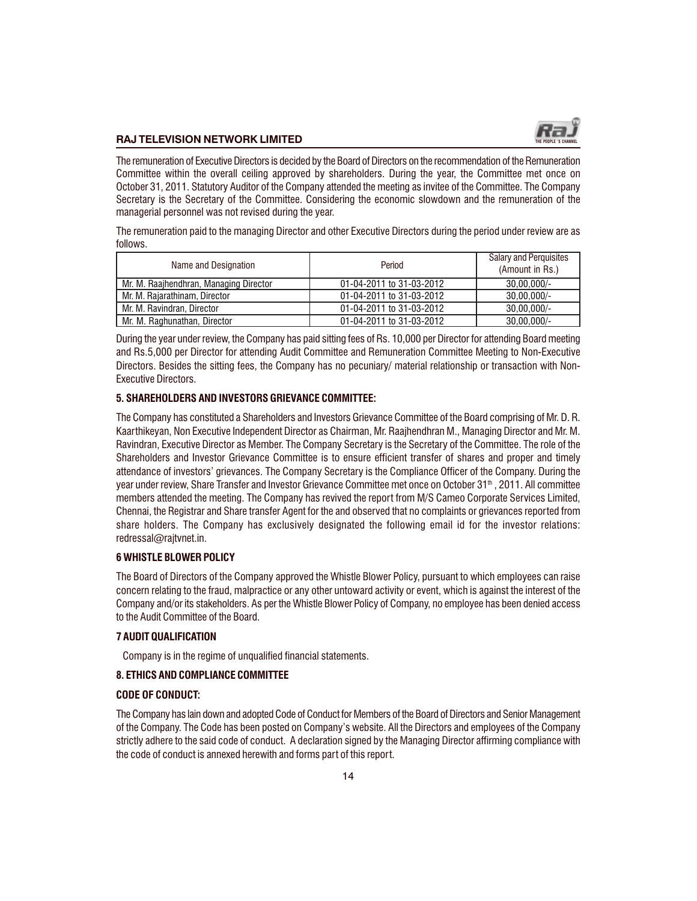The remuneration of Executive Directors is decided by the Board of Directors on the recommendation of the Remuneration Committee within the overall ceiling approved by shareholders. During the year, the Committee met once on October 31, 2011. Statutory Auditor of the Company attended the meeting as invitee of the Committee. The Company Secretary is the Secretary of the Committee. Considering the economic slowdown and the remuneration of the managerial personnel was not revised during the year.

The remuneration paid to the managing Director and other Executive Directors during the period under review are as follows.

| Name and Designation | Period | Salary and Perquisites (Amount in Rs.) |
|---|---|---|
| Mr. M. Raajhendhran, Managing Director | 01-04-2011 to 31-03-2012 | 30,00,000/- |
| Mr. M. Rajarathinam, Director | 01-04-2011 to 31-03-2012 | 30,00,000/- |
| Mr. M. Ravindran, Director | 01-04-2011 to 31-03-2012 | 30,00,000/- |
| Mr. M. Raghunathan, Director | 01-04-2011 to 31-03-2012 | 30,00,000/- |

During the year under review, the Company has paid sitting fees of Rs. 10,000 per Director for attending Board meeting and Rs.5,000 per Director for attending Audit Committee and Remuneration Committee Meeting to Non-Executive Directors. Besides the sitting fees, the Company has no pecuniary/ material relationship or transaction with Non-Executive Directors.

### 5. SHAREHOLDERS AND INVESTORS GRIEVANCE COMMITTEE:

The Company has constituted a Shareholders and Investors Grievance Committee of the Board comprising of Mr. D. R. Kaarthikeyan, Non Executive Independent Director as Chairman, Mr. Raajhendhran M., Managing Director and Mr. M. Ravindran, Executive Director as Member. The Company Secretary is the Secretary of the Committee. The role of the Shareholders and Investor Grievance Committee is to ensure efficient transfer of shares and proper and timely attendance of investors' grievances. The Company Secretary is the Compliance Officer of the Company. During the year under review, Share Transfer and Investor Grievance Committee met once on October 31st , 2011. All committee members attended the meeting. The Company has revived the report from M/S Cameo Corporate Services Limited, Chennai, the Registrar and Share transfer Agent for the and observed that no complaints or grievances reported from share holders. The Company has exclusively designated the following email id for the investor relations: redressal@rajtvnet.in.

### 6 WHISTLE BLOWER POLICY

The Board of Directors of the Company approved the Whistle Blower Policy, pursuant to which employees can raise concern relating to the fraud, malpractice or any other untoward activity or event, which is against the interest of the Company and/or its stakeholders. As per the Whistle Blower Policy of Company, no employee has been denied access to the Audit Committee of the Board.

### 7 AUDIT QUALIFICATION

Company is in the regime of unqualified financial statements.

### 8. ETHICS AND COMPLIANCE COMMITTEE

### CODE OF CONDUCT:

The Company has lain down and adopted Code of Conduct for Members of the Board of Directors and Senior Management of the Company. The Code has been posted on Company's website. All the Directors and employees of the Company strictly adhere to the said code of conduct. A declaration signed by the Managing Director affirming compliance with the code of conduct is annexed herewith and forms part of this report.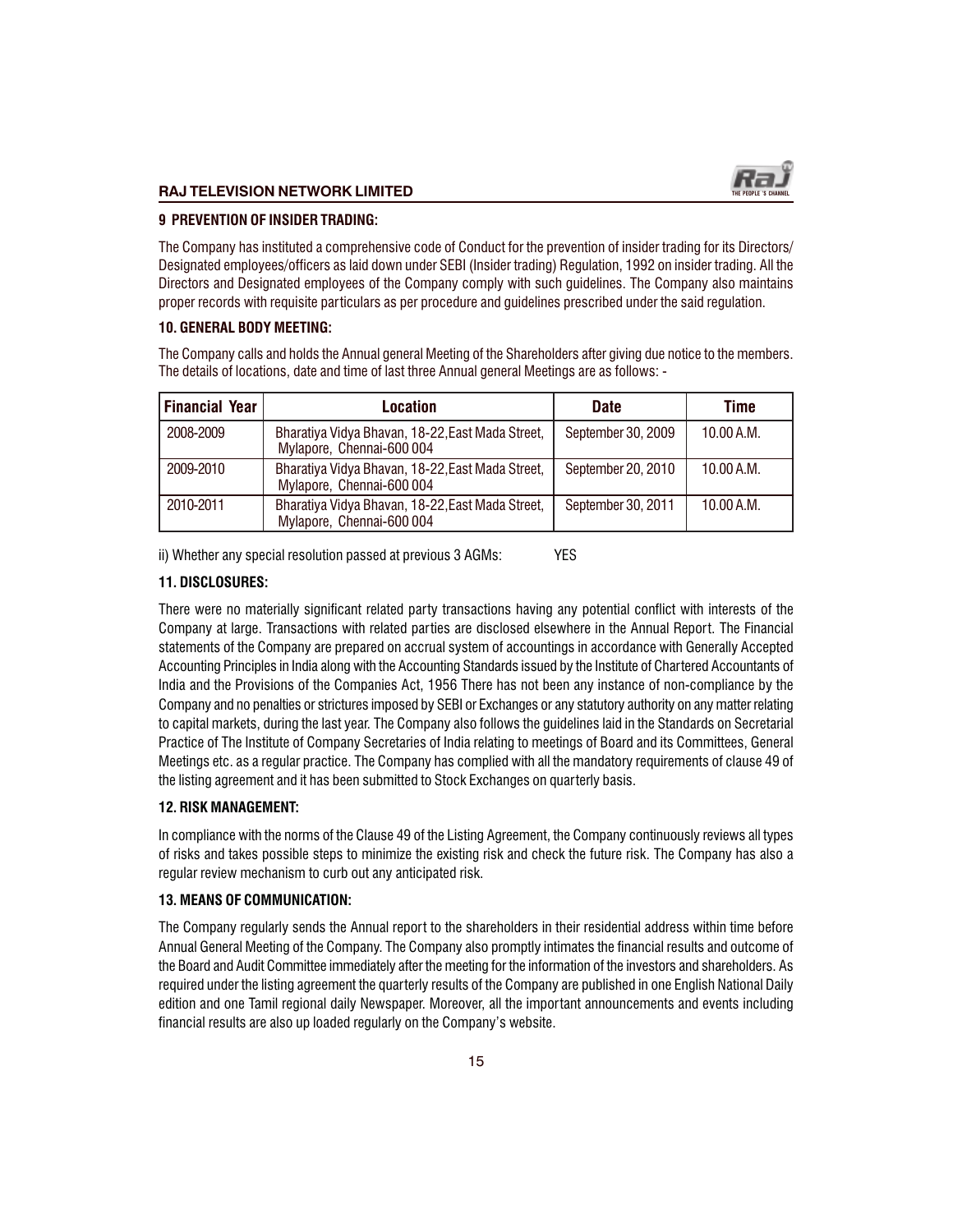### 9 PREVENTION OF INSIDER TRADING:

The Company has instituted a comprehensive code of Conduct for the prevention of insider trading for its Directors/ Designated employees/officers as laid down under SEBI (Insider trading) Regulation, 1992 on insider trading. All the Directors and Designated employees of the Company comply with such guidelines. The Company also maintains proper records with requisite particulars as per procedure and guidelines prescribed under the said regulation.

### 10. GENERAL BODY MEETING:

The Company calls and holds the Annual general Meeting of the Shareholders after giving due notice to the members. The details of locations, date and time of last three Annual general Meetings are as follows: -

| Financial Year | Location | Date | Time |
|---|---|---|---|
| 2008-2009 | Bharatiya Vidya Bhavan, 18-22,East Mada Street, Mylapore, Chennai-600 004 | September 30, 2009 | 10.00 A.M. |
| 2009-2010 | Bharatiya Vidya Bhavan, 18-22,East Mada Street, Mylapore, Chennai-600 004 | September 20, 2010 | 10.00 A.M. |
| 2010-2011 | Bharatiya Vidya Bhavan, 18-22,East Mada Street, Mylapore, Chennai-600 004 | September 30, 2011 | 10.00 A.M. |

ii) Whether any special resolution passed at previous 3 AGMs: YES

### 11. DISCLOSURES:

There were no materially significant related party transactions having any potential conflict with interests of the Company at large. Transactions with related parties are disclosed elsewhere in the Annual Report. The Financial statements of the Company are prepared on accrual system of accountings in accordance with Generally Accepted Accounting Principles in India along with the Accounting Standards issued by the Institute of Chartered Accountants of India and the Provisions of the Companies Act, 1956 There has not been any instance of non-compliance by the Company and no penalties or strictures imposed by SEBI or Exchanges or any statutory authority on any matter relating to capital markets, during the last year. The Company also follows the guidelines laid in the Standards on Secretarial Practice of The Institute of Company Secretaries of India relating to meetings of Board and its Committees, General Meetings etc. as a regular practice. The Company has complied with all the mandatory requirements of clause 49 of the listing agreement and it has been submitted to Stock Exchanges on quarterly basis.

### 12. RISK MANAGEMENT:

In compliance with the norms of the Clause 49 of the Listing Agreement, the Company continuously reviews all types of risks and takes possible steps to minimize the existing risk and check the future risk. The Company has also a regular review mechanism to curb out any anticipated risk.

### 13. MEANS OF COMMUNICATION:

The Company regularly sends the Annual report to the shareholders in their residential address within time before Annual General Meeting of the Company. The Company also promptly intimates the financial results and outcome of the Board and Audit Committee immediately after the meeting for the information of the investors and shareholders. As required under the listing agreement the quarterly results of the Company are published in one English National Daily edition and one Tamil regional daily Newspaper. Moreover, all the important announcements and events including financial results are also up loaded regularly on the Company's website.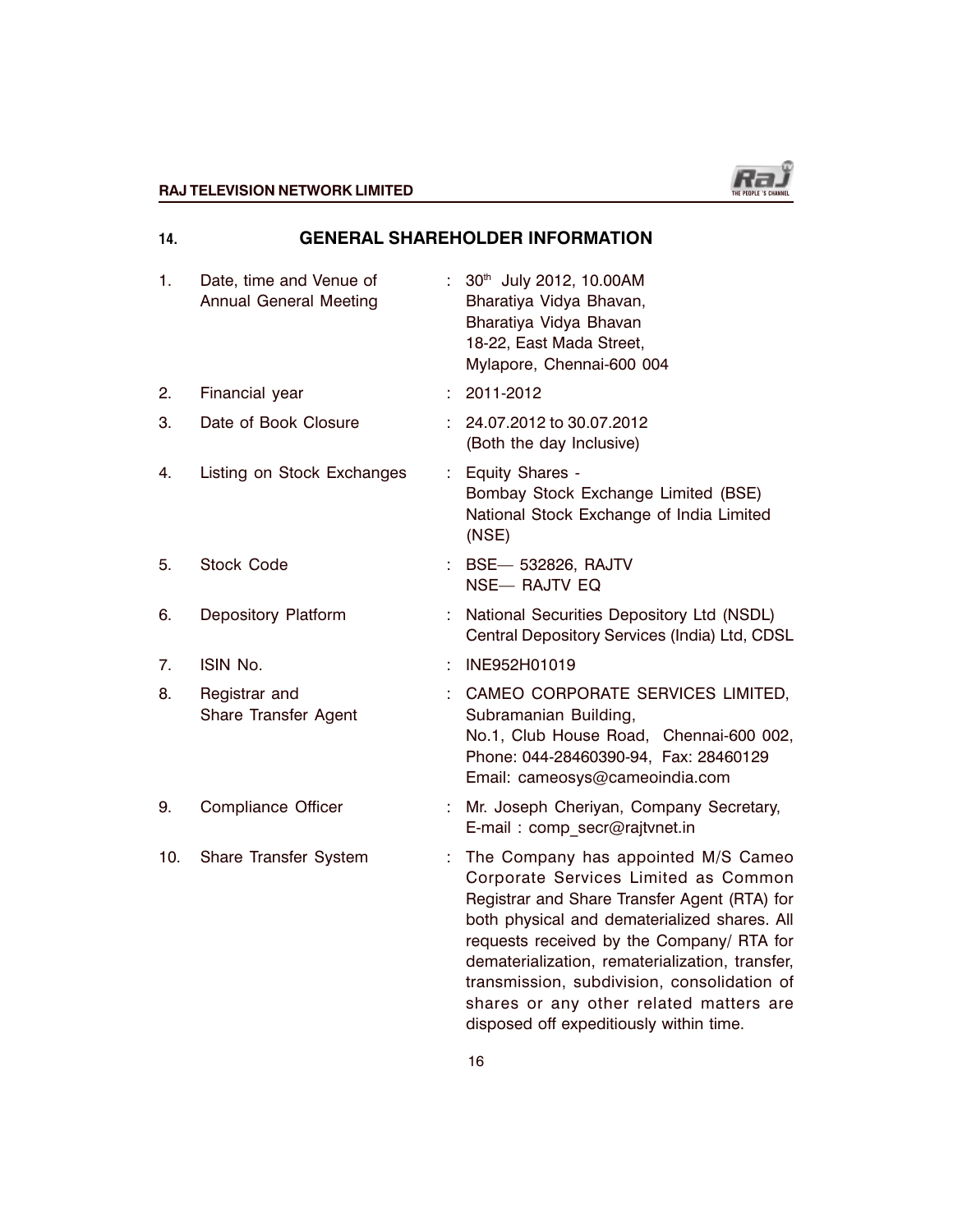## 14. GENERAL SHAREHOLDER INFORMATION

| | | | |
|---|---|---|---|
| 1. | Date, time and Venue of Annual General Meeting | : | 30th July 2012, 10.00AM<br>Bharatiya Vidya Bhavan,<br>Bharatiya Vidya Bhavan<br>18-22, East Mada Street,<br>Mylapore, Chennai-600 004 |
| 2. | Financial year | : | 2011-2012 |
| 3. | Date of Book Closure | : | 24.07.2012 to 30.07.2012<br>(Both the day Inclusive) |
| 4. | Listing on Stock Exchanges | : | Equity Shares -<br>Bombay Stock Exchange Limited (BSE)<br>National Stock Exchange of India Limited (NSE) |
| 5. | Stock Code | : | BSE— 532826, RAJTV<br>NSE— RAJTV EQ |
| 6. | Depository Platform | : | National Securities Depository Ltd (NSDL)<br>Central Depository Services (India) Ltd, CDSL |
| 7. | ISIN No. | : | INE952H01019 |
| 8. | Registrar and Share Transfer Agent | : | CAMEO CORPORATE SERVICES LIMITED,<br>Subramanian Building,<br>No.1, Club House Road, Chennai-600 002,<br>Phone: 044-28460390-94, Fax: 28460129<br>Email: cameosys@cameoindia.com |
| 9. | Compliance Officer | : | Mr. Joseph Cheriyan, Company Secretary,<br>E-mail : comp_secr@rajtvnet.in |
| 10. | Share Transfer System | : | The Company has appointed M/S Cameo Corporate Services Limited as Common Registrar and Share Transfer Agent (RTA) for both physical and dematerialized shares. All requests received by the Company/ RTA for dematerialization, rematerialization, transfer, transmission, subdivision, consolidation of shares or any other related matters are disposed off expeditiously within time. |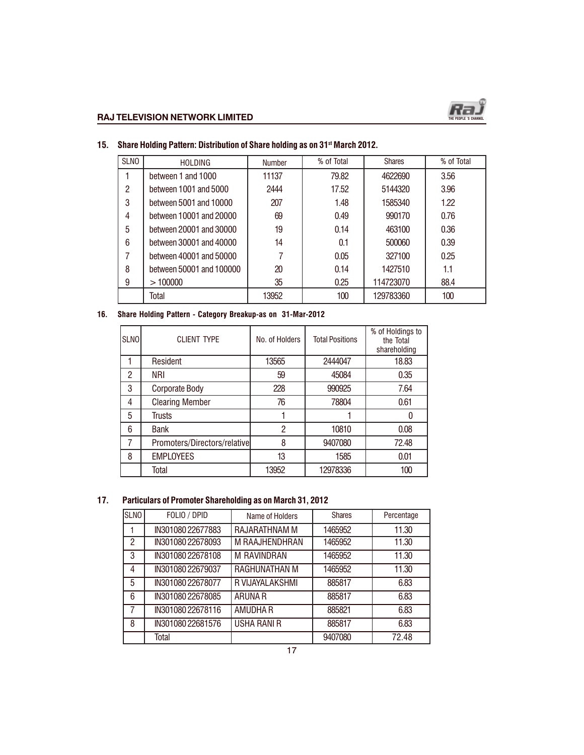## 15. Share Holding Pattern: Distribution of Share holding as on 31st March 2012.

| SLNO | HOLDING | Number | % of Total | Shares | % of Total |
|---|---|---|---|---|---|
| 1 | between 1 and 1000 | 11137 | 79.82 | 4622690 | 3.56 |
| 2 | between 1001 and 5000 | 2444 | 17.52 | 5144320 | 3.96 |
| 3 | between 5001 and 10000 | 207 | 1.48 | 1585340 | 1.22 |
| 4 | between 10001 and 20000 | 69 | 0.49 | 990170 | 0.76 |
| 5 | between 20001 and 30000 | 19 | 0.14 | 463100 | 0.36 |
| 6 | between 30001 and 40000 | 14 | 0.1 | 500060 | 0.39 |
| 7 | between 40001 and 50000 | 7 | 0.05 | 327100 | 0.25 |
| 8 | between 50001 and 100000 | 20 | 0.14 | 1427510 | 1.1 |
| 9 | > 100000 | 35 | 0.25 | 114723070 | 88.4 |
| | Total | 13952 | 100 | 129783360 | 100 |

## 16. Share Holding Pattern - Category Breakup-as on 31-Mar-2012

| SLNO | CLIENT TYPE | No. of Holders | Total Positions | % of Holdings to the Total shareholding |
|---|---|---|---|---|
| 1 | Resident | 13565 | 2444047 | 18.83 |
| 2 | NRI | 59 | 45084 | 0.35 |
| 3 | Corporate Body | 228 | 990925 | 7.64 |
| 4 | Clearing Member | 76 | 78804 | 0.61 |
| 5 | Trusts | 1 | 1 | 0 |
| 6 | Bank | 2 | 10810 | 0.08 |
| 7 | Promoters/Directors/relative | 8 | 9407080 | 72.48 |
| 8 | EMPLOYEES | 13 | 1585 | 0.01 |
| | Total | 13952 | 12978336 | 100 |

## 17. Particulars of Promoter Shareholding as on March 31, 2012

| SLNO | FOLIO / DPID | Name of Holders | Shares | Percentage |
|---|---|---|---|---|
| 1 | IN301080 22677883 | RAJARATHNAM M | 1465952 | 11.30 |
| 2 | IN301080 22678093 | M RAAJHENDHRAN | 1465952 | 11.30 |
| 3 | IN301080 22678108 | M RAVINDRAN | 1465952 | 11.30 |
| 4 | IN301080 22679037 | RAGHUNATHAN M | 1465952 | 11.30 |
| 5 | IN301080 22678077 | R VIJAYALAKSHMI | 885817 | 6.83 |
| 6 | IN301080 22678085 | ARUNA R | 885817 | 6.83 |
| 7 | IN301080 22678116 | AMUDHA R | 885821 | 6.83 |
| 8 | IN301080 22681576 | USHA RANI R | 885817 | 6.83 |
| | Total | | 9407080 | 72.48 |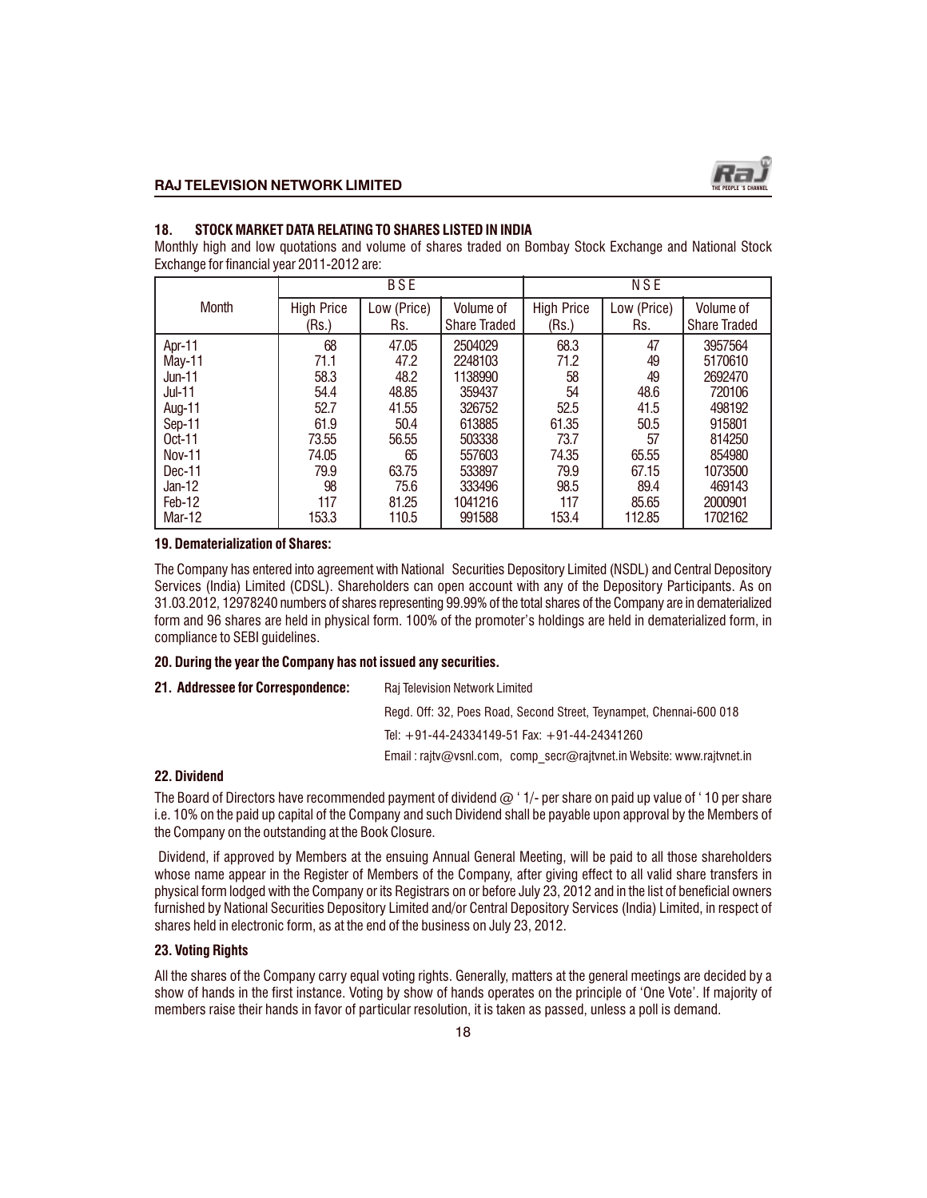## 18. STOCK MARKET DATA RELATING TO SHARES LISTED IN INDIA

Monthly high and low quotations and volume of shares traded on Bombay Stock Exchange and National Stock Exchange for financial year 2011-2012 are:

| Month | BSE | | | NSE | | |
|---|---|---|---|---|---|---|
| | High Price (Rs.) | Low (Price) Rs. | Volume of Share Traded | High Price (Rs.) | Low (Price) Rs. | Volume of Share Traded |
| Apr-11 | 68 | 47.05 | 2504029 | 68.3 | 47 | 3957564 |
| May-11 | 71.1 | 47.2 | 2248103 | 71.2 | 49 | 5170610 |
| Jun-11 | 58.3 | 48.2 | 1138990 | 58 | 49 | 2692470 |
| Jul-11 | 54.4 | 48.85 | 359437 | 54 | 48.6 | 720106 |
| Aug-11 | 52.7 | 41.55 | 326752 | 52.5 | 41.5 | 498192 |
| Sep-11 | 61.9 | 50.4 | 613885 | 61.35 | 50.5 | 915801 |
| Oct-11 | 73.55 | 56.55 | 503338 | 73.7 | 57 | 814250 |
| Nov-11 | 74.05 | 65 | 557603 | 74.35 | 65.55 | 854980 |
| Dec-11 | 79.9 | 63.75 | 533897 | 79.9 | 67.15 | 1073500 |
| Jan-12 | 98 | 75.6 | 333496 | 98.5 | 89.4 | 469143 |
| Feb-12 | 117 | 81.25 | 1041216 | 117 | 85.65 | 2000901 |
| Mar-12 | 153.3 | 110.5 | 991588 | 153.4 | 112.85 | 1702162 |

### 19. Dematerialization of Shares:

The Company has entered into agreement with National Securities Depository Limited (NSDL) and Central Depository Services (India) Limited (CDSL). Shareholders can open account with any of the Depository Participants. As on 31.03.2012, 12978240 numbers of shares representing 99.99% of the total shares of the Company are in dematerialized form and 96 shares are held in physical form. 100% of the promoter's holdings are held in dematerialized form, in compliance to SEBI guidelines.

### 20. During the year the Company has not issued any securities.

### 21. Addressee for Correspondence:

Raj Television Network Limited

Regd. Off: 32, Poes Road, Second Street, Teynampet, Chennai-600 018

Tel: +91-44-24334149-51 Fax: +91-44-24341260

Email : rajtv@vsnl.com, comp_secr@rajtvnet.in Website: www.rajtvnet.in

### 22. Dividend

The Board of Directors have recommended payment of dividend @ ' 1/- per share on paid up value of ' 10 per share i.e. 10% on the paid up capital of the Company and such Dividend shall be payable upon approval by the Members of the Company on the outstanding at the Book Closure.

Dividend, if approved by Members at the ensuing Annual General Meeting, will be paid to all those shareholders whose name appear in the Register of Members of the Company, after giving effect to all valid share transfers in physical form lodged with the Company or its Registrars on or before July 23, 2012 and in the list of beneficial owners furnished by National Securities Depository Limited and/or Central Depository Services (India) Limited, in respect of shares held in electronic form, as at the end of the business on July 23, 2012.

### 23. Voting Rights

All the shares of the Company carry equal voting rights. Generally, matters at the general meetings are decided by a show of hands in the first instance. Voting by show of hands operates on the principle of 'One Vote'. If majority of members raise their hands in favor of particular resolution, it is taken as passed, unless a poll is demand.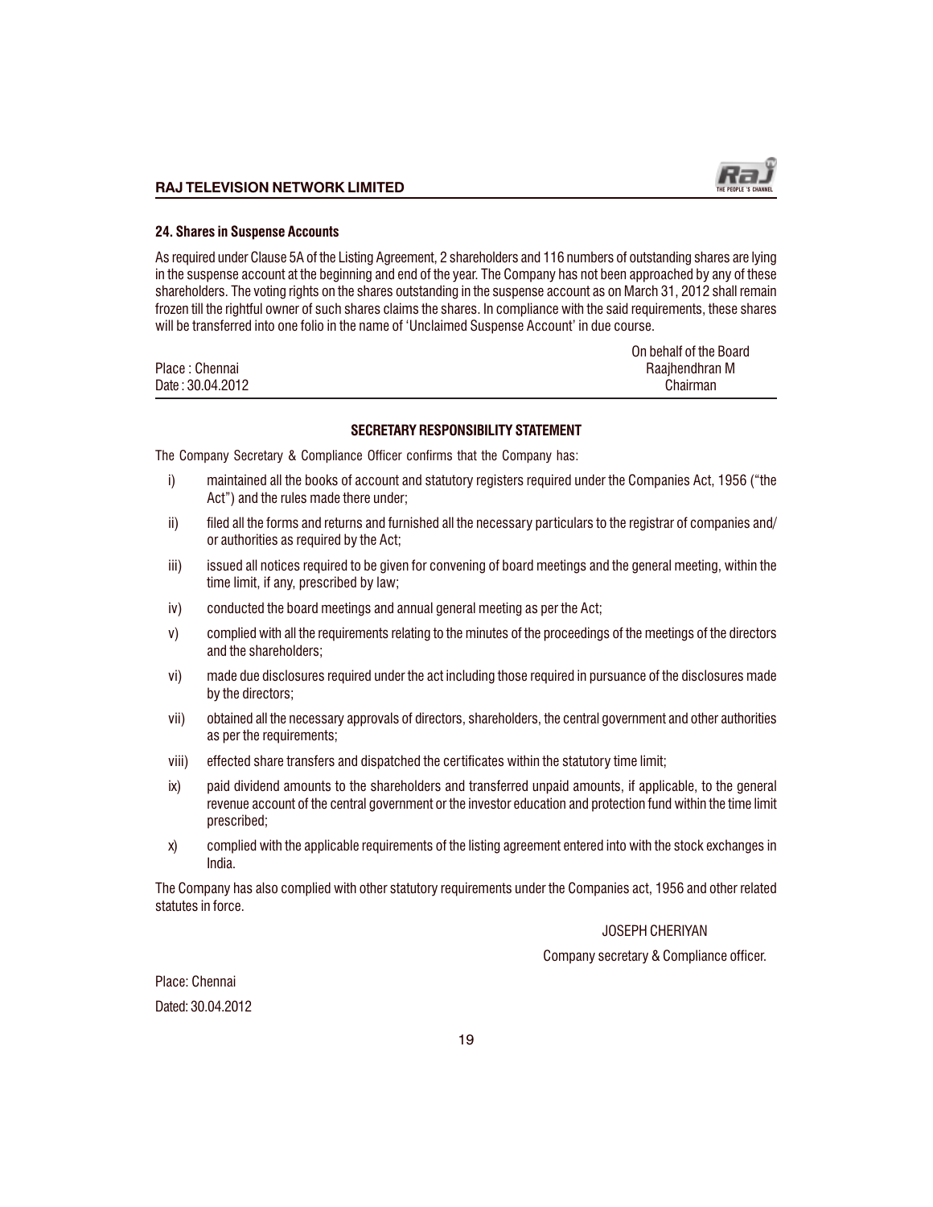**24. Shares in Suspense Accounts**

As required under Clause 5A of the Listing Agreement, 2 shareholders and 116 numbers of outstanding shares are lying in the suspense account at the beginning and end of the year. The Company has not been approached by any of these shareholders. The voting rights on the shares outstanding in the suspense account as on March 31, 2012 shall remain frozen till the rightful owner of such shares claims the shares. In compliance with the said requirements, these shares will be transferred into one folio in the name of 'Unclaimed Suspense Account' in due course.

On behalf of the Board

Place : Chennai
Date : 30.04.2012

Raajhendhran M
Chairman

---

## SECRETARY RESPONSIBILITY STATEMENT

The Company Secretary & Compliance Officer confirms that the Company has:

i) maintained all the books of account and statutory registers required under the Companies Act, 1956 ("the Act") and the rules made there under;

ii) filed all the forms and returns and furnished all the necessary particulars to the registrar of companies and/ or authorities as required by the Act;

iii) issued all notices required to be given for convening of board meetings and the general meeting, within the time limit, if any, prescribed by law;

iv) conducted the board meetings and annual general meeting as per the Act;

v) complied with all the requirements relating to the minutes of the proceedings of the meetings of the directors and the shareholders;

vi) made due disclosures required under the act including those required in pursuance of the disclosures made by the directors;

vii) obtained all the necessary approvals of directors, shareholders, the central government and other authorities as per the requirements;

viii) effected share transfers and dispatched the certificates within the statutory time limit;

ix) paid dividend amounts to the shareholders and transferred unpaid amounts, if applicable, to the general revenue account of the central government or the investor education and protection fund within the time limit prescribed;

x) complied with the applicable requirements of the listing agreement entered into with the stock exchanges in India.

The Company has also complied with other statutory requirements under the Companies act, 1956 and other related statutes in force.

JOSEPH CHERIYAN

Company secretary & Compliance officer.

Place: Chennai

Dated: 30.04.2012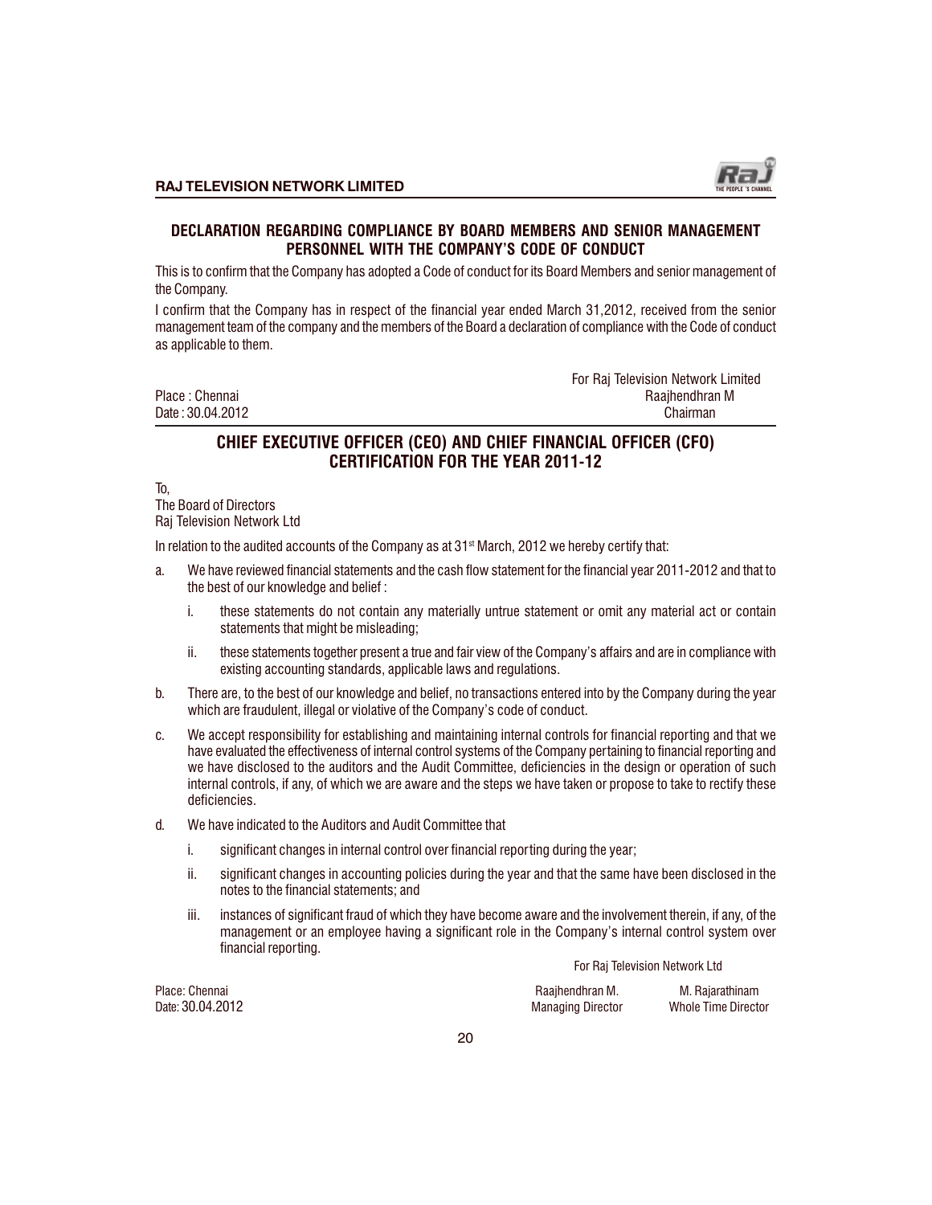## DECLARATION REGARDING COMPLIANCE BY BOARD MEMBERS AND SENIOR MANAGEMENT PERSONNEL WITH THE COMPANY'S CODE OF CONDUCT

This is to confirm that the Company has adopted a Code of conduct for its Board Members and senior management of the Company.

I confirm that the Company has in respect of the financial year ended March 31,2012, received from the senior management team of the company and the members of the Board a declaration of compliance with the Code of conduct as applicable to them.

For Raj Television Network Limited
Raajhendhran M
Chairman

Place : Chennai
Date : 30.04.2012

## CHIEF EXECUTIVE OFFICER (CEO) AND CHIEF FINANCIAL OFFICER (CFO) CERTIFICATION FOR THE YEAR 2011-12

To,
The Board of Directors
Raj Television Network Ltd

In relation to the audited accounts of the Company as at 31st March, 2012 we hereby certify that:

a. We have reviewed financial statements and the cash flow statement for the financial year 2011-2012 and that to the best of our knowledge and belief :

   i. these statements do not contain any materially untrue statement or omit any material act or contain statements that might be misleading;

   ii. these statements together present a true and fair view of the Company's affairs and are in compliance with existing accounting standards, applicable laws and regulations.

b. There are, to the best of our knowledge and belief, no transactions entered into by the Company during the year which are fraudulent, illegal or violative of the Company's code of conduct.

c. We accept responsibility for establishing and maintaining internal controls for financial reporting and that we have evaluated the effectiveness of internal control systems of the Company pertaining to financial reporting and we have disclosed to the auditors and the Audit Committee, deficiencies in the design or operation of such internal controls, if any, of which we are aware and the steps we have taken or propose to take to rectify these deficiencies.

d. We have indicated to the Auditors and Audit Committee that

   i. significant changes in internal control over financial reporting during the year;

   ii. significant changes in accounting policies during the year and that the same have been disclosed in the notes to the financial statements; and

   iii. instances of significant fraud of which they have become aware and the involvement therein, if any, of the management or an employee having a significant role in the Company's internal control system over financial reporting.

For Raj Television Network Ltd

Raajhendhran M.
Managing Director

M. Rajarathinam
Whole Time Director

Place: Chennai
Date: 30.04.2012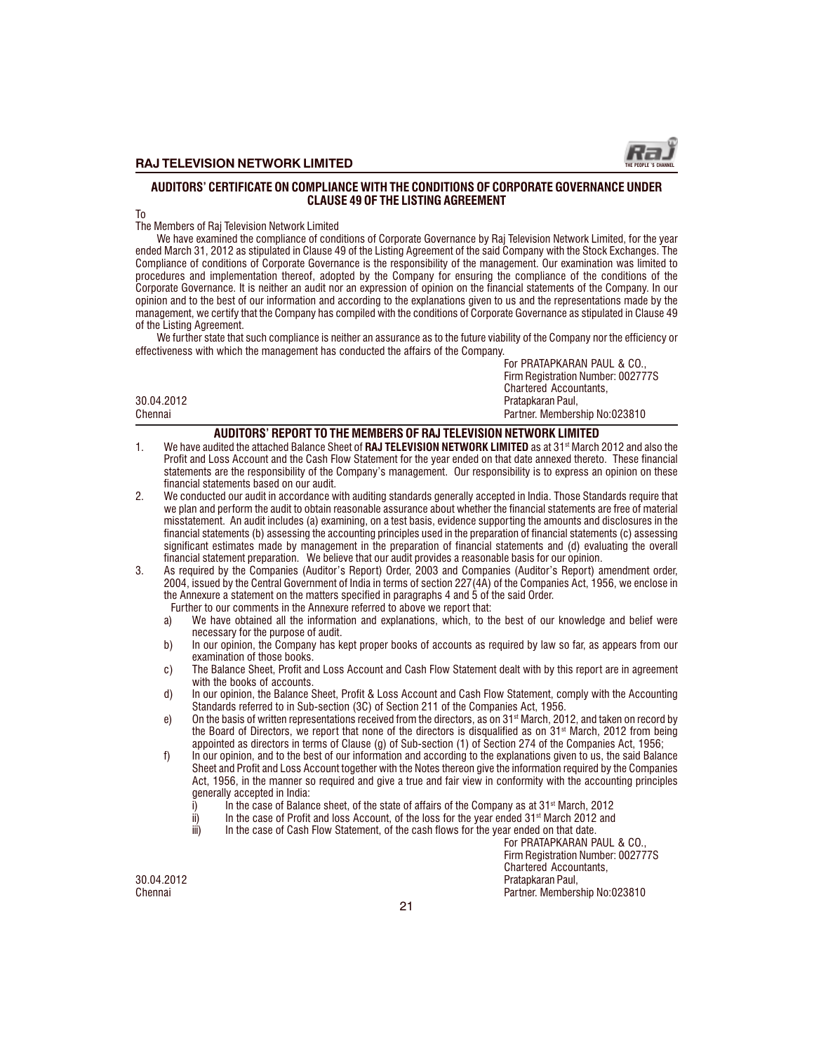## AUDITORS' CERTIFICATE ON COMPLIANCE WITH THE CONDITIONS OF CORPORATE GOVERNANCE UNDER CLAUSE 49 OF THE LISTING AGREEMENT

To

The Members of Raj Television Network Limited

We have examined the compliance of conditions of Corporate Governance by Raj Television Network Limited, for the year ended March 31, 2012 as stipulated in Clause 49 of the Listing Agreement of the said Company with the Stock Exchanges. The Compliance of conditions of Corporate Governance is the responsibility of the management. Our examination was limited to procedures and implementation thereof, adopted by the Company for ensuring the compliance of the conditions of the Corporate Governance. It is neither an audit nor an expression of opinion on the financial statements of the Company. In our opinion and to the best of our information and according to the explanations given to us and the representations made by the management, we certify that the Company has compiled with the conditions of Corporate Governance as stipulated in Clause 49 of the Listing Agreement.

We further state that such compliance is neither an assurance as to the future viability of the Company nor the efficiency or effectiveness with which the management has conducted the affairs of the Company.

For PRATAPKARAN PAUL & CO.,
Firm Registration Number: 002777S
Chartered Accountants,
Pratapkaran Paul,
Partner. Membership No:023810

30.04.2012
Chennai

## AUDITORS' REPORT TO THE MEMBERS OF RAJ TELEVISION NETWORK LIMITED

1. We have audited the attached Balance Sheet of **RAJ TELEVISION NETWORK LIMITED** as at 31st March 2012 and also the Profit and Loss Account and the Cash Flow Statement for the year ended on that date annexed thereto. These financial statements are the responsibility of the Company's management. Our responsibility is to express an opinion on these financial statements based on our audit.
2. We conducted our audit in accordance with auditing standards generally accepted in India. Those Standards require that we plan and perform the audit to obtain reasonable assurance about whether the financial statements are free of material misstatement. An audit includes (a) examining, on a test basis, evidence supporting the amounts and disclosures in the financial statements (b) assessing the accounting principles used in the preparation of financial statements (c) assessing significant estimates made by management in the preparation of financial statements and (d) evaluating the overall financial statement preparation. We believe that our audit provides a reasonable basis for our opinion.
3. As required by the Companies (Auditor's Report) Order, 2003 and Companies (Auditor's Report) amendment order, 2004, issued by the Central Government of India in terms of section 227(4A) of the Companies Act, 1956, we enclose in the Annexure a statement on the matters specified in paragraphs 4 and 5 of the said Order.

   Further to our comments in the Annexure referred to above we report that:

   a) We have obtained all the information and explanations, which, to the best of our knowledge and belief were necessary for the purpose of audit.
   b) In our opinion, the Company has kept proper books of accounts as required by law so far, as appears from our examination of those books.
   c) The Balance Sheet, Profit and Loss Account and Cash Flow Statement dealt with by this report are in agreement with the books of accounts.
   d) In our opinion, the Balance Sheet, Profit & Loss Account and Cash Flow Statement, comply with the Accounting Standards referred to in Sub-section (3C) of Section 211 of the Companies Act, 1956.
   e) On the basis of written representations received from the directors, as on 31st March, 2012, and taken on record by the Board of Directors, we report that none of the directors is disqualified as on 31st March, 2012 from being appointed as directors in terms of Clause (g) of Sub-section (1) of Section 274 of the Companies Act, 1956;
   f) In our opinion, and to the best of our information and according to the explanations given to us, the said Balance Sheet and Profit and Loss Account together with the Notes thereon give the information required by the Companies Act, 1956, in the manner so required and give a true and fair view in conformity with the accounting principles generally accepted in India:
      i) In the case of Balance sheet, of the state of affairs of the Company as at 31st March, 2012
      ii) In the case of Profit and loss Account, of the loss for the year ended 31st March 2012 and
      iii) In the case of Cash Flow Statement, of the cash flows for the year ended on that date.

For PRATAPKARAN PAUL & CO.,
Firm Registration Number: 002777S
Chartered Accountants,
Pratapkaran Paul,
Partner. Membership No:023810

30.04.2012
Chennai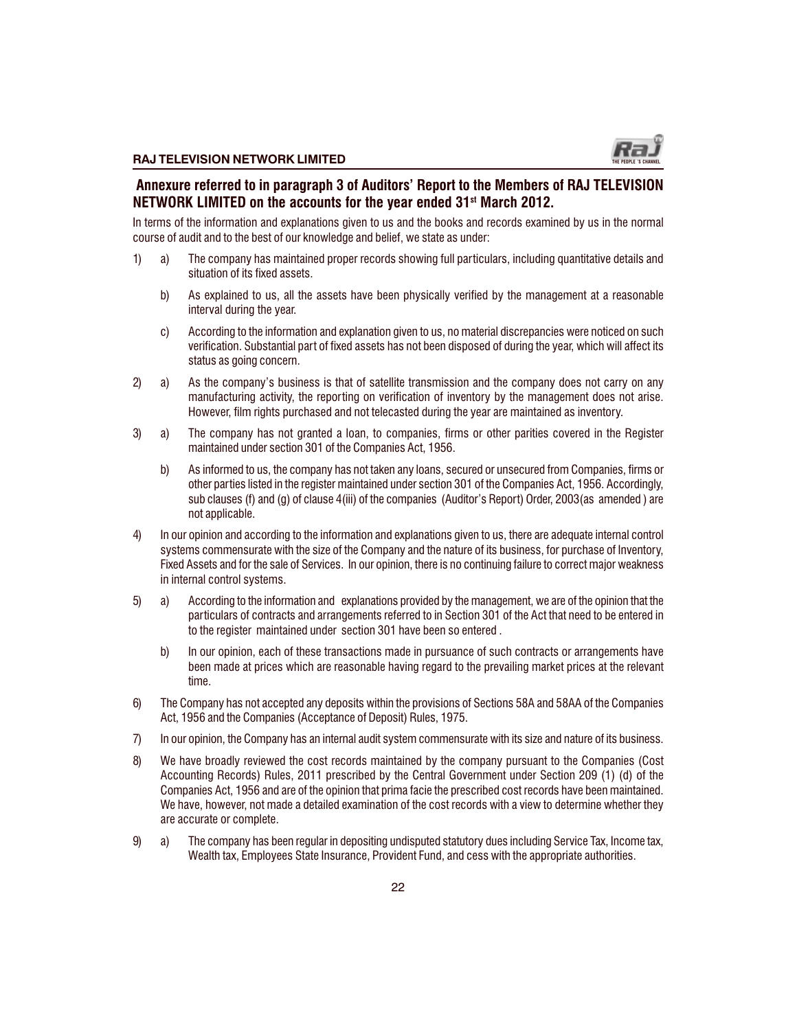## Annexure referred to in paragraph 3 of Auditors' Report to the Members of RAJ TELEVISION NETWORK LIMITED on the accounts for the year ended 31st March 2012.

In terms of the information and explanations given to us and the books and records examined by us in the normal course of audit and to the best of our knowledge and belief, we state as under:

1) a) The company has maintained proper records showing full particulars, including quantitative details and situation of its fixed assets.

   b) As explained to us, all the assets have been physically verified by the management at a reasonable interval during the year.

   c) According to the information and explanation given to us, no material discrepancies were noticed on such verification. Substantial part of fixed assets has not been disposed of during the year, which will affect its status as going concern.

2) a) As the company's business is that of satellite transmission and the company does not carry on any manufacturing activity, the reporting on verification of inventory by the management does not arise. However, film rights purchased and not telecasted during the year are maintained as inventory.

3) a) The company has not granted a loan, to companies, firms or other parities covered in the Register maintained under section 301 of the Companies Act, 1956.

   b) As informed to us, the company has not taken any loans, secured or unsecured from Companies, firms or other parties listed in the register maintained under section 301 of the Companies Act, 1956. Accordingly, sub clauses (f) and (g) of clause 4(iii) of the companies (Auditor's Report) Order, 2003(as amended ) are not applicable.

4) In our opinion and according to the information and explanations given to us, there are adequate internal control systems commensurate with the size of the Company and the nature of its business, for purchase of Inventory, Fixed Assets and for the sale of Services. In our opinion, there is no continuing failure to correct major weakness in internal control systems.

5) a) According to the information and explanations provided by the management, we are of the opinion that the particulars of contracts and arrangements referred to in Section 301 of the Act that need to be entered in to the register maintained under section 301 have been so entered .

   b) In our opinion, each of these transactions made in pursuance of such contracts or arrangements have been made at prices which are reasonable having regard to the prevailing market prices at the relevant time.

6) The Company has not accepted any deposits within the provisions of Sections 58A and 58AA of the Companies Act, 1956 and the Companies (Acceptance of Deposit) Rules, 1975.

7) In our opinion, the Company has an internal audit system commensurate with its size and nature of its business.

8) We have broadly reviewed the cost records maintained by the company pursuant to the Companies (Cost Accounting Records) Rules, 2011 prescribed by the Central Government under Section 209 (1) (d) of the Companies Act, 1956 and are of the opinion that prima facie the prescribed cost records have been maintained. We have, however, not made a detailed examination of the cost records with a view to determine whether they are accurate or complete.

9) a) The company has been regular in depositing undisputed statutory dues including Service Tax, Income tax, Wealth tax, Employees State Insurance, Provident Fund, and cess with the appropriate authorities.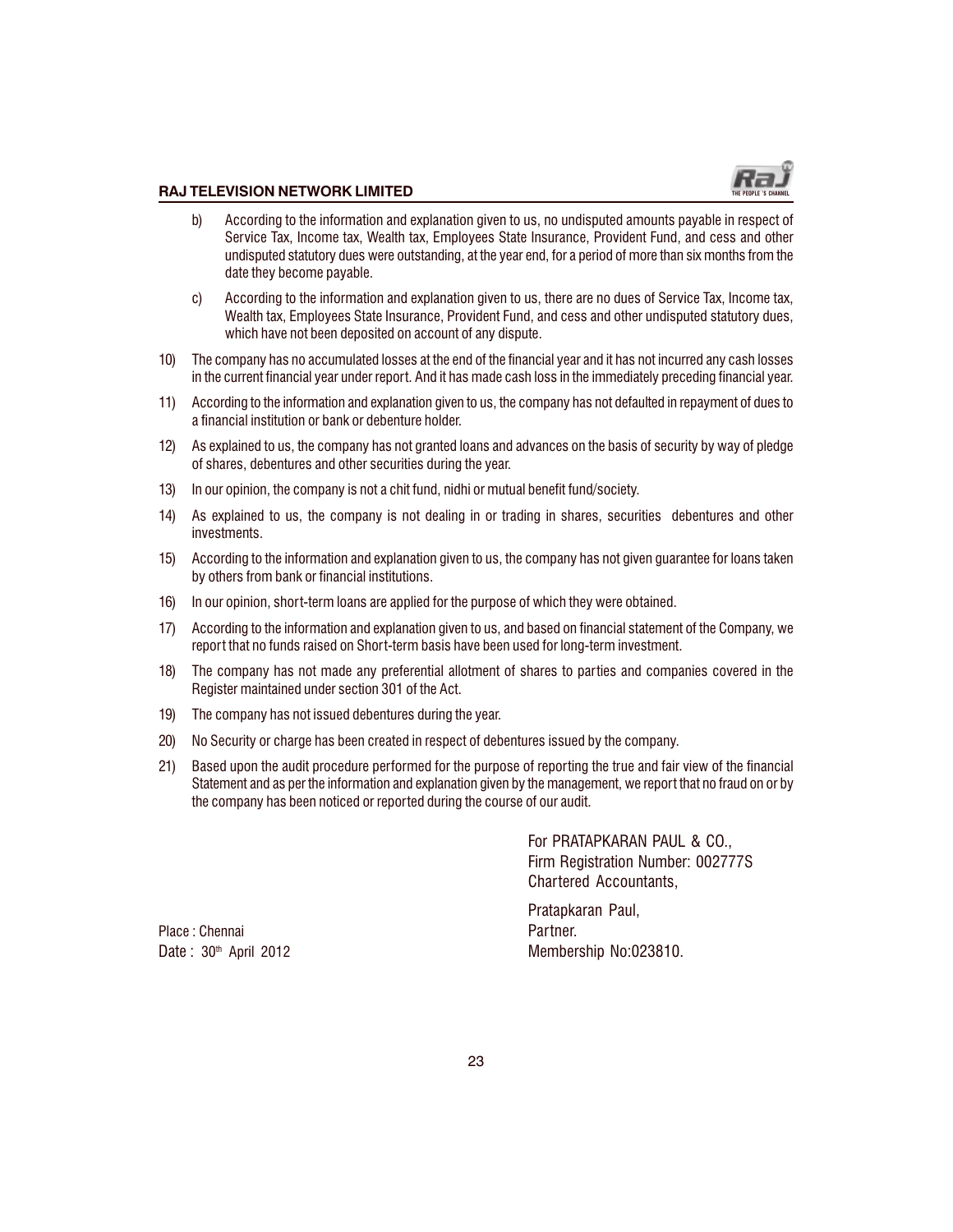b) According to the information and explanation given to us, no undisputed amounts payable in respect of Service Tax, Income tax, Wealth tax, Employees State Insurance, Provident Fund, and cess and other undisputed statutory dues were outstanding, at the year end, for a period of more than six months from the date they become payable.

c) According to the information and explanation given to us, there are no dues of Service Tax, Income tax, Wealth tax, Employees State Insurance, Provident Fund, and cess and other undisputed statutory dues, which have not been deposited on account of any dispute.

10) The company has no accumulated losses at the end of the financial year and it has not incurred any cash losses in the current financial year under report. And it has made cash loss in the immediately preceding financial year.

11) According to the information and explanation given to us, the company has not defaulted in repayment of dues to a financial institution or bank or debenture holder.

12) As explained to us, the company has not granted loans and advances on the basis of security by way of pledge of shares, debentures and other securities during the year.

13) In our opinion, the company is not a chit fund, nidhi or mutual benefit fund/society.

14) As explained to us, the company is not dealing in or trading in shares, securities debentures and other investments.

15) According to the information and explanation given to us, the company has not given guarantee for loans taken by others from bank or financial institutions.

16) In our opinion, short-term loans are applied for the purpose of which they were obtained.

17) According to the information and explanation given to us, and based on financial statement of the Company, we report that no funds raised on Short-term basis have been used for long-term investment.

18) The company has not made any preferential allotment of shares to parties and companies covered in the Register maintained under section 301 of the Act.

19) The company has not issued debentures during the year.

20) No Security or charge has been created in respect of debentures issued by the company.

21) Based upon the audit procedure performed for the purpose of reporting the true and fair view of the financial Statement and as per the information and explanation given by the management, we report that no fraud on or by the company has been noticed or reported during the course of our audit.

For PRATAPKARAN PAUL & CO.,
Firm Registration Number: 002777S
Chartered Accountants,

Pratapkaran Paul,
Partner.
Membership No:023810.

Place : Chennai
Date : 30th April 2012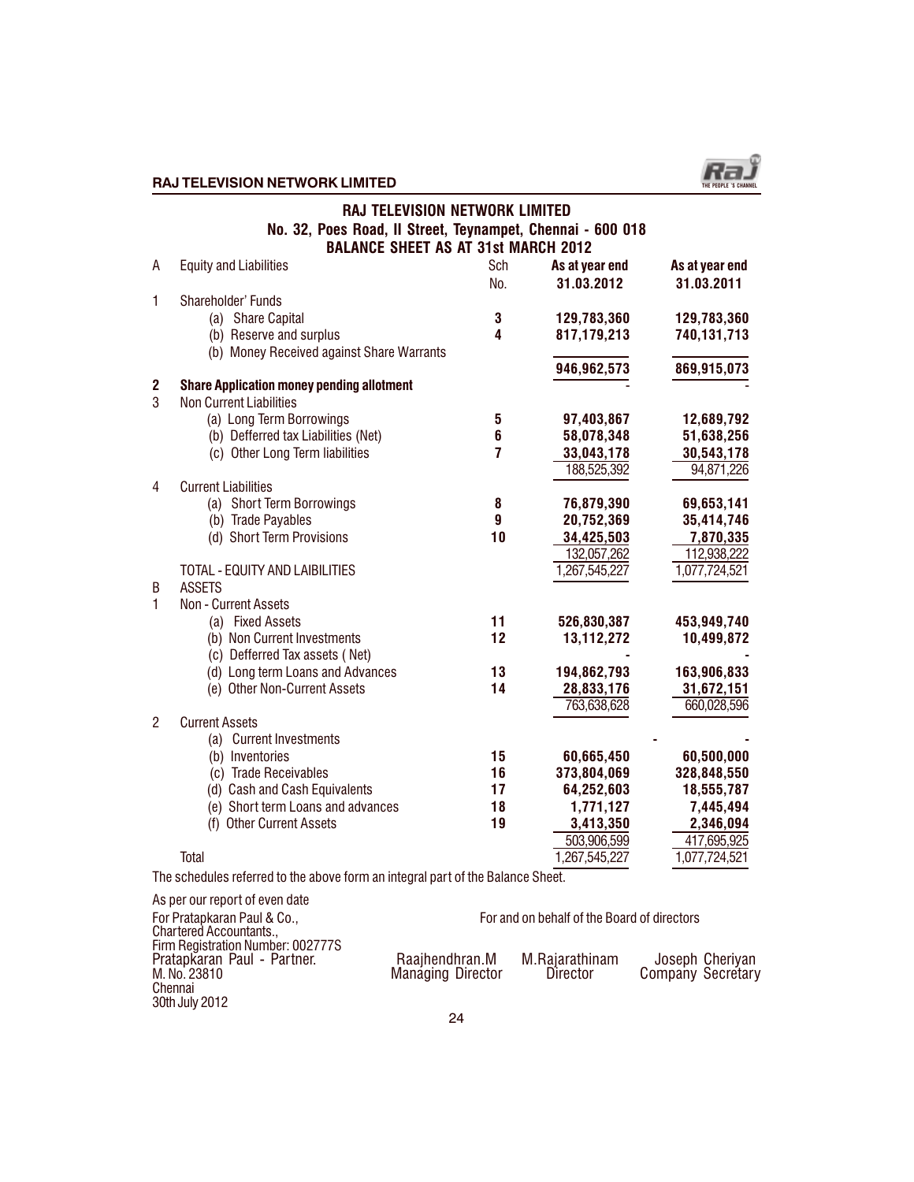# RAJ TELEVISION NETWORK LIMITED

## No. 32, Poes Road, II Street, Teynampet, Chennai - 600 018

## BALANCE SHEET AS AT 31st MARCH 2012

| | | Sch No. | As at year end 31.03.2012 | As at year end 31.03.2011 |
|---|---|---|---|---|
| A | Equity and Liabilities | | | |
| 1 | Shareholder' Funds | | | |
| | (a) Share Capital | 3 | 129,783,360 | 129,783,360 |
| | (b) Reserve and surplus | 4 | 817,179,213 | 740,131,713 |
| | (b) Money Received against Share Warrants | | | |
| | | | 946,962,573 | 869,915,073 |
| 2 | **Share Application money pending allotment** | | - | - |
| 3 | Non Current Liabilities | | | |
| | (a) Long Term Borrowings | 5 | 97,403,867 | 12,689,792 |
| | (b) Defferred tax Liabilities (Net) | 6 | 58,078,348 | 51,638,256 |
| | (c) Other Long Term liabilities | 7 | 33,043,178 | 30,543,178 |
| | | | 188,525,392 | 94,871,226 |
| 4 | Current Liabilities | | | |
| | (a) Short Term Borrowings | 8 | 76,879,390 | 69,653,141 |
| | (b) Trade Payables | 9 | 20,752,369 | 35,414,746 |
| | (d) Short Term Provisions | 10 | 34,425,503 | 7,870,335 |
| | | | 132,057,262 | 112,938,222 |
| | TOTAL - EQUITY AND LAIBILITIES | | 1,267,545,227 | 1,077,724,521 |
| B | ASSETS | | | |
| 1 | Non - Current Assets | | | |
| | (a) Fixed Assets | 11 | 526,830,387 | 453,949,740 |
| | (b) Non Current Investments | 12 | 13,112,272 | 10,499,872 |
| | (c) Defferred Tax assets ( Net) | | - | - |
| | (d) Long term Loans and Advances | 13 | 194,862,793 | 163,906,833 |
| | (e) Other Non-Current Assets | 14 | 28,833,176 | 31,672,151 |
| | | | 763,638,628 | 660,028,596 |
| 2 | Current Assets | | | |
| | (a) Current Investments | | - | - |
| | (b) Inventories | 15 | 60,665,450 | 60,500,000 |
| | (c) Trade Receivables | 16 | 373,804,069 | 328,848,550 |
| | (d) Cash and Cash Equivalents | 17 | 64,252,603 | 18,555,787 |
| | (e) Short term Loans and advances | 18 | 1,771,127 | 7,445,494 |
| | (f) Other Current Assets | 19 | 3,413,350 | 2,346,094 |
| | | | 503,906,599 | 417,695,925 |
| | Total | | 1,267,545,227 | 1,077,724,521 |

The schedules referred to the above form an integral part of the Balance Sheet.

As per our report of even date

For Pratapkaran Paul & Co.,
Chartered Accountants.,
Firm Registration Number: 002777S
Pratapkaran Paul - Partner.
M. No. 23810
Chennai
30th July 2012

For and on behalf of the Board of directors

Raajhendhran.M — Managing Director
M.Rajarathinam — Director
Joseph Cheriyan — Company Secretary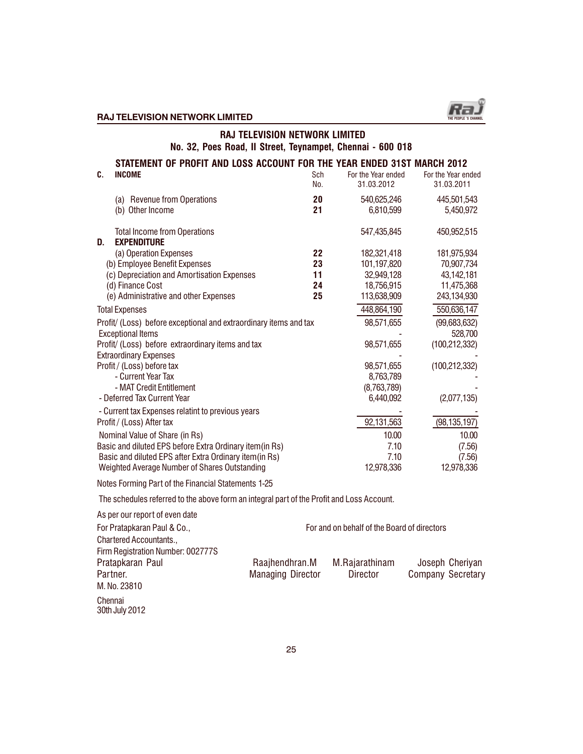# RAJ TELEVISION NETWORK LIMITED

## No. 32, Poes Road, II Street, Teynampet, Chennai - 600 018

### STATEMENT OF PROFIT AND LOSS ACCOUNT FOR THE YEAR ENDED 31ST MARCH 2012

| | | Sch No. | For the Year ended 31.03.2012 | For the Year ended 31.03.2011 |
|---|---|---|---|---|
| **C.** | **INCOME** | | | |
| | (a) Revenue from Operations | **20** | 540,625,246 | 445,501,543 |
| | (b) Other Income | **21** | 6,810,599 | 5,450,972 |
| | Total Income from Operations | | 547,435,845 | 450,952,515 |
| **D.** | **EXPENDITURE** | | | |
| | (a) Operation Expenses | **22** | 182,321,418 | 181,975,934 |
| | (b) Employee Benefit Expenses | **23** | 101,197,820 | 70,907,734 |
| | (c) Depreciation and Amortisation Expenses | **11** | 32,949,128 | 43,142,181 |
| | (d) Finance Cost | **24** | 18,756,915 | 11,475,368 |
| | (e) Administrative and other Expenses | **25** | 113,638,909 | 243,134,930 |
| | Total Expenses | | 448,864,190 | 550,636,147 |
| | Profit/ (Loss) before exceptional and extraordinary items and tax | | 98,571,655 | (99,683,632) |
| | Exceptional Items | | - | 528,700 |
| | Profit/ (Loss) before extraordinary items and tax | | 98,571,655 | (100,212,332) |
| | Extraordinary Expenses | | - | - |
| | Profit / (Loss) before tax | | 98,571,655 | (100,212,332) |
| | - Current Year Tax | | 8,763,789 | - |
| | - MAT Credit Entitlement | | (8,763,789) | - |
| | - Deferred Tax Current Year | | 6,440,092 | (2,077,135) |
| | - Current tax Expenses relatint to previous years | | - | - |
| | Profit / (Loss) After tax | | 92,131,563 | (98,135,197) |
| | Nominal Value of Share (in Rs) | | 10.00 | 10.00 |
| | Basic and diluted EPS before Extra Ordinary item(in Rs) | | 7.10 | (7.56) |
| | Basic and diluted EPS after Extra Ordinary item(in Rs) | | 7.10 | (7.56) |
| | Weighted Average Number of Shares Outstanding | | 12,978,336 | 12,978,336 |

Notes Forming Part of the Financial Statements 1-25

The schedules referred to the above form an integral part of the Profit and Loss Account.

As per our report of even date

For Pratapkaran Paul & Co.,
Chartered Accountants.,
Firm Registration Number: 002777S

For and on behalf of the Board of directors

| | | | |
|---|---|---|---|
| Pratapkaran Paul | Raajhendhran.M | M.Rajarathinam | Joseph Cheriyan |
| Partner. | Managing Director | Director | Company Secretary |
| M. No. 23810 | | | |

Chennai
30th July 2012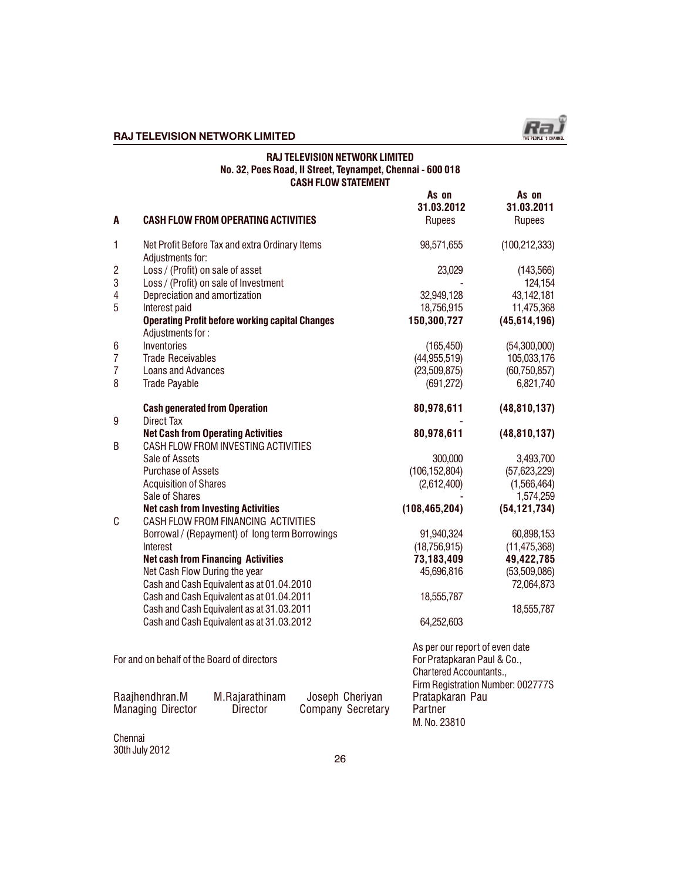## RAJ TELEVISION NETWORK LIMITED
### No. 32, Poes Road, II Street, Teynampet, Chennai - 600 018
### CASH FLOW STATEMENT

| | | As on 31.03.2012 Rupees | As on 31.03.2011 Rupees |
|---|---|---|---|
| **A** | **CASH FLOW FROM OPERATING ACTIVITIES** | | |
| 1 | Net Profit Before Tax and extra Ordinary Items | 98,571,655 | (100,212,333) |
| | Adjustments for: | | |
| 2 | Loss / (Profit) on sale of asset | 23,029 | (143,566) |
| 3 | Loss / (Profit) on sale of Investment | - | 124,154 |
| 4 | Depreciation and amortization | 32,949,128 | 43,142,181 |
| 5 | Interest paid | 18,756,915 | 11,475,368 |
| | **Operating Profit before working capital Changes** | **150,300,727** | **(45,614,196)** |
| | Adjustments for : | | |
| 6 | Inventories | (165,450) | (54,300,000) |
| 7 | Trade Receivables | (44,955,519) | 105,033,176 |
| 7 | Loans and Advances | (23,509,875) | (60,750,857) |
| 8 | Trade Payable | (691,272) | 6,821,740 |
| | **Cash generated from Operation** | **80,978,611** | **(48,810,137)** |
| 9 | Direct Tax | - | |
| | **Net Cash from Operating Activities** | **80,978,611** | **(48,810,137)** |
| B | CASH FLOW FROM INVESTING ACTIVITIES | | |
| | Sale of Assets | 300,000 | 3,493,700 |
| | Purchase of Assets | (106,152,804) | (57,623,229) |
| | Acquisition of Shares | (2,612,400) | (1,566,464) |
| | Sale of Shares | - | 1,574,259 |
| | **Net cash from Investing Activities** | **(108,465,204)** | **(54,121,734)** |
| C | CASH FLOW FROM FINANCING ACTIVITIES | | |
| | Borrowal / (Repayment) of long term Borrowings | 91,940,324 | 60,898,153 |
| | Interest | (18,756,915) | (11,475,368) |
| | **Net cash from Financing Activities** | **73,183,409** | **49,422,785** |
| | Net Cash Flow During the year | 45,696,816 | (53,509,086) |
| | Cash and Cash Equivalent as at 01.04.2010 | | 72,064,873 |
| | Cash and Cash Equivalent as at 01.04.2011 | 18,555,787 | |
| | Cash and Cash Equivalent as at 31.03.2011 | | 18,555,787 |
| | Cash and Cash Equivalent as at 31.03.2012 | 64,252,603 | |

For and on behalf of the Board of directors

Raajhendhran.M
Managing Director

M.Rajarathinam
Director

Joseph Cheriyan
Company Secretary

As per our report of even date
For Pratapkaran Paul & Co.,
Chartered Accountants.,
Firm Registration Number: 002777S
Pratapkaran Pau
Partner
M. No. 23810

Chennai
30th July 2012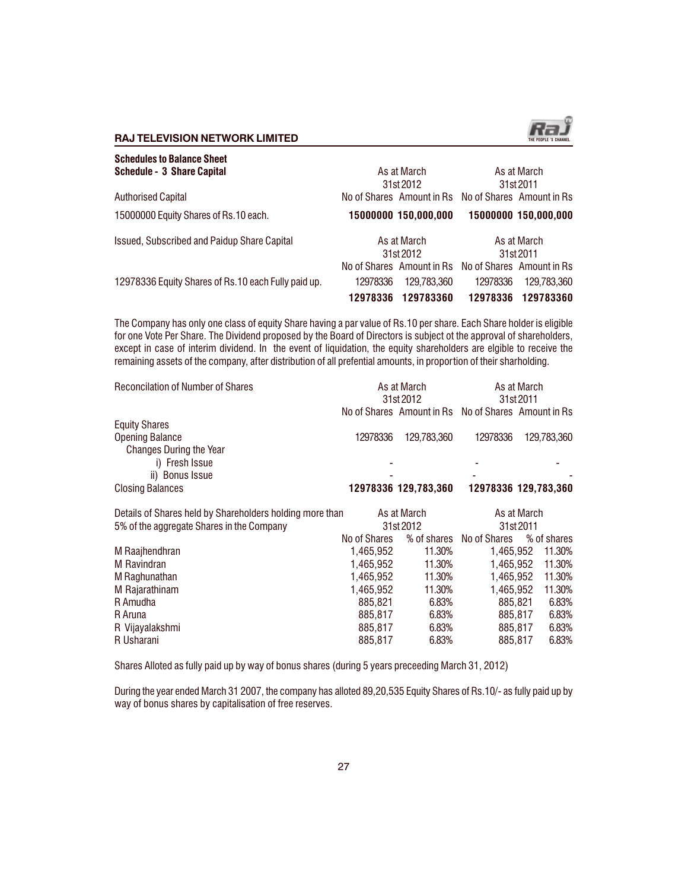## Schedules to Balance Sheet

### Schedule - 3 Share Capital

| Authorised Capital | As at March 31st 2012 No of Shares | As at March 31st 2012 Amount in Rs | As at March 31st 2011 No of Shares | As at March 31st 2011 Amount in Rs |
|---|---|---|---|---|
| 15000000 Equity Shares of Rs.10 each. | **15000000** | **150,000,000** | **15000000** | **150,000,000** |

| Issued, Subscribed and Paidup Share Capital | As at March 31st 2012 No of Shares | As at March 31st 2012 Amount in Rs | As at March 31st 2011 No of Shares | As at March 31st 2011 Amount in Rs |
|---|---|---|---|---|
| 12978336 Equity Shares of Rs.10 each Fully paid up. | 12978336 | 129,783,360 | 12978336 | 129,783,360 |
| | **12978336** | **129783360** | **12978336** | **129783360** |

The Company has only one class of equity Share having a par value of Rs.10 per share. Each Share holder is eligible for one Vote Per Share. The Dividend proposed by the Board of Directors is subject ot the approval of shareholders, except in case of interim dividend. In the event of liquidation, the equity shareholders are elgible to receive the remaining assets of the company, after distribution of all prefential amounts, in proportion of their sharholding.

| Reconcilation of Number of Shares | As at March 31st 2012 No of Shares | As at March 31st 2012 Amount in Rs | As at March 31st 2011 No of Shares | As at March 31st 2011 Amount in Rs |
|---|---|---|---|---|
| Equity Shares | | | | |
| Opening Balance | 12978336 | 129,783,360 | 12978336 | 129,783,360 |
| Changes During the Year | | | | |
| i) Fresh Issue | - | | - | - |
| ii) Bonus Issue | - | | - | - |
| Closing Balances | **12978336** | **129,783,360** | **12978336** | **129,783,360** |

| Details of Shares held by Shareholders holding more than 5% of the aggregate Shares in the Company | As at March 31st 2012 No of Shares | As at March 31st 2012 % of shares | As at March 31st 2011 No of Shares | As at March 31st 2011 % of shares |
|---|---|---|---|---|
| M Raajhendhran | 1,465,952 | 11.30% | 1,465,952 | 11.30% |
| M Ravindran | 1,465,952 | 11.30% | 1,465,952 | 11.30% |
| M Raghunathan | 1,465,952 | 11.30% | 1,465,952 | 11.30% |
| M Rajarathinam | 1,465,952 | 11.30% | 1,465,952 | 11.30% |
| R Amudha | 885,821 | 6.83% | 885,821 | 6.83% |
| R Aruna | 885,817 | 6.83% | 885,817 | 6.83% |
| R Vijayalakshmi | 885,817 | 6.83% | 885,817 | 6.83% |
| R Usharani | 885,817 | 6.83% | 885,817 | 6.83% |

Shares Alloted as fully paid up by way of bonus shares (during 5 years preceeding March 31, 2012)

During the year ended March 31 2007, the company has alloted 89,20,535 Equity Shares of Rs.10/- as fully paid up by way of bonus shares by capitalisation of free reserves.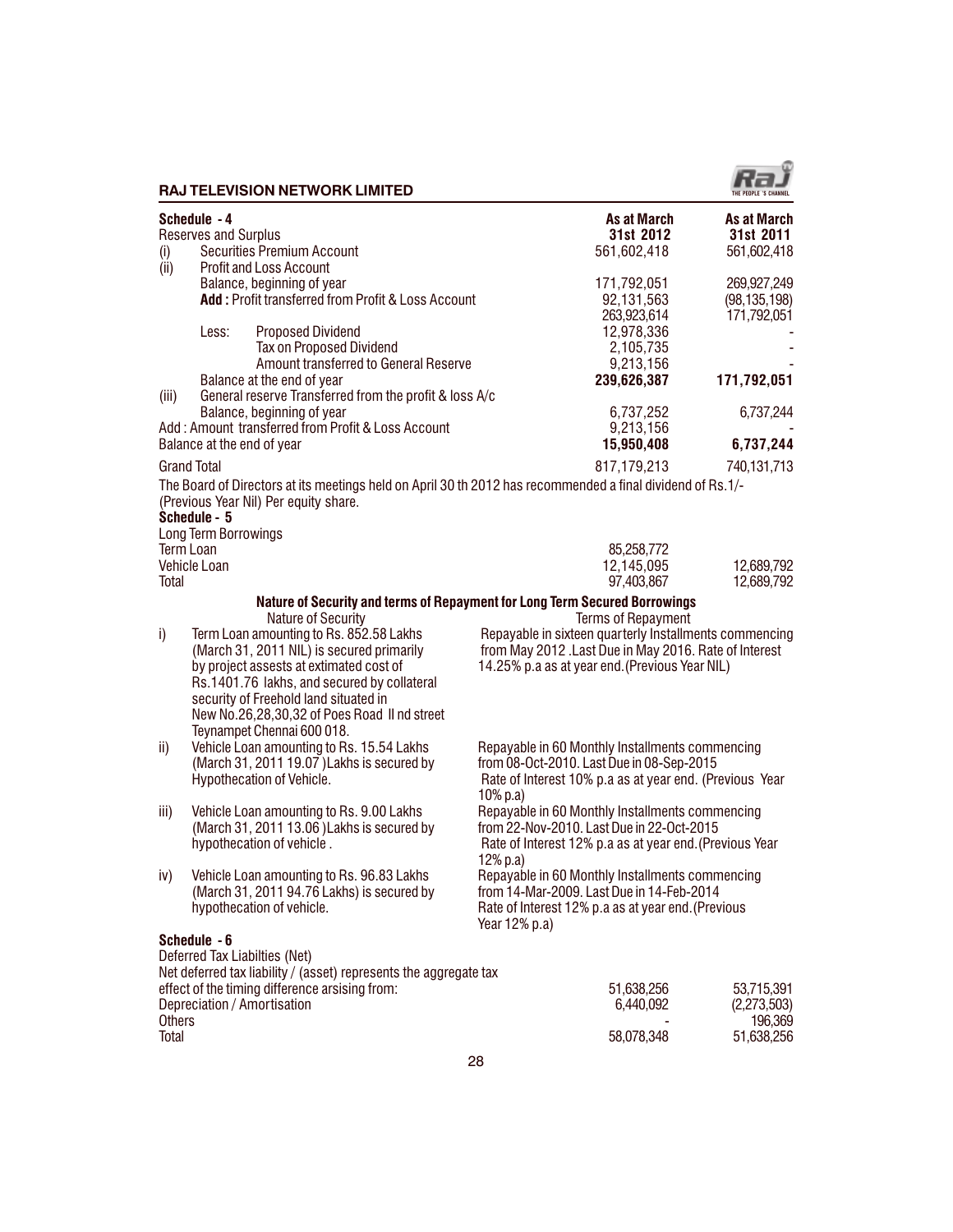## Schedule - 4

| Reserves and Surplus | | | As at March 31st 2012 | As at March 31st 2011 |
|---|---|---|---|---|
| (i) | Securities Premium Account | | 561,602,418 | 561,602,418 |
| (ii) | Profit and Loss Account | | | |
| | Balance, beginning of year | | 171,792,051 | 269,927,249 |
| | **Add :** Profit transferred from Profit & Loss Account | | 92,131,563 | (98,135,198) |
| | | | 263,923,614 | 171,792,051 |
| | Less: | Proposed Dividend | 12,978,336 | - |
| | | Tax on Proposed Dividend | 2,105,735 | - |
| | | Amount transferred to General Reserve | 9,213,156 | - |
| | Balance at the end of year | | **239,626,387** | **171,792,051** |
| (iii) | General reserve Transferred from the profit & loss A/c | | | |
| | Balance, beginning of year | | 6,737,252 | 6,737,244 |
| | Add : Amount transferred from Profit & Loss Account | | 9,213,156 | - |
| | Balance at the end of year | | **15,950,408** | **6,737,244** |
| | Grand Total | | 817,179,213 | 740,131,713 |

The Board of Directors at its meetings held on April 30 th 2012 has recommended a final dividend of Rs.1/- (Previous Year Nil) Per equity share.

## Schedule - 5

| Long Term Borrowings | | |
|---|---|---|
| Term Loan | 85,258,772 | |
| Vehicle Loan | 12,145,095 | 12,689,792 |
| Total | 97,403,867 | 12,689,792 |

### Nature of Security and terms of Repayment for Long Term Secured Borrowings

| | Nature of Security | Terms of Repayment |
|---|---|---|
| i) | Term Loan amounting to Rs. 852.58 Lakhs (March 31, 2011 NIL) is secured primarily by project assests at extimated cost of Rs.1401.76 lakhs, and secured by collateral security of Freehold land situated in New No.26,28,30,32 of Poes Road II nd street Teynampet Chennai 600 018. | Repayable in sixteen quarterly Installments commencing from May 2012 .Last Due in May 2016. Rate of Interest 14.25% p.a as at year end.(Previous Year NIL) |
| ii) | Vehicle Loan amounting to Rs. 15.54 Lakhs (March 31, 2011 19.07 )Lakhs is secured by Hypothecation of Vehicle. | Repayable in 60 Monthly Installments commencing from 08-Oct-2010. Last Due in 08-Sep-2015 Rate of Interest 10% p.a as at year end. (Previous Year 10% p.a) |
| iii) | Vehicle Loan amounting to Rs. 9.00 Lakhs (March 31, 2011 13.06 )Lakhs is secured by hypothecation of vehicle . | Repayable in 60 Monthly Installments commencing from 22-Nov-2010. Last Due in 22-Oct-2015 Rate of Interest 12% p.a as at year end.(Previous Year 12% p.a) |
| iv) | Vehicle Loan amounting to Rs. 96.83 Lakhs (March 31, 2011 94.76 Lakhs) is secured by hypothecation of vehicle. | Repayable in 60 Monthly Installments commencing from 14-Mar-2009. Last Due in 14-Feb-2014 Rate of Interest 12% p.a as at year end.(Previous Year 12% p.a) |

## Schedule - 6

Deferred Tax Liabilties (Net)

| Net deferred tax liability / (asset) represents the aggregate tax effect of the timing difference arsising from: | 51,638,256 | 53,715,391 |
|---|---|---|
| Depreciation / Amortisation | 6,440,092 | (2,273,503) |
| Others | - | 196,369 |
| Total | 58,078,348 | 51,638,256 |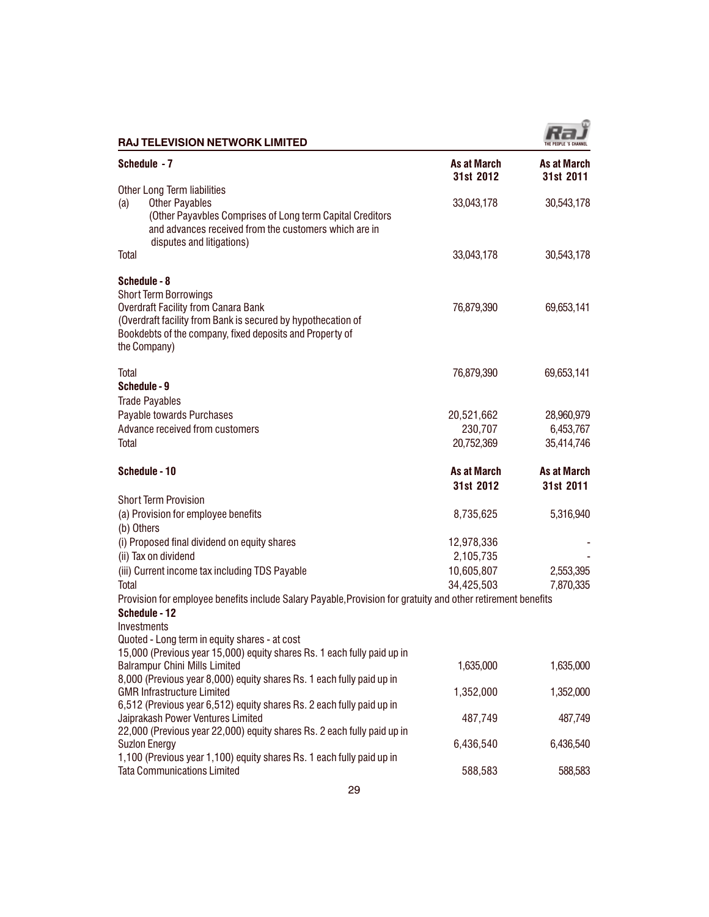| Schedule - 7 | As at March 31st 2012 | As at March 31st 2011 |
|---|---|---|
| Other Long Term liabilities | | |
| (a) Other Payables | 33,043,178 | 30,543,178 |
| (Other Payavbles Comprises of Long term Capital Creditors and advances received from the customers which are in disputes and litigations) | | |
| Total | 33,043,178 | 30,543,178 |
| **Schedule - 8** | | |
| Short Term Borrowings | | |
| Overdraft Facility from Canara Bank | 76,879,390 | 69,653,141 |
| (Overdraft facility from Bank is secured by hypothecation of Bookdebts of the company, fixed deposits and Property of the Company) | | |
| Total | 76,879,390 | 69,653,141 |
| **Schedule - 9** | | |
| Trade Payables | | |
| Payable towards Purchases | 20,521,662 | 28,960,979 |
| Advance received from customers | 230,707 | 6,453,767 |
| Total | 20,752,369 | 35,414,746 |

| Schedule - 10 | As at March 31st 2012 | As at March 31st 2011 |
|---|---|---|
| Short Term Provision | | |
| (a) Provision for employee benefits | 8,735,625 | 5,316,940 |
| (b) Others | | |
| (i) Proposed final dividend on equity shares | 12,978,336 | - |
| (ii) Tax on dividend | 2,105,735 | - |
| (iii) Current income tax including TDS Payable | 10,605,807 | 2,553,395 |
| Total | 34,425,503 | 7,870,335 |

Provision for employee benefits include Salary Payable,Provision for gratuity and other retirement benefits

| Schedule - 12 | | |
|---|---|---|
| Investments | | |
| Quoted - Long term in equity shares - at cost | | |
| 15,000 (Previous year 15,000) equity shares Rs. 1 each fully paid up in Balrampur Chini Mills Limited | 1,635,000 | 1,635,000 |
| 8,000 (Previous year 8,000) equity shares Rs. 1 each fully paid up in GMR Infrastructure Limited | 1,352,000 | 1,352,000 |
| 6,512 (Previous year 6,512) equity shares Rs. 2 each fully paid up in Jaiprakash Power Ventures Limited | 487,749 | 487,749 |
| 22,000 (Previous year 22,000) equity shares Rs. 2 each fully paid up in Suzlon Energy | 6,436,540 | 6,436,540 |
| 1,100 (Previous year 1,100) equity shares Rs. 1 each fully paid up in Tata Communications Limited | 588,583 | 588,583 |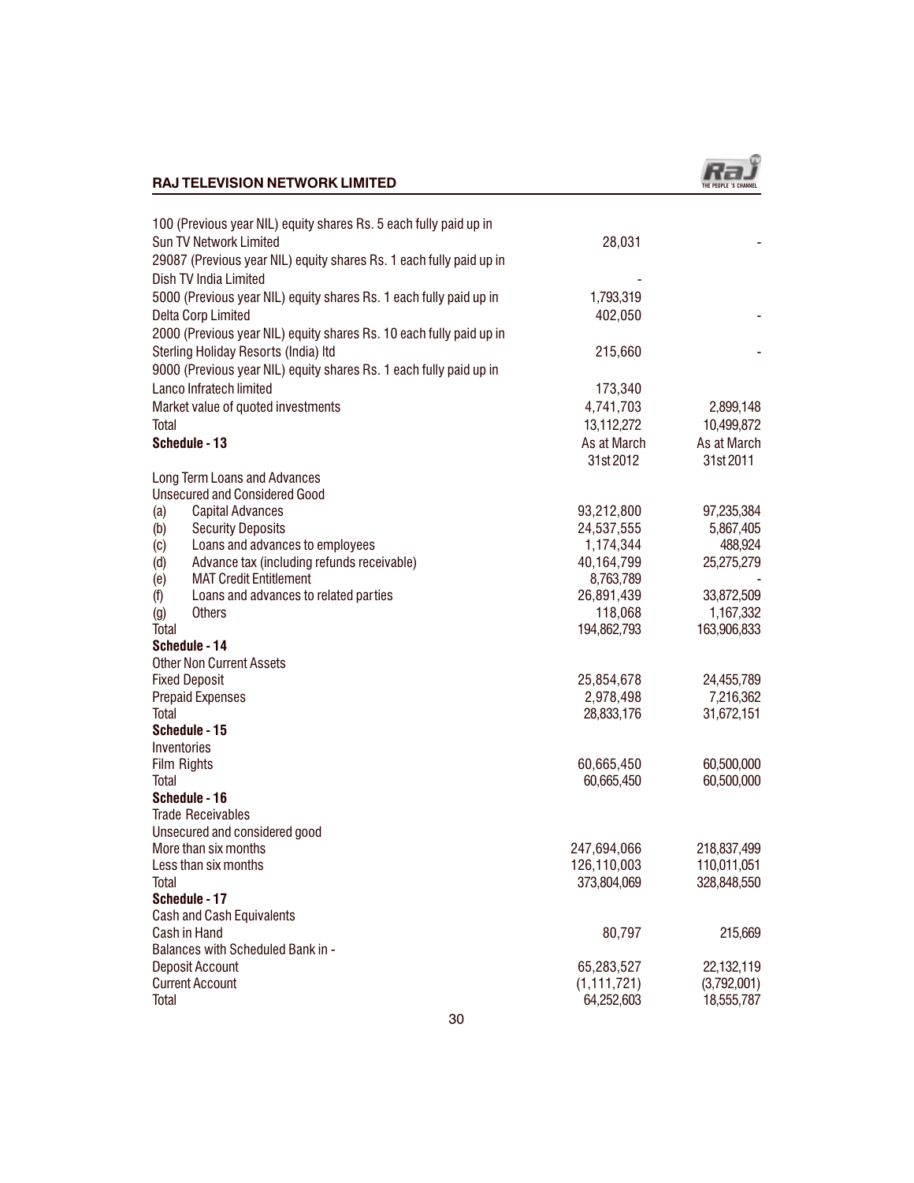| | | |
|---|---|---|
| 100 (Previous year NIL) equity shares Rs. 5 each fully paid up in Sun TV Network Limited | 28,031 | - |
| 29087 (Previous year NIL) equity shares Rs. 1 each fully paid up in Dish TV India Limited | - | |
| 5000 (Previous year NIL) equity shares Rs. 1 each fully paid up in | 1,793,319 | |
| Delta Corp Limited | 402,050 | - |
| 2000 (Previous year NIL) equity shares Rs. 10 each fully paid up in Sterling Holiday Resorts (India) ltd | 215,660 | - |
| 9000 (Previous year NIL) equity shares Rs. 1 each fully paid up in Lanco Infratech limited | 173,340 | |
| Market value of quoted investments | 4,741,703 | 2,899,148 |
| Total | 13,112,272 | 10,499,872 |

| **Schedule - 13** | As at March 31st 2012 | As at March 31st 2011 |
|---|---|---|
| Long Term Loans and Advances | | |
| Unsecured and Considered Good | | |
| (a) Capital Advances | 93,212,800 | 97,235,384 |
| (b) Security Deposits | 24,537,555 | 5,867,405 |
| (c) Loans and advances to employees | 1,174,344 | 488,924 |
| (d) Advance tax (including refunds receivable) | 40,164,799 | 25,275,279 |
| (e) MAT Credit Entitlement | 8,763,789 | - |
| (f) Loans and advances to related parties | 26,891,439 | 33,872,509 |
| (g) Others | 118,068 | 1,167,332 |
| Total | 194,862,793 | 163,906,833 |
| **Schedule - 14** | | |
| Other Non Current Assets | | |
| Fixed Deposit | 25,854,678 | 24,455,789 |
| Prepaid Expenses | 2,978,498 | 7,216,362 |
| Total | 28,833,176 | 31,672,151 |
| **Schedule - 15** | | |
| Inventories | | |
| Film Rights | 60,665,450 | 60,500,000 |
| Total | 60,665,450 | 60,500,000 |
| **Schedule - 16** | | |
| Trade Receivables | | |
| Unsecured and considered good | | |
| More than six months | 247,694,066 | 218,837,499 |
| Less than six months | 126,110,003 | 110,011,051 |
| Total | 373,804,069 | 328,848,550 |
| **Schedule - 17** | | |
| Cash and Cash Equivalents | | |
| Cash in Hand | 80,797 | 215,669 |
| Balances with Scheduled Bank in - | | |
| Deposit Account | 65,283,527 | 22,132,119 |
| Current Account | (1,111,721) | (3,792,001) |
| Total | 64,252,603 | 18,555,787 |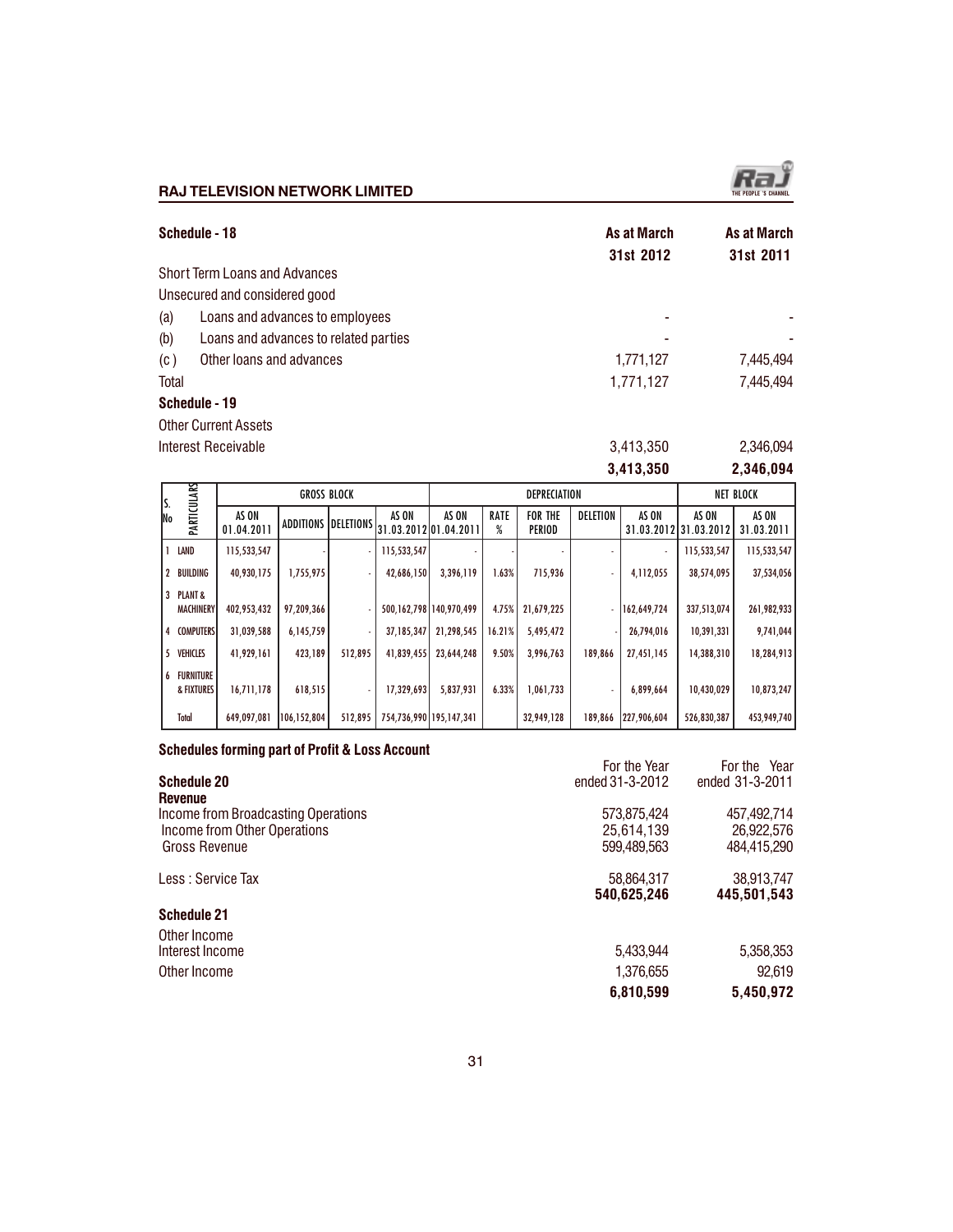## Schedule - 18

| | As at March 31st 2012 | As at March 31st 2011 |
|---|---|---|
| Short Term Loans and Advances | | |
| Unsecured and considered good | | |
| (a) Loans and advances to employees | - | - |
| (b) Loans and advances to related parties | - | - |
| (c) Other loans and advances | 1,771,127 | 7,445,494 |
| Total | 1,771,127 | 7,445,494 |

## Schedule - 19

| | | |
|---|---|---|
| Other Current Assets | | |
| Interest Receivable | 3,413,350 | 2,346,094 |
| | **3,413,350** | **2,346,094** |

| S. No | PARTICULARS | GROSS BLOCK | | | | DEPRECIATION | | | | | NET BLOCK | |
|---|---|---|---|---|---|---|---|---|---|---|---|---|
| | | AS ON 01.04.2011 | ADDITIONS | DELETIONS | AS ON 31.03.2012 | AS ON 01.04.2011 | RATE % | FOR THE PERIOD | DELETION | AS ON 31.03.2012 | AS ON 31.03.2012 | AS ON 31.03.2011 |
| 1 | LAND | 115,533,547 | - | - | 115,533,547 | - | - | - | - | - | 115,533,547 | 115,533,547 |
| 2 | BUILDING | 40,930,175 | 1,755,975 | - | 42,686,150 | 3,396,119 | 1.63% | 715,936 | - | 4,112,055 | 38,574,095 | 37,534,056 |
| 3 | PLANT & MACHINERY | 402,953,432 | 97,209,366 | - | 500,162,798 | 140,970,499 | 4.75% | 21,679,225 | - | 162,649,724 | 337,513,074 | 261,982,933 |
| 4 | COMPUTERS | 31,039,588 | 6,145,759 | - | 37,185,347 | 21,298,545 | 16.21% | 5,495,472 | - | 26,794,016 | 10,391,331 | 9,741,044 |
| 5 | VEHICLES | 41,929,161 | 423,189 | 512,895 | 41,839,455 | 23,644,248 | 9.50% | 3,996,763 | 189,866 | 27,451,145 | 14,388,310 | 18,284,913 |
| 6 | FURNITURE & FIXTURES | 16,711,178 | 618,515 | - | 17,329,693 | 5,837,931 | 6.33% | 1,061,733 | - | 6,899,664 | 10,430,029 | 10,873,247 |
| | Total | 649,097,081 | 106,152,804 | 512,895 | 754,736,990 | 195,147,341 | | 32,949,128 | 189,866 | 227,906,604 | 526,830,387 | 453,949,740 |

### Schedules forming part of Profit & Loss Account

## Schedule 20

| Revenue | For the Year ended 31-3-2012 | For the Year ended 31-3-2011 |
|---|---|---|
| Income from Broadcasting Operations | 573,875,424 | 457,492,714 |
| Income from Other Operations | 25,614,139 | 26,922,576 |
| Gross Revenue | 599,489,563 | 484,415,290 |
| Less : Service Tax | 58,864,317 | 38,913,747 |
| | **540,625,246** | **445,501,543** |

## Schedule 21

| Other Income | | |
|---|---|---|
| Interest Income | 5,433,944 | 5,358,353 |
| Other Income | 1,376,655 | 92,619 |
| | **6,810,599** | **5,450,972** |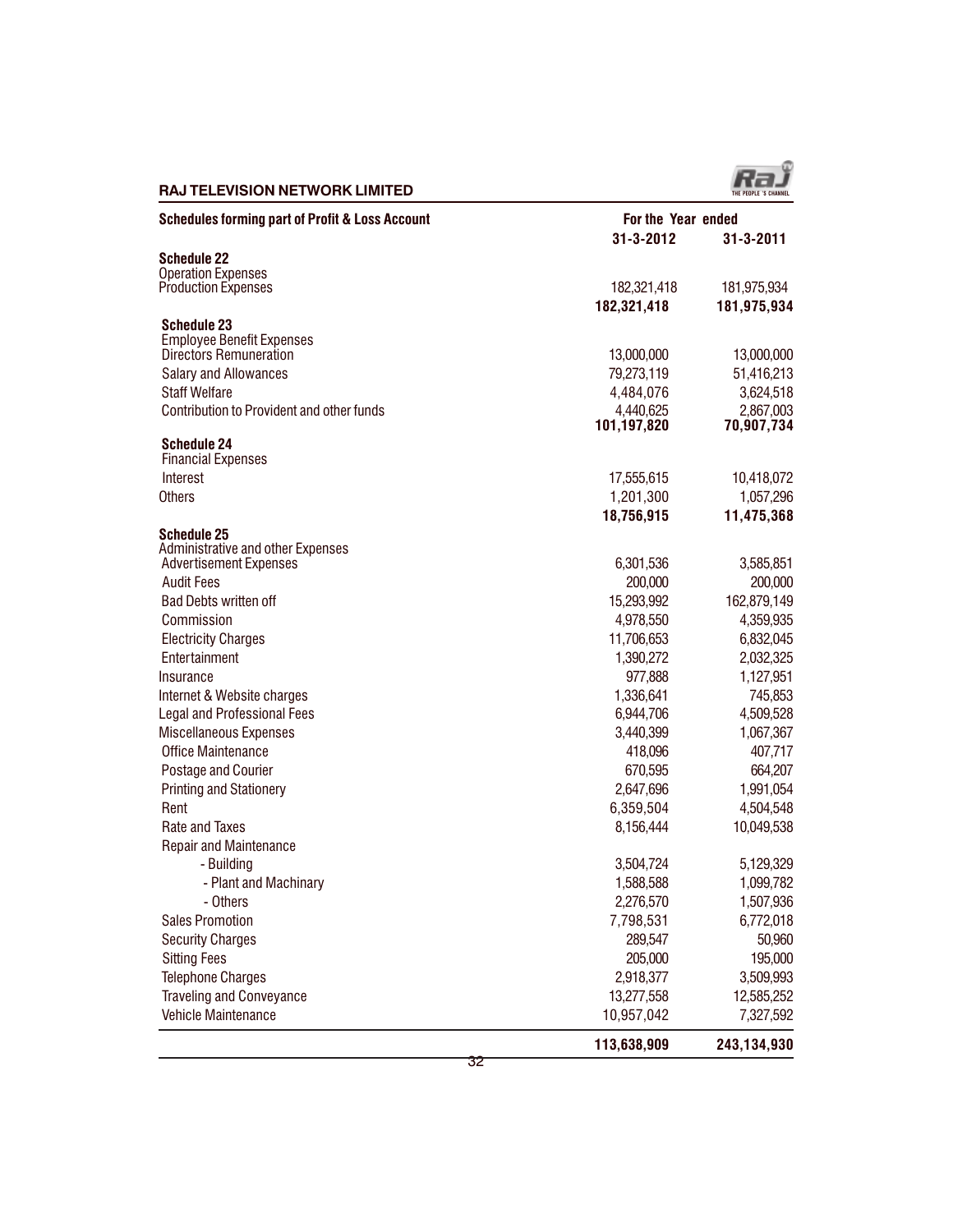## Schedules forming part of Profit & Loss Account

| | For the Year ended 31-3-2012 | For the Year ended 31-3-2011 |
|---|---|---|
| **Schedule 22** | | |
| Operation Expenses | | |
| Production Expenses | 182,321,418 | 181,975,934 |
| | **182,321,418** | **181,975,934** |
| **Schedule 23** | | |
| Employee Benefit Expenses | | |
| Directors Remuneration | 13,000,000 | 13,000,000 |
| Salary and Allowances | 79,273,119 | 51,416,213 |
| Staff Welfare | 4,484,076 | 3,624,518 |
| Contribution to Provident and other funds | 4,440,625 | 2,867,003 |
| | **101,197,820** | **70,907,734** |
| **Schedule 24** | | |
| Financial Expenses | | |
| Interest | 17,555,615 | 10,418,072 |
| Others | 1,201,300 | 1,057,296 |
| | **18,756,915** | **11,475,368** |
| **Schedule 25** | | |
| Administrative and other Expenses | | |
| Advertisement Expenses | 6,301,536 | 3,585,851 |
| Audit Fees | 200,000 | 200,000 |
| Bad Debts written off | 15,293,992 | 162,879,149 |
| Commission | 4,978,550 | 4,359,935 |
| Electricity Charges | 11,706,653 | 6,832,045 |
| Entertainment | 1,390,272 | 2,032,325 |
| Insurance | 977,888 | 1,127,951 |
| Internet & Website charges | 1,336,641 | 745,853 |
| Legal and Professional Fees | 6,944,706 | 4,509,528 |
| Miscellaneous Expenses | 3,440,399 | 1,067,367 |
| Office Maintenance | 418,096 | 407,717 |
| Postage and Courier | 670,595 | 664,207 |
| Printing and Stationery | 2,647,696 | 1,991,054 |
| Rent | 6,359,504 | 4,504,548 |
| Rate and Taxes | 8,156,444 | 10,049,538 |
| Repair and Maintenance | | |
| - Building | 3,504,724 | 5,129,329 |
| - Plant and Machinary | 1,588,588 | 1,099,782 |
| - Others | 2,276,570 | 1,507,936 |
| Sales Promotion | 7,798,531 | 6,772,018 |
| Security Charges | 289,547 | 50,960 |
| Sitting Fees | 205,000 | 195,000 |
| Telephone Charges | 2,918,377 | 3,509,993 |
| Traveling and Conveyance | 13,277,558 | 12,585,252 |
| Vehicle Maintenance | 10,957,042 | 7,327,592 |
| | **113,638,909** | **243,134,930** |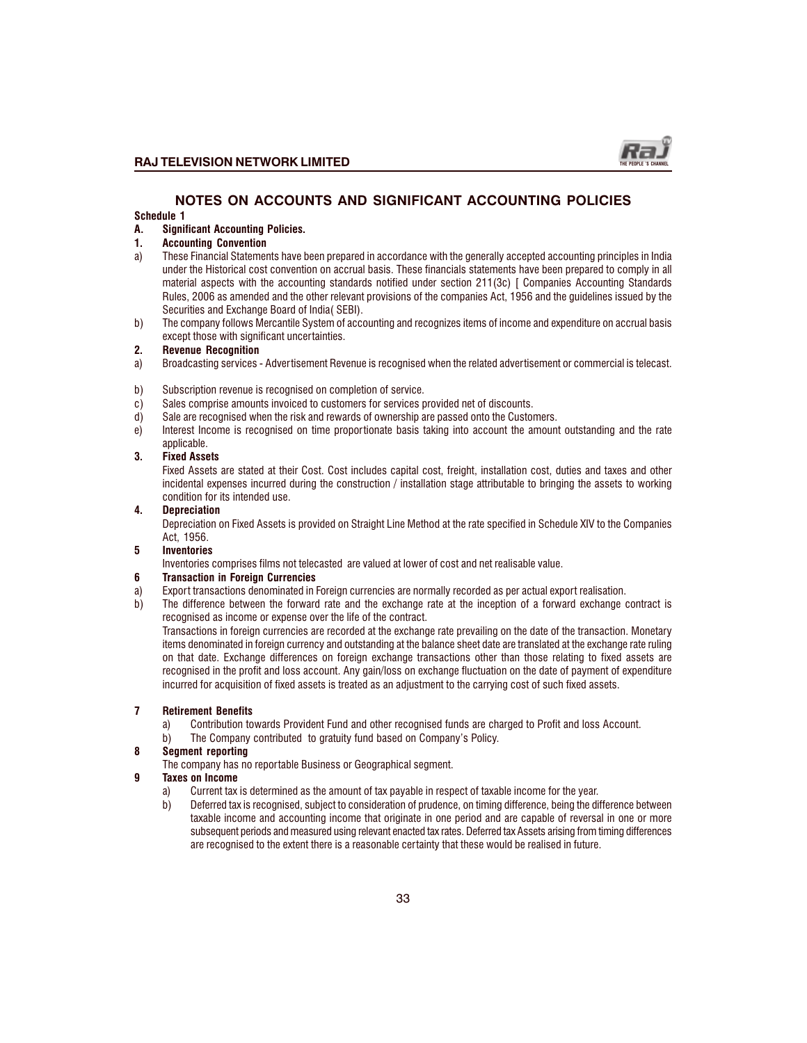# NOTES ON ACCOUNTS AND SIGNIFICANT ACCOUNTING POLICIES

**Schedule 1**

**A. Significant Accounting Policies.**

**1. Accounting Convention**

a) These Financial Statements have been prepared in accordance with the generally accepted accounting principles in India under the Historical cost convention on accrual basis. These financials statements have been prepared to comply in all material aspects with the accounting standards notified under section 211(3c) [ Companies Accounting Standards Rules, 2006 as amended and the other relevant provisions of the companies Act, 1956 and the guidelines issued by the Securities and Exchange Board of India( SEBI).

b) The company follows Mercantile System of accounting and recognizes items of income and expenditure on accrual basis except those with significant uncertainties.

**2. Revenue Recognition**

a) Broadcasting services - Advertisement Revenue is recognised when the related advertisement or commercial is telecast.

b) Subscription revenue is recognised on completion of service.

c) Sales comprise amounts invoiced to customers for services provided net of discounts.

d) Sale are recognised when the risk and rewards of ownership are passed onto the Customers.

e) Interest Income is recognised on time proportionate basis taking into account the amount outstanding and the rate applicable.

**3. Fixed Assets**

Fixed Assets are stated at their Cost. Cost includes capital cost, freight, installation cost, duties and taxes and other incidental expenses incurred during the construction / installation stage attributable to bringing the assets to working condition for its intended use.

**4. Depreciation**

Depreciation on Fixed Assets is provided on Straight Line Method at the rate specified in Schedule XIV to the Companies Act, 1956.

**5 Inventories**

Inventories comprises films not telecasted are valued at lower of cost and net realisable value.

**6 Transaction in Foreign Currencies**

a) Export transactions denominated in Foreign currencies are normally recorded as per actual export realisation.

b) The difference between the forward rate and the exchange rate at the inception of a forward exchange contract is recognised as income or expense over the life of the contract.

Transactions in foreign currencies are recorded at the exchange rate prevailing on the date of the transaction. Monetary items denominated in foreign currency and outstanding at the balance sheet date are translated at the exchange rate ruling on that date. Exchange differences on foreign exchange transactions other than those relating to fixed assets are recognised in the profit and loss account. Any gain/loss on exchange fluctuation on the date of payment of expenditure incurred for acquisition of fixed assets is treated as an adjustment to the carrying cost of such fixed assets.

**7 Retirement Benefits**

a) Contribution towards Provident Fund and other recognised funds are charged to Profit and loss Account.

b) The Company contributed to gratuity fund based on Company's Policy.

**8 Segment reporting**

The company has no reportable Business or Geographical segment.

**9 Taxes on Income**

a) Current tax is determined as the amount of tax payable in respect of taxable income for the year.

b) Deferred tax is recognised, subject to consideration of prudence, on timing difference, being the difference between taxable income and accounting income that originate in one period and are capable of reversal in one or more subsequent periods and measured using relevant enacted tax rates. Deferred tax Assets arising from timing differences are recognised to the extent there is a reasonable certainty that these would be realised in future.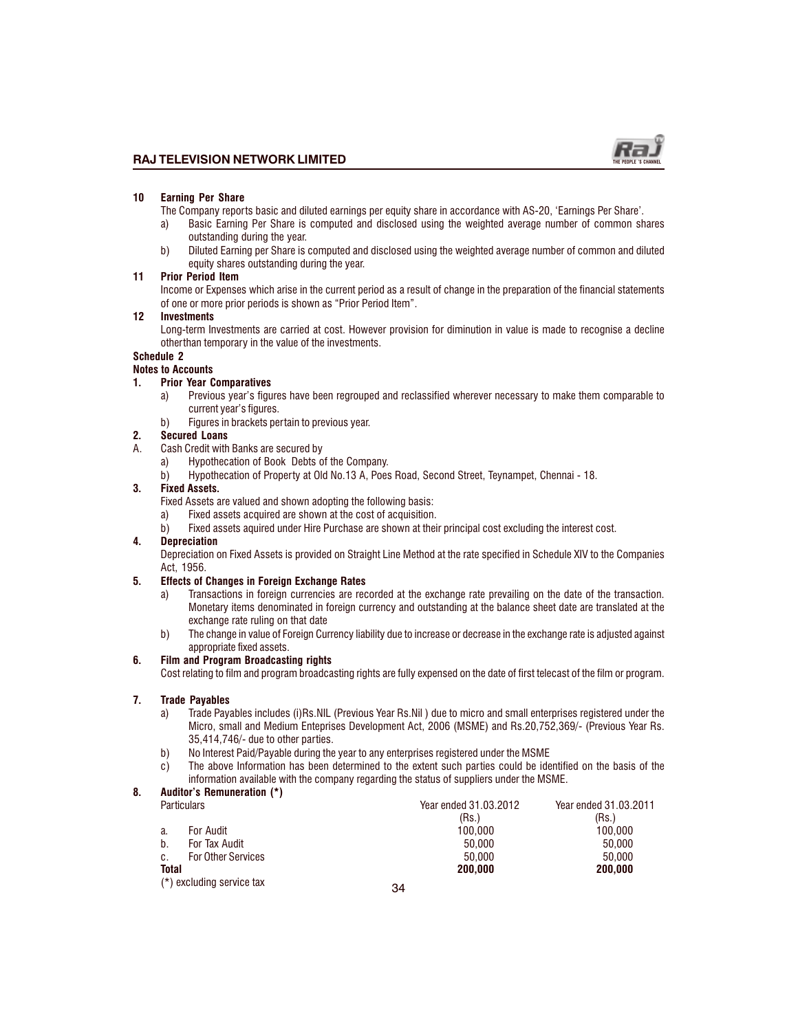**10 Earning Per Share**

The Company reports basic and diluted earnings per equity share in accordance with AS-20, 'Earnings Per Share'.

a) Basic Earning Per Share is computed and disclosed using the weighted average number of common shares outstanding during the year.

b) Diluted Earning per Share is computed and disclosed using the weighted average number of common and diluted equity shares outstanding during the year.

**11 Prior Period Item**

Income or Expenses which arise in the current period as a result of change in the preparation of the financial statements of one or more prior periods is shown as "Prior Period Item".

**12 Investments**

Long-term Investments are carried at cost. However provision for diminution in value is made to recognise a decline otherthan temporary in the value of the investments.

**Schedule 2**

**Notes to Accounts**

**1. Prior Year Comparatives**

a) Previous year's figures have been regrouped and reclassified wherever necessary to make them comparable to current year's figures.

b) Figures in brackets pertain to previous year.

**2. Secured Loans**

A. Cash Credit with Banks are secured by

a) Hypothecation of Book Debts of the Company.

b) Hypothecation of Property at Old No.13 A, Poes Road, Second Street, Teynampet, Chennai - 18.

**3. Fixed Assets.**

Fixed Assets are valued and shown adopting the following basis:

a) Fixed assets acquired are shown at the cost of acquisition.

b) Fixed assets aquired under Hire Purchase are shown at their principal cost excluding the interest cost.

**4. Depreciation**

Depreciation on Fixed Assets is provided on Straight Line Method at the rate specified in Schedule XIV to the Companies Act, 1956.

**5. Effects of Changes in Foreign Exchange Rates**

a) Transactions in foreign currencies are recorded at the exchange rate prevailing on the date of the transaction. Monetary items denominated in foreign currency and outstanding at the balance sheet date are translated at the exchange rate ruling on that date

b) The change in value of Foreign Currency liability due to increase or decrease in the exchange rate is adjusted against appropriate fixed assets.

**6. Film and Program Broadcasting rights**

Cost relating to film and program broadcasting rights are fully expensed on the date of first telecast of the film or program.

**7. Trade Payables**

a) Trade Payables includes (i)Rs.NIL (Previous Year Rs.Nil ) due to micro and small enterprises registered under the Micro, small and Medium Enteprises Development Act, 2006 (MSME) and Rs.20,752,369/- (Previous Year Rs. 35,414,746/- due to other parties.

b) No Interest Paid/Payable during the year to any enterprises registered under the MSME

c) The above Information has been determined to the extent such parties could be identified on the basis of the information available with the company regarding the status of suppliers under the MSME.

**8. Auditor's Remuneration (*)**

| Particulars | Year ended 31.03.2012 (Rs.) | Year ended 31.03.2011 (Rs.) |
|---|---|---|
| a. For Audit | 100,000 | 100,000 |
| b. For Tax Audit | 50,000 | 50,000 |
| c. For Other Services | 50,000 | 50,000 |
| **Total** | **200,000** | **200,000** |

(*) excluding service tax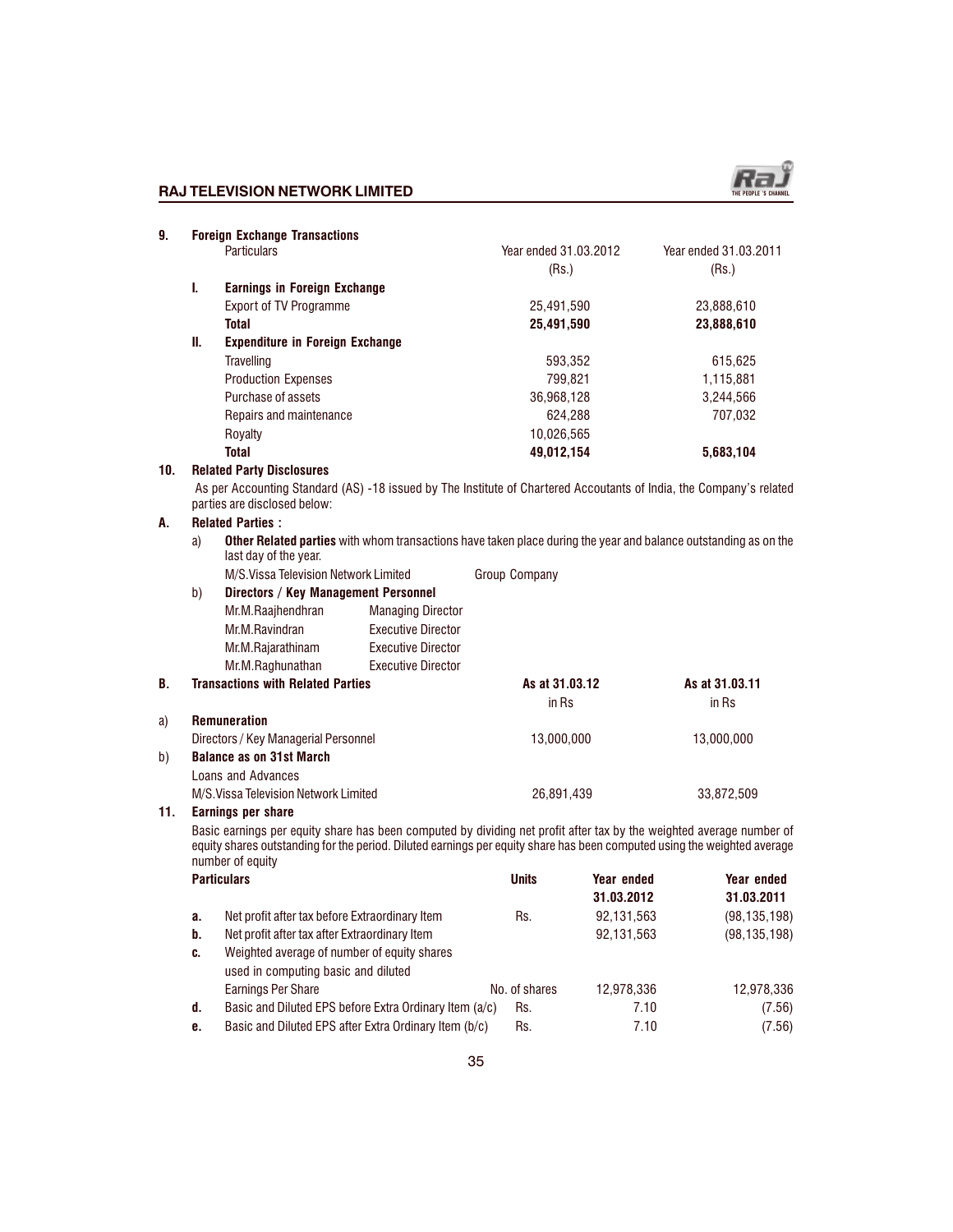## 9. Foreign Exchange Transactions

| | Particulars | Year ended 31.03.2012 (Rs.) | Year ended 31.03.2011 (Rs.) |
|---|---|---|---|
| **I.** | **Earnings in Foreign Exchange** | | |
| | Export of TV Programme | 25,491,590 | 23,888,610 |
| | **Total** | **25,491,590** | **23,888,610** |
| **II.** | **Expenditure in Foreign Exchange** | | |
| | Travelling | 593,352 | 615,625 |
| | Production Expenses | 799,821 | 1,115,881 |
| | Purchase of assets | 36,968,128 | 3,244,566 |
| | Repairs and maintenance | 624,288 | 707,032 |
| | Royalty | 10,026,565 | |
| | **Total** | **49,012,154** | **5,683,104** |

## 10. Related Party Disclosures

As per Accounting Standard (AS) -18 issued by The Institute of Chartered Accountants of India, the Company's related parties are disclosed below:

### A. Related Parties :

a) **Other Related parties** with whom transactions have taken place during the year and balance outstanding as on the last day of the year.

| | |
|---|---|
| M/S.Vissa Television Network Limited | Group Company |

b) **Directors / Key Management Personnel**

| | |
|---|---|
| Mr.M.Raajhendhran | Managing Director |
| Mr.M.Ravindran | Executive Director |
| Mr.M.Rajarathinam | Executive Director |
| Mr.M.Raghunathan | Executive Director |

### B. Transactions with Related Parties

| | | As at 31.03.12 in Rs | As at 31.03.11 in Rs |
|---|---|---|---|
| a) | **Remuneration** | | |
| | Directors / Key Managerial Personnel | 13,000,000 | 13,000,000 |
| b) | **Balance as on 31st March** | | |
| | Loans and Advances | | |
| | M/S.Vissa Television Network Limited | 26,891,439 | 33,872,509 |

## 11. Earnings per share

Basic earnings per equity share has been computed by dividing net profit after tax by the weighted average number of equity shares outstanding for the period. Diluted earnings per equity share has been computed using the weighted average number of equity

| | Particulars | Units | Year ended 31.03.2012 | Year ended 31.03.2011 |
|---|---|---|---|---|
| **a.** | Net profit after tax before Extraordinary Item | Rs. | 92,131,563 | (98,135,198) |
| **b.** | Net profit after tax after Extraordinary Item | | 92,131,563 | (98,135,198) |
| **c.** | Weighted average of number of equity shares used in computing basic and diluted Earnings Per Share | No. of shares | 12,978,336 | 12,978,336 |
| **d.** | Basic and Diluted EPS before Extra Ordinary Item (a/c) | Rs. | 7.10 | (7.56) |
| **e.** | Basic and Diluted EPS after Extra Ordinary Item (b/c) | Rs. | 7.10 | (7.56) |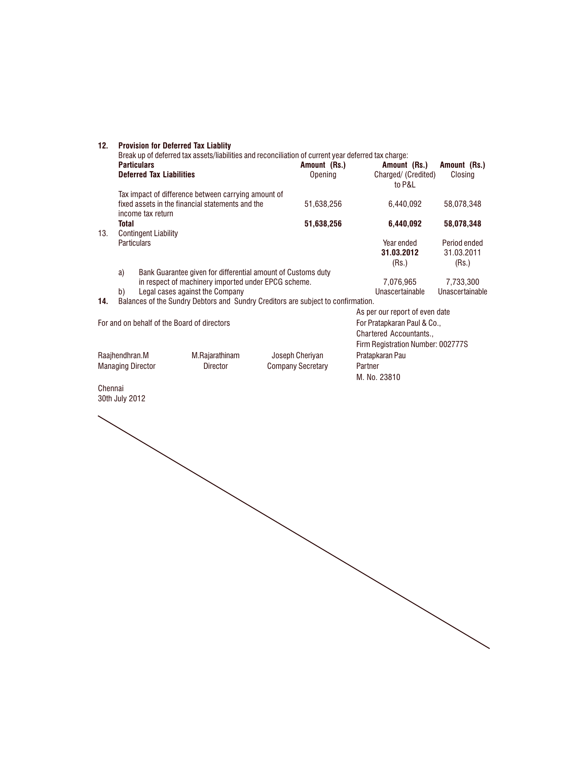**12. Provision for Deferred Tax Liablity**

Break up of deferred tax assets/liabilities and reconciliation of current year deferred tax charge:

| **Particulars** | **Amount (Rs.)** | **Amount (Rs.)** | **Amount (Rs.)** |
|---|---|---|---|
| **Deferred Tax Liabilities** | Opening | Charged/ (Credited) to P&L | Closing |
| Tax impact of difference between carrying amount of fixed assets in the financial statements and the income tax return | 51,638,256 | 6,440,092 | 58,078,348 |
| **Total** | **51,638,256** | **6,440,092** | **58,078,348** |

13. Contingent Liability

| Particulars | Year ended **31.03.2012** (Rs.) | Period ended 31.03.2011 (Rs.) |
|---|---|---|
| a) Bank Guarantee given for differential amount of Customs duty in respect of machinery imported under EPCG scheme. | 7,076,965 | 7,733,300 |
| b) Legal cases against the Company | Unascertainable | Unascertainable |

**14.** Balances of the Sundry Debtors and Sundry Creditors are subject to confirmation.

As per our report of even date

For and on behalf of the Board of directors

For Pratapkaran Paul & Co.,
Chartered Accountants.,
Firm Registration Number: 002777S

| | | | |
|---|---|---|---|
| Raajhendhran.M | M.Rajarathinam | Joseph Cheriyan | Pratapkaran Pau |
| Managing Director | Director | Company Secretary | Partner |
| | | | M. No. 23810 |

Chennai
30th July 2012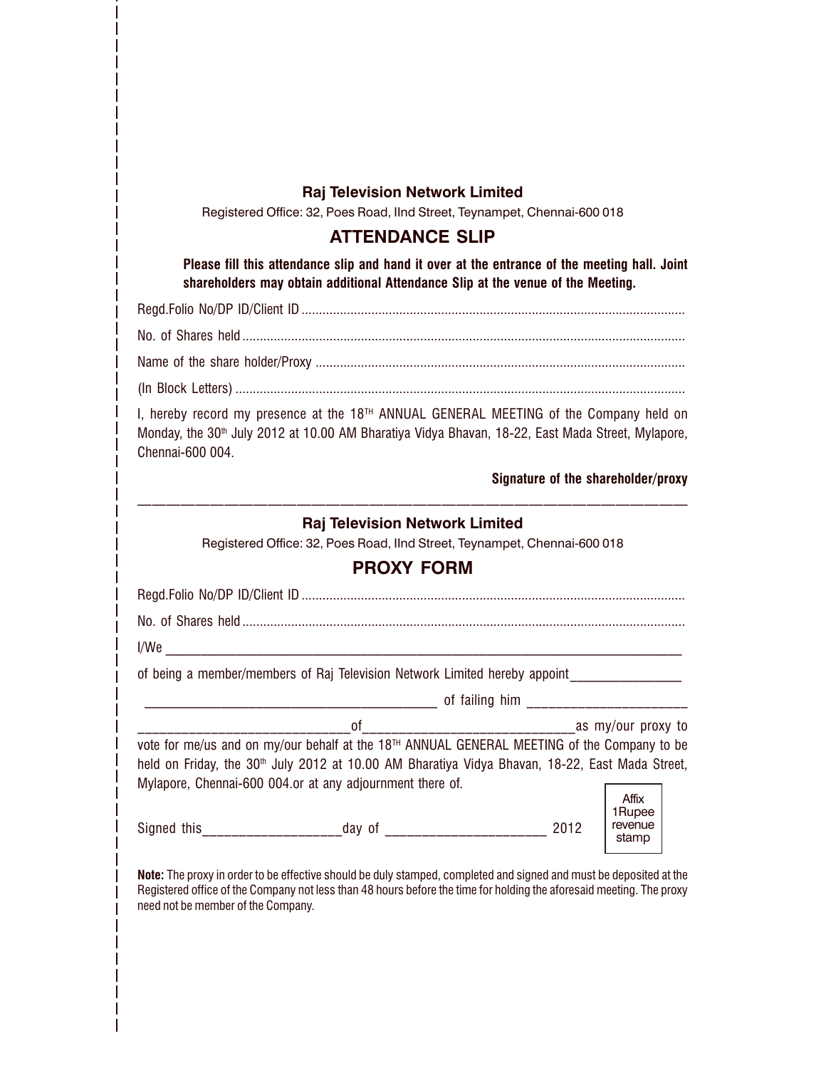**Raj Television Network Limited**

Registered Office: 32, Poes Road, IInd Street, Teynampet, Chennai-600 018

## ATTENDANCE SLIP

**Please fill this attendance slip and hand it over at the entrance of the meeting hall. Joint shareholders may obtain additional Attendance Slip at the venue of the Meeting.**

Regd.Folio No/DP ID/Client ID ............................................................................................................

No. of Shares held .............................................................................................................................

Name of the share holder/Proxy ........................................................................................................

(In Block Letters) ...............................................................................................................................

I, hereby record my presence at the 18TH ANNUAL GENERAL MEETING of the Company held on Monday, the 30th July 2012 at 10.00 AM Bharatiya Vidya Bhavan, 18-22, East Mada Street, Mylapore, Chennai-600 004.

**Signature of the shareholder/proxy**

---

**Raj Television Network Limited**

Registered Office: 32, Poes Road, IInd Street, Teynampet, Chennai-600 018

## PROXY FORM

Regd.Folio No/DP ID/Client ID ............................................................................................................

No. of Shares held .............................................................................................................................

I/We ___________________________________________________________________________

of being a member/members of Raj Television Network Limited hereby appoint_______________

__________________________________________ of failing him ______________________

_____________________________of_____________________________as my/our proxy to vote for me/us and on my/our behalf at the 18TH ANNUAL GENERAL MEETING of the Company to be held on Friday, the 30th July 2012 at 10.00 AM Bharatiya Vidya Bhavan, 18-22, East Mada Street, Mylapore, Chennai-600 004.or at any adjournment there of.

Signed this___________________day of ______________________ 2012

Affix 1Rupee revenue stamp

**Note:** The proxy in order to be effective should be duly stamped, completed and signed and must be deposited at the Registered office of the Company not less than 48 hours before the time for holding the aforesaid meeting. The proxy need not be member of the Company.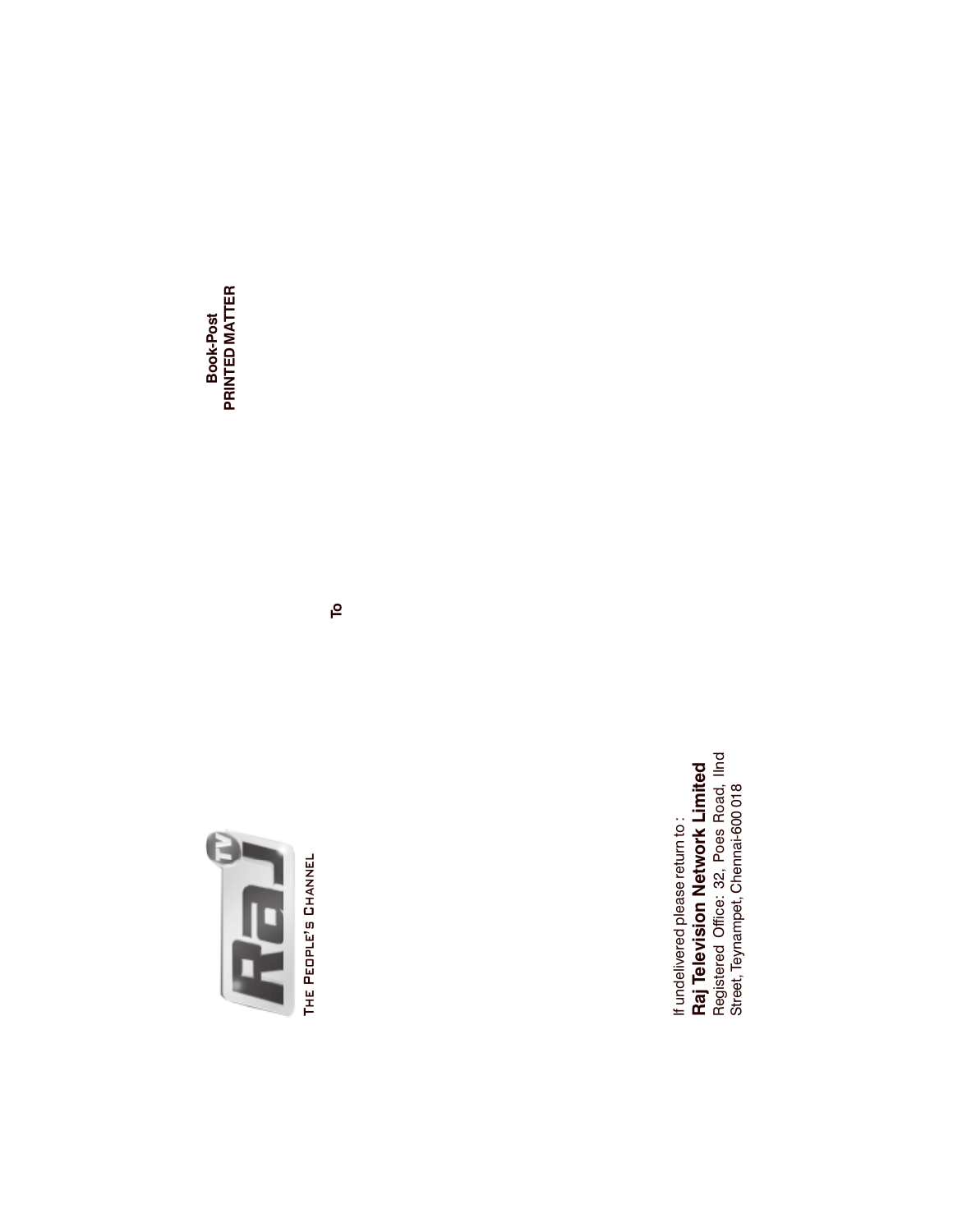**Book-Post**
**PRINTED MATTER**

**To**

THE PEOPLE'S CHANNEL

If undelivered please return to :

**Raj Television Network Limited**

Registered Office: 32, Poes Road, IInd Street, Teynampet, Chennai-600 018